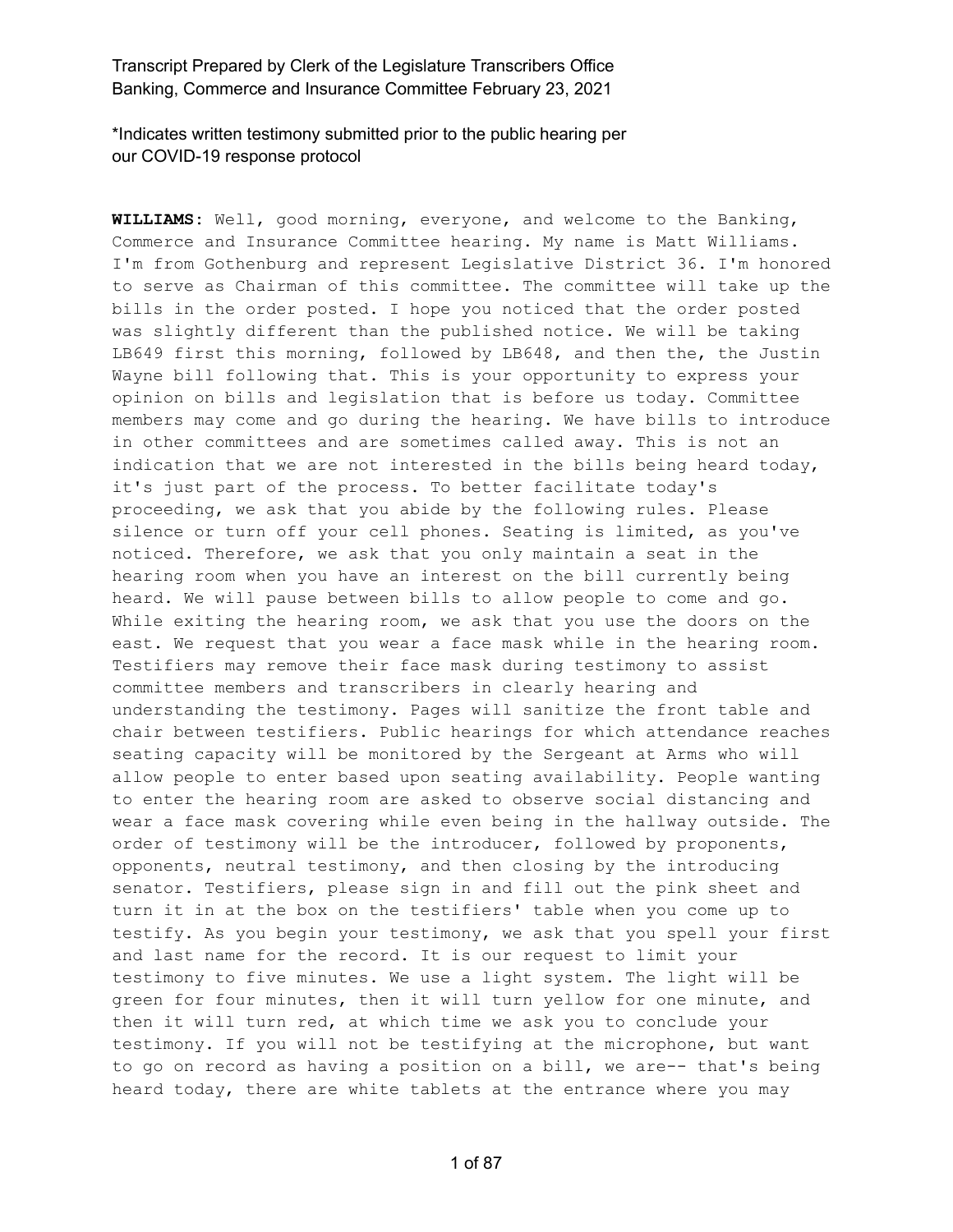\*Indicates written testimony submitted prior to the public hearing per our COVID-19 response protocol

**WILLIAMS:** Well, good morning, everyone, and welcome to the Banking, Commerce and Insurance Committee hearing. My name is Matt Williams. I'm from Gothenburg and represent Legislative District 36. I'm honored to serve as Chairman of this committee. The committee will take up the bills in the order posted. I hope you noticed that the order posted was slightly different than the published notice. We will be taking LB649 first this morning, followed by LB648, and then the, the Justin Wayne bill following that. This is your opportunity to express your opinion on bills and legislation that is before us today. Committee members may come and go during the hearing. We have bills to introduce in other committees and are sometimes called away. This is not an indication that we are not interested in the bills being heard today, it's just part of the process. To better facilitate today's proceeding, we ask that you abide by the following rules. Please silence or turn off your cell phones. Seating is limited, as you've noticed. Therefore, we ask that you only maintain a seat in the hearing room when you have an interest on the bill currently being heard. We will pause between bills to allow people to come and go. While exiting the hearing room, we ask that you use the doors on the east. We request that you wear a face mask while in the hearing room. Testifiers may remove their face mask during testimony to assist committee members and transcribers in clearly hearing and understanding the testimony. Pages will sanitize the front table and chair between testifiers. Public hearings for which attendance reaches seating capacity will be monitored by the Sergeant at Arms who will allow people to enter based upon seating availability. People wanting to enter the hearing room are asked to observe social distancing and wear a face mask covering while even being in the hallway outside. The order of testimony will be the introducer, followed by proponents, opponents, neutral testimony, and then closing by the introducing senator. Testifiers, please sign in and fill out the pink sheet and turn it in at the box on the testifiers' table when you come up to testify. As you begin your testimony, we ask that you spell your first and last name for the record. It is our request to limit your testimony to five minutes. We use a light system. The light will be green for four minutes, then it will turn yellow for one minute, and then it will turn red, at which time we ask you to conclude your testimony. If you will not be testifying at the microphone, but want to go on record as having a position on a bill, we are-- that's being heard today, there are white tablets at the entrance where you may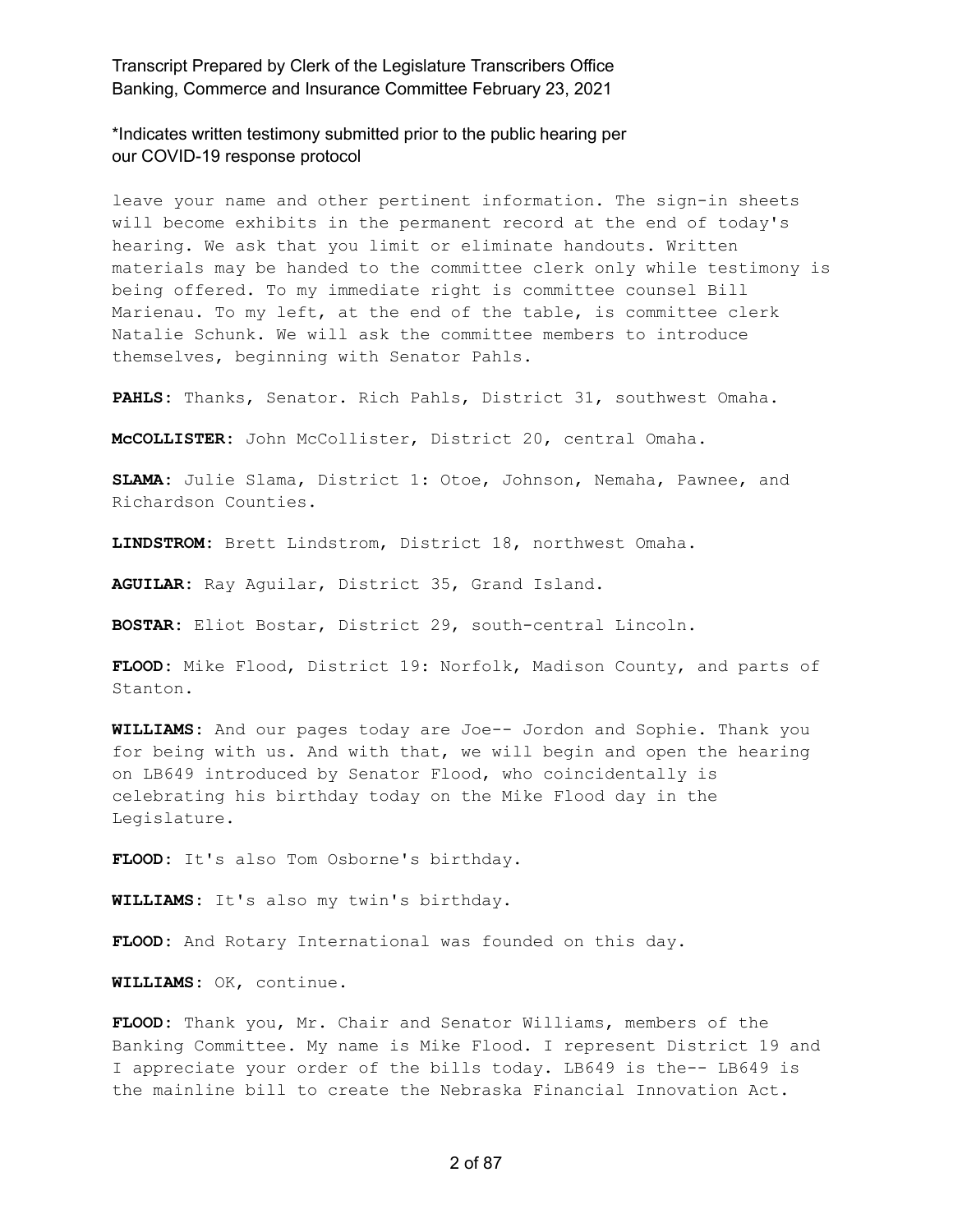leave your name and other pertinent information. The sign-in sheets will become exhibits in the permanent record at the end of today's hearing. We ask that you limit or eliminate handouts. Written materials may be handed to the committee clerk only while testimony is being offered. To my immediate right is committee counsel Bill Marienau. To my left, at the end of the table, is committee clerk Natalie Schunk. We will ask the committee members to introduce themselves, beginning with Senator Pahls.

**PAHLS:** Thanks, Senator. Rich Pahls, District 31, southwest Omaha.

**McCOLLISTER:** John McCollister, District 20, central Omaha.

**SLAMA:** Julie Slama, District 1: Otoe, Johnson, Nemaha, Pawnee, and Richardson Counties.

**LINDSTROM:** Brett Lindstrom, District 18, northwest Omaha.

**AGUILAR:** Ray Aguilar, District 35, Grand Island.

**BOSTAR:** Eliot Bostar, District 29, south-central Lincoln.

**FLOOD:** Mike Flood, District 19: Norfolk, Madison County, and parts of Stanton.

**WILLIAMS:** And our pages today are Joe-- Jordon and Sophie. Thank you for being with us. And with that, we will begin and open the hearing on LB649 introduced by Senator Flood, who coincidentally is celebrating his birthday today on the Mike Flood day in the Legislature.

**FLOOD:** It's also Tom Osborne's birthday.

**WILLIAMS:** It's also my twin's birthday.

**FLOOD:** And Rotary International was founded on this day.

**WILLIAMS:** OK, continue.

**FLOOD:** Thank you, Mr. Chair and Senator Williams, members of the Banking Committee. My name is Mike Flood. I represent District 19 and I appreciate your order of the bills today. LB649 is the-- LB649 is the mainline bill to create the Nebraska Financial Innovation Act.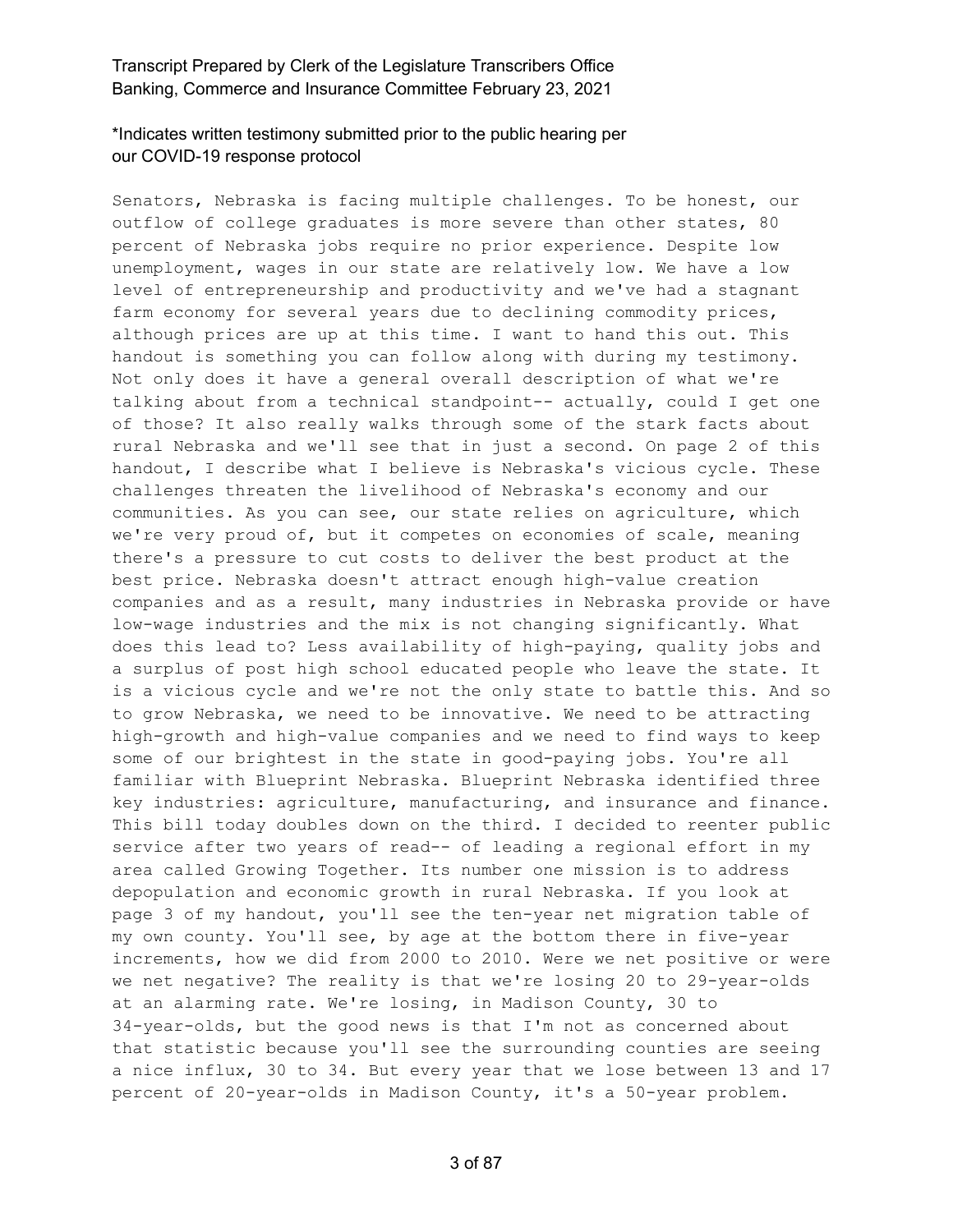*Indicates written testimony submitted prior to the public hearing per our COVID-19 response protocol

Senators, Nebraska is facing multiple challenges. To be honest, our outflow of college graduates is more severe than other states, 80 percent of Nebraska jobs require no prior experience. Despite low unemployment, wages in our state are relatively low. We have a low level of entrepreneurship and productivity and we've had a stagnant farm economy for several years due to declining commodity prices, although prices are up at this time. I want to hand this out. This handout is something you can follow along with during my testimony. Not only does it have a general overall description of what we're talking about from a technical standpoint-- actually, could I get one of those? It also really walks through some of the stark facts about rural Nebraska and we'll see that in just a second. On page 2 of this handout, I describe what I believe is Nebraska's vicious cycle. These challenges threaten the livelihood of Nebraska's economy and our communities. As you can see, our state relies on agriculture, which we're very proud of, but it competes on economies of scale, meaning there's a pressure to cut costs to deliver the best product at the best price. Nebraska doesn't attract enough high-value creation companies and as a result, many industries in Nebraska provide or have low-wage industries and the mix is not changing significantly. What does this lead to? Less availability of high-paying, quality jobs and a surplus of post high school educated people who leave the state. It is a vicious cycle and we're not the only state to battle this. And so to grow Nebraska, we need to be innovative. We need to be attracting high-growth and high-value companies and we need to find ways to keep some of our brightest in the state in good-paying jobs. You're all familiar with Blueprint Nebraska. Blueprint Nebraska identified three key industries: agriculture, manufacturing, and insurance and finance. This bill today doubles down on the third. I decided to reenter public service after two years of read-- of leading a regional effort in my area called Growing Together. Its number one mission is to address depopulation and economic growth in rural Nebraska. If you look at page 3 of my handout, you'll see the ten-year net migration table of my own county. You'll see, by age at the bottom there in five-year increments, how we did from 2000 to 2010. Were we net positive or were we net negative? The reality is that we're losing 20 to 29-year-olds at an alarming rate. We're losing, in Madison County, 30 to 34-year-olds, but the good news is that I'm not as concerned about that statistic because you'll see the surrounding counties are seeing a nice influx, 30 to 34. But every year that we lose between 13 and 17 percent of 20-year-olds in Madison County, it's a 50-year problem.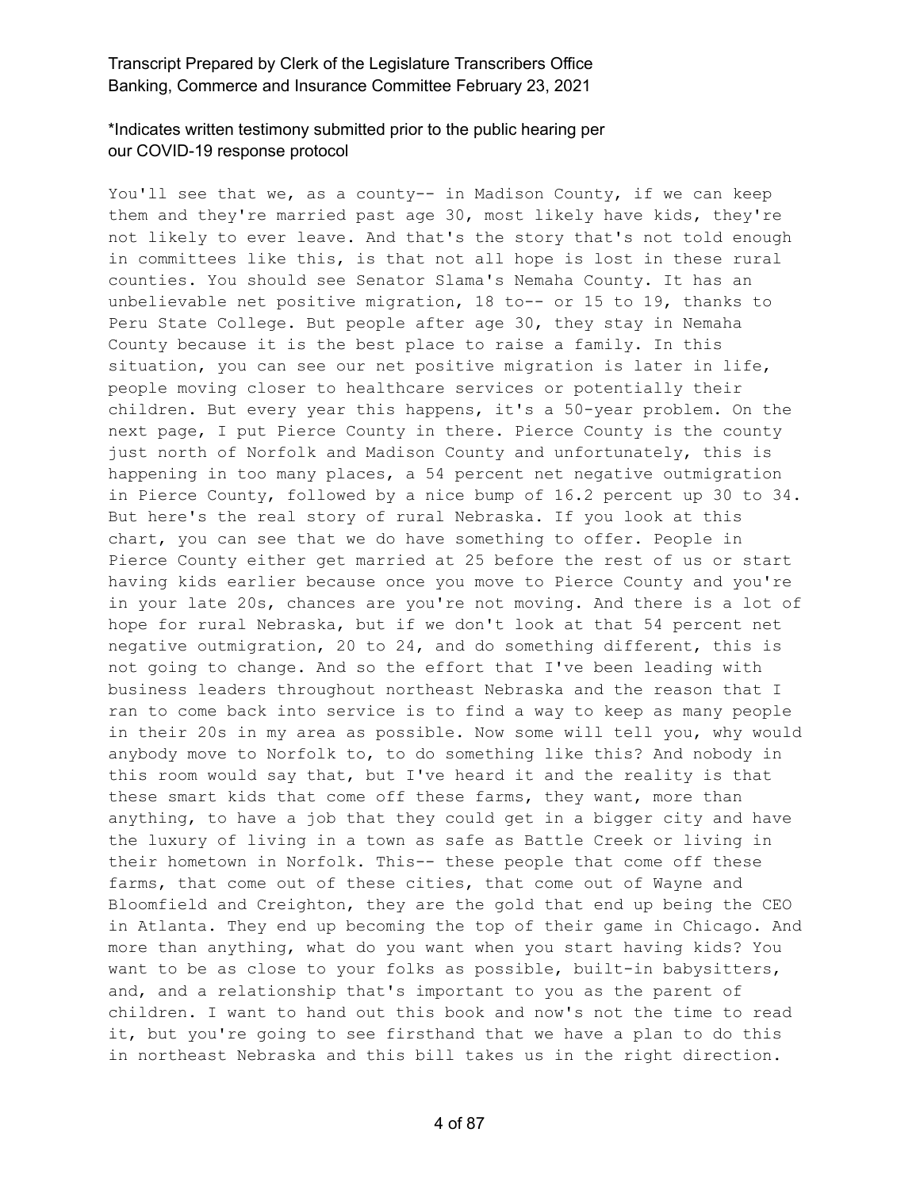You'll see that we, as a county-- in Madison County, if we can keep them and they're married past age 30, most likely have kids, they're not likely to ever leave. And that's the story that's not told enough in committees like this, is that not all hope is lost in these rural counties. You should see Senator Slama's Nemaha County. It has an unbelievable net positive migration, 18 to-- or 15 to 19, thanks to Peru State College. But people after age 30, they stay in Nemaha County because it is the best place to raise a family. In this situation, you can see our net positive migration is later in life, people moving closer to healthcare services or potentially their children. But every year this happens, it's a 50-year problem. On the next page, I put Pierce County in there. Pierce County is the county just north of Norfolk and Madison County and unfortunately, this is happening in too many places, a 54 percent net negative outmigration in Pierce County, followed by a nice bump of 16.2 percent up 30 to 34. But here's the real story of rural Nebraska. If you look at this chart, you can see that we do have something to offer. People in Pierce County either get married at 25 before the rest of us or start having kids earlier because once you move to Pierce County and you're in your late 20s, chances are you're not moving. And there is a lot of hope for rural Nebraska, but if we don't look at that 54 percent net negative outmigration, 20 to 24, and do something different, this is not going to change. And so the effort that I've been leading with business leaders throughout northeast Nebraska and the reason that I ran to come back into service is to find a way to keep as many people in their 20s in my area as possible. Now some will tell you, why would anybody move to Norfolk to, to do something like this? And nobody in this room would say that, but I've heard it and the reality is that these smart kids that come off these farms, they want, more than anything, to have a job that they could get in a bigger city and have the luxury of living in a town as safe as Battle Creek or living in their hometown in Norfolk. This-- these people that come off these farms, that come out of these cities, that come out of Wayne and Bloomfield and Creighton, they are the gold that end up being the CEO in Atlanta. They end up becoming the top of their game in Chicago. And more than anything, what do you want when you start having kids? You want to be as close to your folks as possible, built-in babysitters, and, and a relationship that's important to you as the parent of children. I want to hand out this book and now's not the time to read it, but you're going to see firsthand that we have a plan to do this in northeast Nebraska and this bill takes us in the right direction.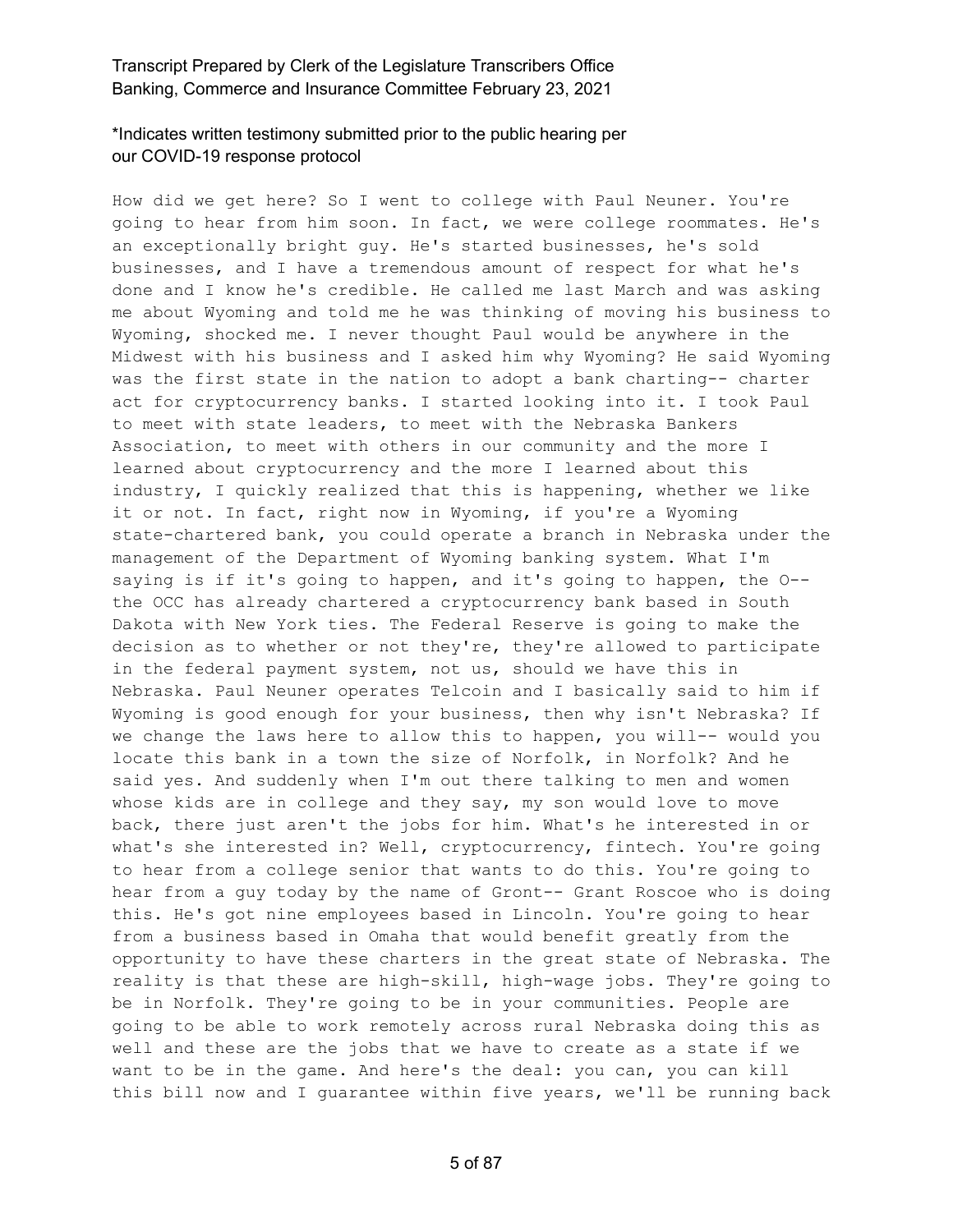\*Indicates written testimony submitted prior to the public hearing per our COVID-19 response protocol

How did we get here? So I went to college with Paul Neuner. You're going to hear from him soon. In fact, we were college roommates. He's an exceptionally bright guy. He's started businesses, he's sold businesses, and I have a tremendous amount of respect for what he's done and I know he's credible. He called me last March and was asking me about Wyoming and told me he was thinking of moving his business to Wyoming, shocked me. I never thought Paul would be anywhere in the Midwest with his business and I asked him why Wyoming? He said Wyoming was the first state in the nation to adopt a bank charting-- charter act for cryptocurrency banks. I started looking into it. I took Paul to meet with state leaders, to meet with the Nebraska Bankers Association, to meet with others in our community and the more I learned about cryptocurrency and the more I learned about this industry, I quickly realized that this is happening, whether we like it or not. In fact, right now in Wyoming, if you're a Wyoming state-chartered bank, you could operate a branch in Nebraska under the management of the Department of Wyoming banking system. What I'm saying is if it's going to happen, and it's going to happen, the O-- the OCC has already chartered a cryptocurrency bank based in South Dakota with New York ties. The Federal Reserve is going to make the decision as to whether or not they're, they're allowed to participate in the federal payment system, not us, should we have this in Nebraska. Paul Neuner operates Telcoin and I basically said to him if Wyoming is good enough for your business, then why isn't Nebraska? If we change the laws here to allow this to happen, you will-- would you locate this bank in a town the size of Norfolk, in Norfolk? And he said yes. And suddenly when I'm out there talking to men and women whose kids are in college and they say, my son would love to move back, there just aren't the jobs for him. What's he interested in or what's she interested in? Well, cryptocurrency, fintech. You're going to hear from a college senior that wants to do this. You're going to hear from a guy today by the name of Gront-- Grant Roscoe who is doing this. He's got nine employees based in Lincoln. You're going to hear from a business based in Omaha that would benefit greatly from the opportunity to have these charters in the great state of Nebraska. The reality is that these are high-skill, high-wage jobs. They're going to be in Norfolk. They're going to be in your communities. People are going to be able to work remotely across rural Nebraska doing this as well and these are the jobs that we have to create as a state if we want to be in the game. And here's the deal: you can, you can kill this bill now and I guarantee within five years, we'll be running back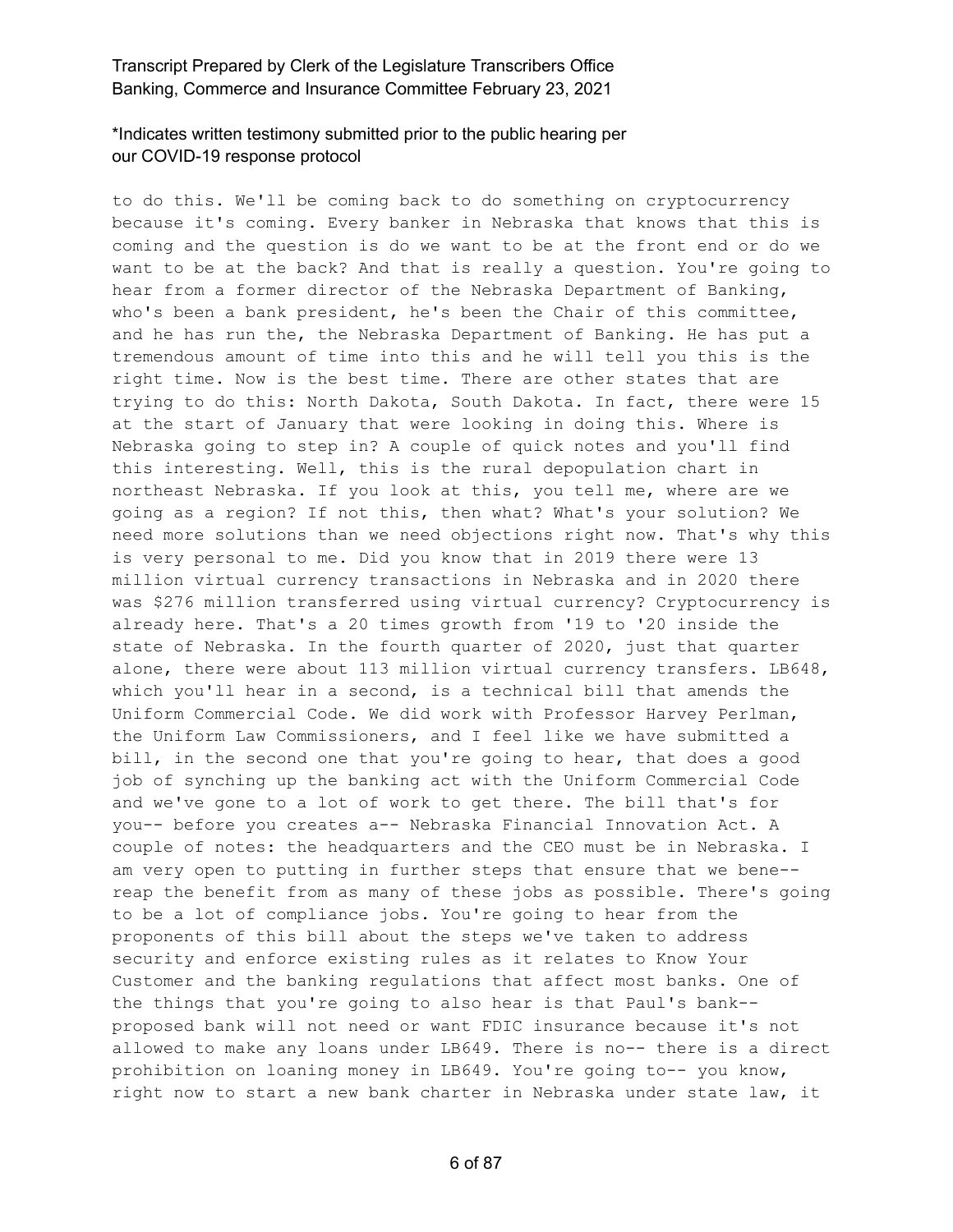to do this. We'll be coming back to do something on cryptocurrency because it's coming. Every banker in Nebraska that knows that this is coming and the question is do we want to be at the front end or do we want to be at the back? And that is really a question. You're going to hear from a former director of the Nebraska Department of Banking, who's been a bank president, he's been the Chair of this committee, and he has run the, the Nebraska Department of Banking. He has put a tremendous amount of time into this and he will tell you this is the right time. Now is the best time. There are other states that are trying to do this: North Dakota, South Dakota. In fact, there were 15 at the start of January that were looking in doing this. Where is Nebraska going to step in? A couple of quick notes and you'll find this interesting. Well, this is the rural depopulation chart in northeast Nebraska. If you look at this, you tell me, where are we going as a region? If not this, then what? What's your solution? We need more solutions than we need objections right now. That's why this is very personal to me. Did you know that in 2019 there were 13 million virtual currency transactions in Nebraska and in 2020 there was $276 million transferred using virtual currency? Cryptocurrency is already here. That's a 20 times growth from '19 to '20 inside the state of Nebraska. In the fourth quarter of 2020, just that quarter alone, there were about 113 million virtual currency transfers. LB648, which you'll hear in a second, is a technical bill that amends the Uniform Commercial Code. We did work with Professor Harvey Perlman, the Uniform Law Commissioners, and I feel like we have submitted a bill, in the second one that you're going to hear, that does a good job of synching up the banking act with the Uniform Commercial Code and we've gone to a lot of work to get there. The bill that's for you-- before you creates a-- Nebraska Financial Innovation Act. A couple of notes: the headquarters and the CEO must be in Nebraska. I am very open to putting in further steps that ensure that we bene-- reap the benefit from as many of these jobs as possible. There's going to be a lot of compliance jobs. You're going to hear from the proponents of this bill about the steps we've taken to address security and enforce existing rules as it relates to Know Your Customer and the banking regulations that affect most banks. One of the things that you're going to also hear is that Paul's bank-- proposed bank will not need or want FDIC insurance because it's not allowed to make any loans under LB649. There is no-- there is a direct prohibition on loaning money in LB649. You're going to-- you know, right now to start a new bank charter in Nebraska under state law, it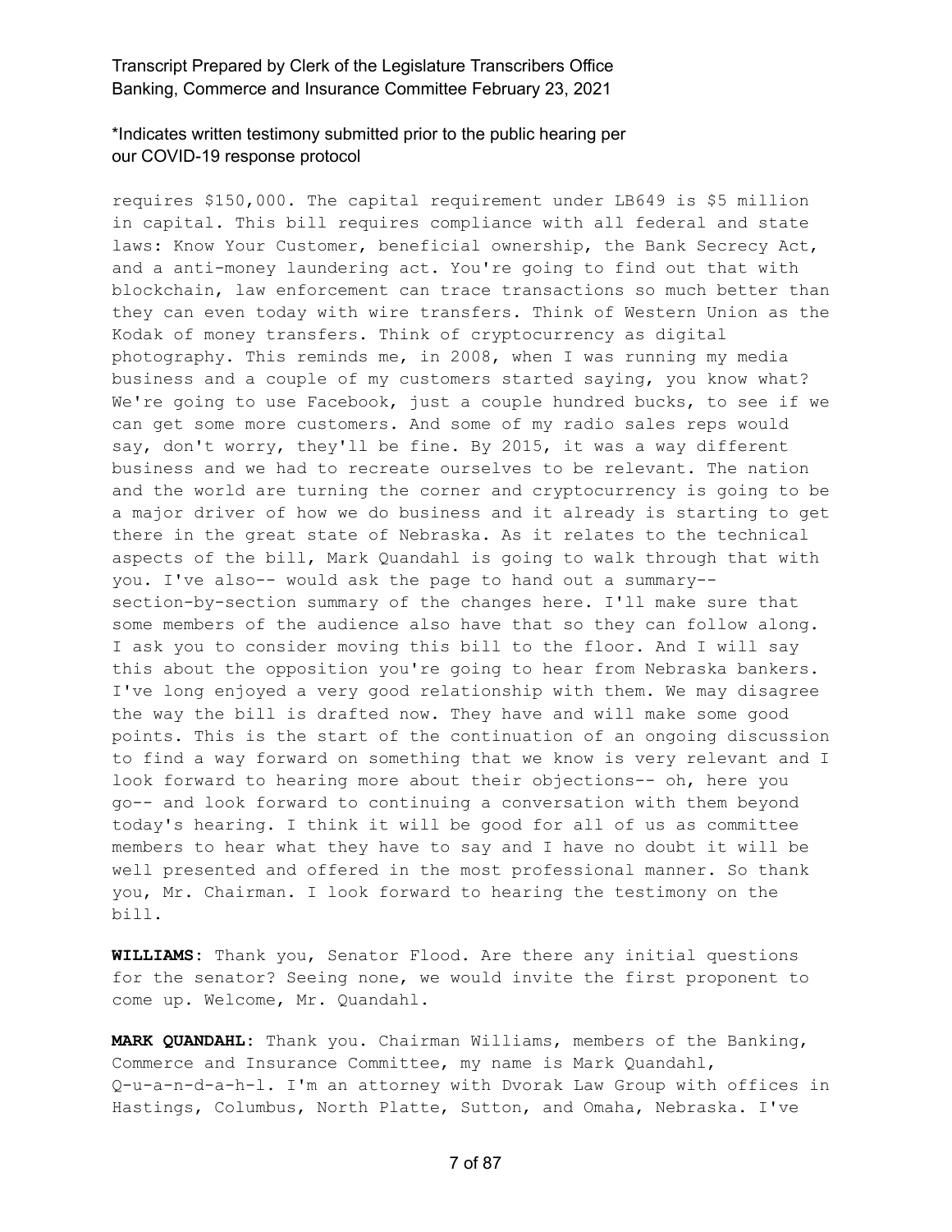requires $150,000. The capital requirement under LB649 is $5 million in capital. This bill requires compliance with all federal and state laws: Know Your Customer, beneficial ownership, the Bank Secrecy Act, and a anti-money laundering act. You're going to find out that with blockchain, law enforcement can trace transactions so much better than they can even today with wire transfers. Think of Western Union as the Kodak of money transfers. Think of cryptocurrency as digital photography. This reminds me, in 2008, when I was running my media business and a couple of my customers started saying, you know what? We're going to use Facebook, just a couple hundred bucks, to see if we can get some more customers. And some of my radio sales reps would say, don't worry, they'll be fine. By 2015, it was a way different business and we had to recreate ourselves to be relevant. The nation and the world are turning the corner and cryptocurrency is going to be a major driver of how we do business and it already is starting to get there in the great state of Nebraska. As it relates to the technical aspects of the bill, Mark Quandahl is going to walk through that with you. I've also-- would ask the page to hand out a summary-- section-by-section summary of the changes here. I'll make sure that some members of the audience also have that so they can follow along. I ask you to consider moving this bill to the floor. And I will say this about the opposition you're going to hear from Nebraska bankers. I've long enjoyed a very good relationship with them. We may disagree the way the bill is drafted now. They have and will make some good points. This is the start of the continuation of an ongoing discussion to find a way forward on something that we know is very relevant and I look forward to hearing more about their objections-- oh, here you go-- and look forward to continuing a conversation with them beyond today's hearing. I think it will be good for all of us as committee members to hear what they have to say and I have no doubt it will be well presented and offered in the most professional manner. So thank you, Mr. Chairman. I look forward to hearing the testimony on the bill.

**WILLIAMS:** Thank you, Senator Flood. Are there any initial questions for the senator? Seeing none, we would invite the first proponent to come up. Welcome, Mr. Quandahl.

**MARK QUANDAHL:** Thank you. Chairman Williams, members of the Banking, Commerce and Insurance Committee, my name is Mark Quandahl, Q-u-a-n-d-a-h-l. I'm an attorney with Dvorak Law Group with offices in Hastings, Columbus, North Platte, Sutton, and Omaha, Nebraska. I've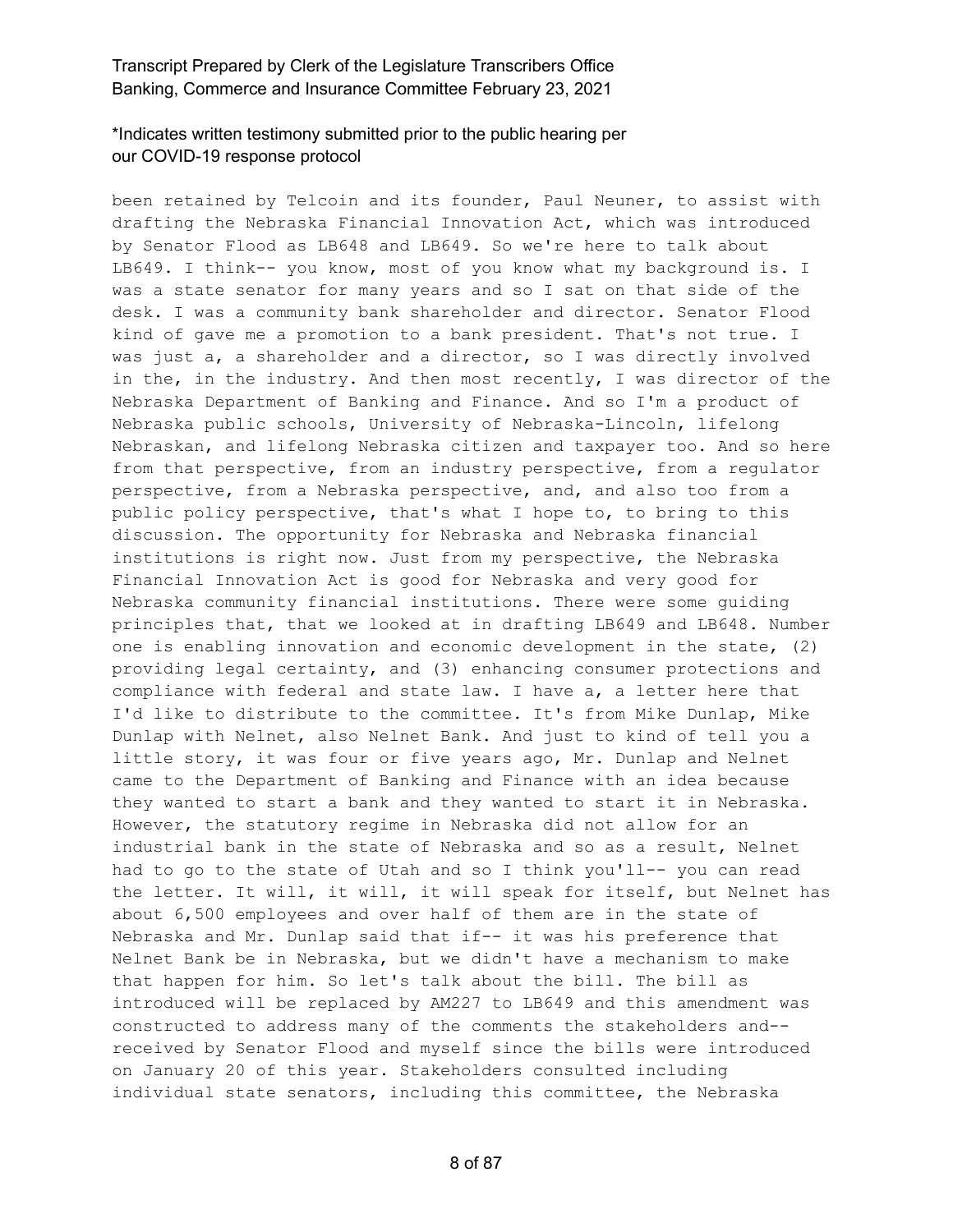been retained by Telcoin and its founder, Paul Neuner, to assist with drafting the Nebraska Financial Innovation Act, which was introduced by Senator Flood as LB648 and LB649. So we're here to talk about LB649. I think-- you know, most of you know what my background is. I was a state senator for many years and so I sat on that side of the desk. I was a community bank shareholder and director. Senator Flood kind of gave me a promotion to a bank president. That's not true. I was just a, a shareholder and a director, so I was directly involved in the, in the industry. And then most recently, I was director of the Nebraska Department of Banking and Finance. And so I'm a product of Nebraska public schools, University of Nebraska-Lincoln, lifelong Nebraskan, and lifelong Nebraska citizen and taxpayer too. And so here from that perspective, from an industry perspective, from a regulator perspective, from a Nebraska perspective, and, and also too from a public policy perspective, that's what I hope to, to bring to this discussion. The opportunity for Nebraska and Nebraska financial institutions is right now. Just from my perspective, the Nebraska Financial Innovation Act is good for Nebraska and very good for Nebraska community financial institutions. There were some guiding principles that, that we looked at in drafting LB649 and LB648. Number one is enabling innovation and economic development in the state, (2) providing legal certainty, and (3) enhancing consumer protections and compliance with federal and state law. I have a, a letter here that I'd like to distribute to the committee. It's from Mike Dunlap, Mike Dunlap with Nelnet, also Nelnet Bank. And just to kind of tell you a little story, it was four or five years ago, Mr. Dunlap and Nelnet came to the Department of Banking and Finance with an idea because they wanted to start a bank and they wanted to start it in Nebraska. However, the statutory regime in Nebraska did not allow for an industrial bank in the state of Nebraska and so as a result, Nelnet had to go to the state of Utah and so I think you'll-- you can read the letter. It will, it will, it will speak for itself, but Nelnet has about 6,500 employees and over half of them are in the state of Nebraska and Mr. Dunlap said that if-- it was his preference that Nelnet Bank be in Nebraska, but we didn't have a mechanism to make that happen for him. So let's talk about the bill. The bill as introduced will be replaced by AM227 to LB649 and this amendment was constructed to address many of the comments the stakeholders and-- received by Senator Flood and myself since the bills were introduced on January 20 of this year. Stakeholders consulted including individual state senators, including this committee, the Nebraska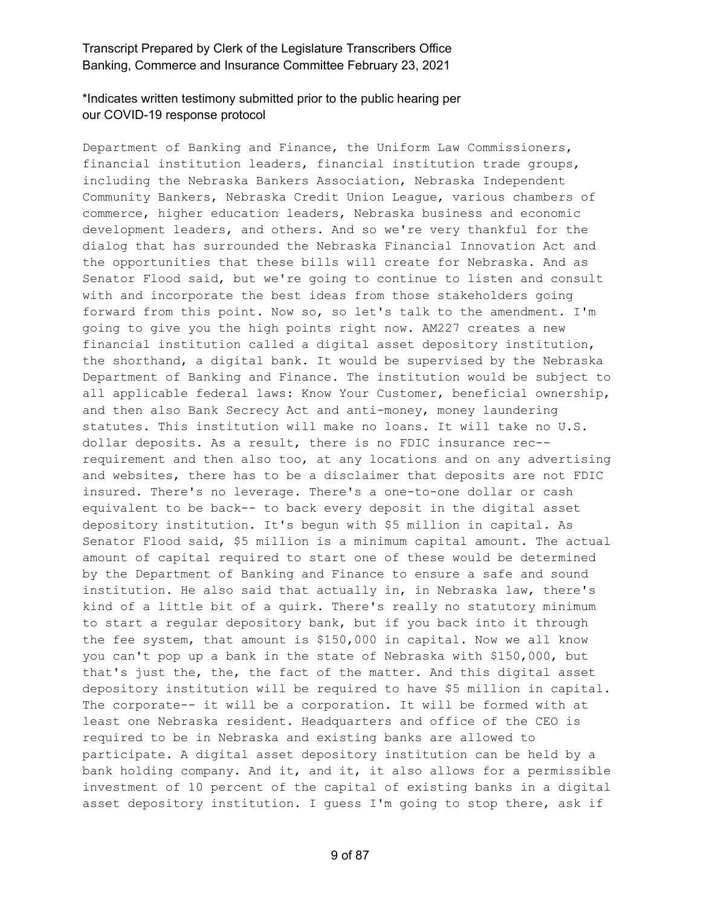Department of Banking and Finance, the Uniform Law Commissioners, financial institution leaders, financial institution trade groups, including the Nebraska Bankers Association, Nebraska Independent Community Bankers, Nebraska Credit Union League, various chambers of commerce, higher education leaders, Nebraska business and economic development leaders, and others. And so we're very thankful for the dialog that has surrounded the Nebraska Financial Innovation Act and the opportunities that these bills will create for Nebraska. And as Senator Flood said, but we're going to continue to listen and consult with and incorporate the best ideas from those stakeholders going forward from this point. Now so, so let's talk to the amendment. I'm going to give you the high points right now. AM227 creates a new financial institution called a digital asset depository institution, the shorthand, a digital bank. It would be supervised by the Nebraska Department of Banking and Finance. The institution would be subject to all applicable federal laws: Know Your Customer, beneficial ownership, and then also Bank Secrecy Act and anti-money, money laundering statutes. This institution will make no loans. It will take no U.S. dollar deposits. As a result, there is no FDIC insurance rec-- requirement and then also too, at any locations and on any advertising and websites, there has to be a disclaimer that deposits are not FDIC insured. There's no leverage. There's a one-to-one dollar or cash equivalent to be back-- to back every deposit in the digital asset depository institution. It's begun with $5 million in capital. As Senator Flood said, $5 million is a minimum capital amount. The actual amount of capital required to start one of these would be determined by the Department of Banking and Finance to ensure a safe and sound institution. He also said that actually in, in Nebraska law, there's kind of a little bit of a quirk. There's really no statutory minimum to start a regular depository bank, but if you back into it through the fee system, that amount is $150,000 in capital. Now we all know you can't pop up a bank in the state of Nebraska with $150,000, but that's just the, the, the fact of the matter. And this digital asset depository institution will be required to have $5 million in capital. The corporate-- it will be a corporation. It will be formed with at least one Nebraska resident. Headquarters and office of the CEO is required to be in Nebraska and existing banks are allowed to participate. A digital asset depository institution can be held by a bank holding company. And it, and it, it also allows for a permissible investment of 10 percent of the capital of existing banks in a digital asset depository institution. I guess I'm going to stop there, ask if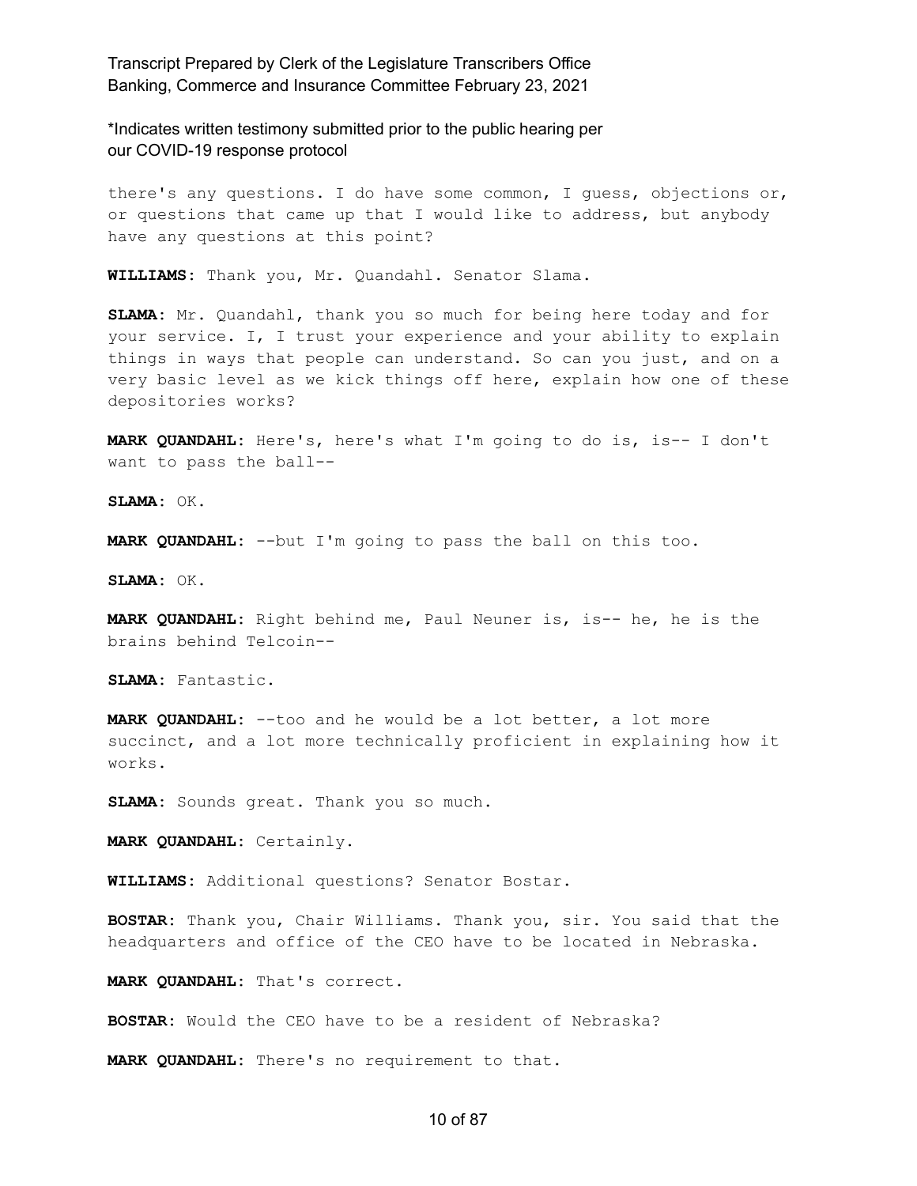there's any questions. I do have some common, I guess, objections or, or questions that came up that I would like to address, but anybody have any questions at this point?

**WILLIAMS:** Thank you, Mr. Quandahl. Senator Slama.

**SLAMA:** Mr. Quandahl, thank you so much for being here today and for your service. I, I trust your experience and your ability to explain things in ways that people can understand. So can you just, and on a very basic level as we kick things off here, explain how one of these depositories works?

**MARK QUANDAHL:** Here's, here's what I'm going to do is, is-- I don't want to pass the ball--

**SLAMA:** OK.

**MARK QUANDAHL:** --but I'm going to pass the ball on this too.

**SLAMA:** OK.

**MARK QUANDAHL:** Right behind me, Paul Neuner is, is-- he, he is the brains behind Telcoin--

**SLAMA:** Fantastic.

**MARK QUANDAHL:** --too and he would be a lot better, a lot more succinct, and a lot more technically proficient in explaining how it works.

**SLAMA:** Sounds great. Thank you so much.

**MARK QUANDAHL:** Certainly.

**WILLIAMS:** Additional questions? Senator Bostar.

**BOSTAR:** Thank you, Chair Williams. Thank you, sir. You said that the headquarters and office of the CEO have to be located in Nebraska.

**MARK QUANDAHL:** That's correct.

**BOSTAR:** Would the CEO have to be a resident of Nebraska?

**MARK QUANDAHL:** There's no requirement to that.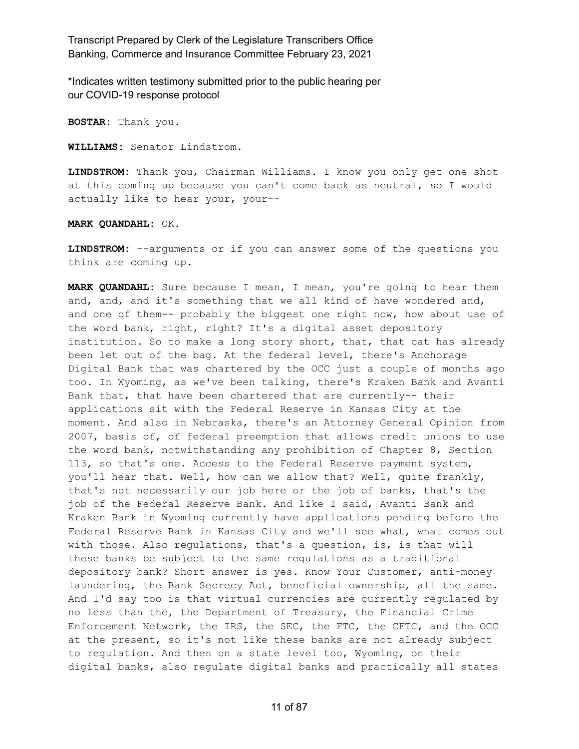**BOSTAR:** Thank you.

**WILLIAMS:** Senator Lindstrom.

**LINDSTROM:** Thank you, Chairman Williams. I know you only get one shot at this coming up because you can't come back as neutral, so I would actually like to hear your, your--

**MARK QUANDAHL:** OK.

**LINDSTROM:** --arguments or if you can answer some of the questions you think are coming up.

**MARK QUANDAHL:** Sure because I mean, I mean, you're going to hear them and, and, and it's something that we all kind of have wondered and, and one of them-- probably the biggest one right now, how about use of the word bank, right, right? It's a digital asset depository institution. So to make a long story short, that, that cat has already been let out of the bag. At the federal level, there's Anchorage Digital Bank that was chartered by the OCC just a couple of months ago too. In Wyoming, as we've been talking, there's Kraken Bank and Avanti Bank that, that have been chartered that are currently-- their applications sit with the Federal Reserve in Kansas City at the moment. And also in Nebraska, there's an Attorney General Opinion from 2007, basis of, of federal preemption that allows credit unions to use the word bank, notwithstanding any prohibition of Chapter 8, Section 113, so that's one. Access to the Federal Reserve payment system, you'll hear that. Well, how can we allow that? Well, quite frankly, that's not necessarily our job here or the job of banks, that's the job of the Federal Reserve Bank. And like I said, Avanti Bank and Kraken Bank in Wyoming currently have applications pending before the Federal Reserve Bank in Kansas City and we'll see what, what comes out with those. Also regulations, that's a question, is, is that will these banks be subject to the same regulations as a traditional depository bank? Short answer is yes. Know Your Customer, anti-money laundering, the Bank Secrecy Act, beneficial ownership, all the same. And I'd say too is that virtual currencies are currently regulated by no less than the, the Department of Treasury, the Financial Crime Enforcement Network, the IRS, the SEC, the FTC, the CFTC, and the OCC at the present, so it's not like these banks are not already subject to regulation. And then on a state level too, Wyoming, on their digital banks, also regulate digital banks and practically all states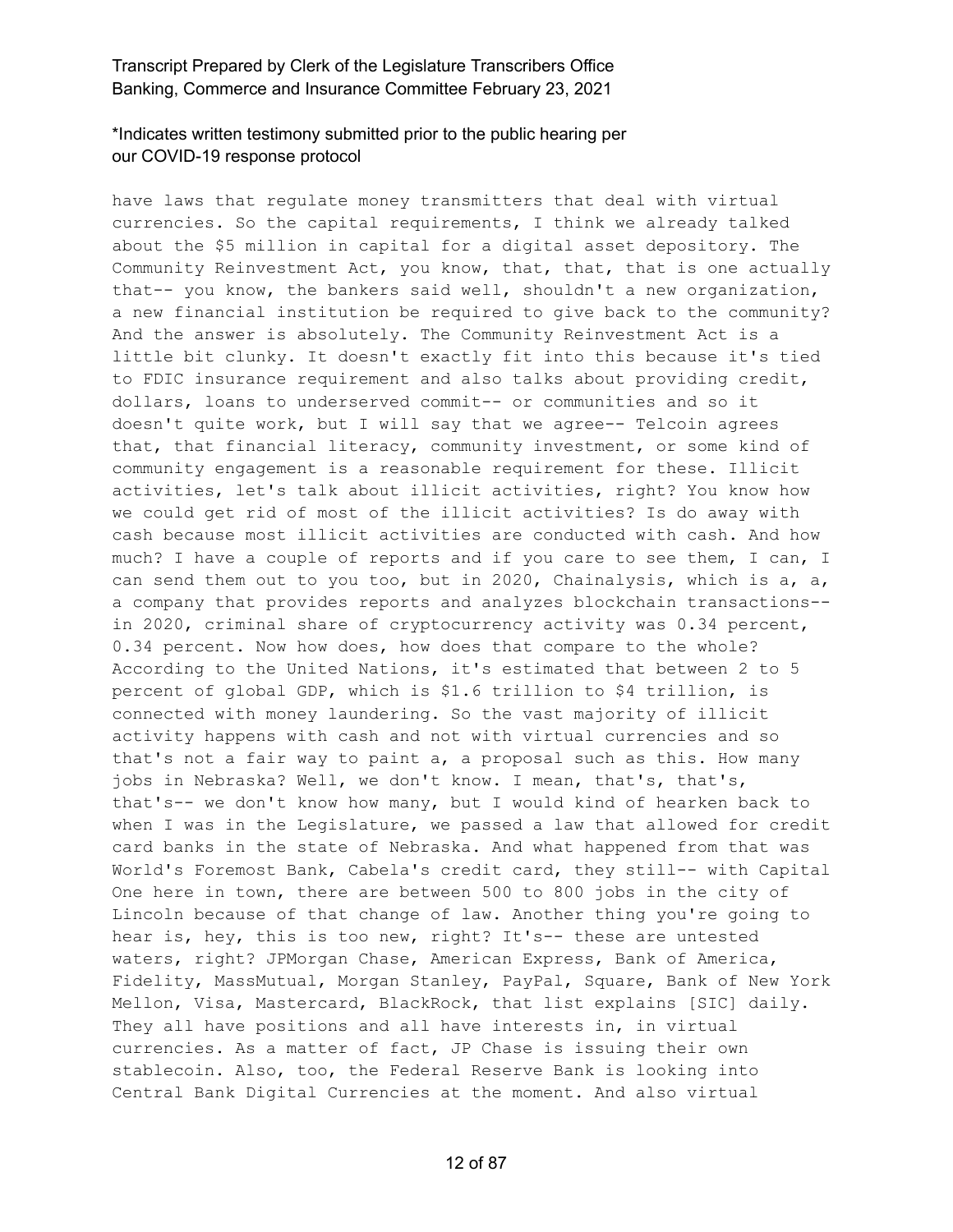have laws that regulate money transmitters that deal with virtual currencies. So the capital requirements, I think we already talked about the $5 million in capital for a digital asset depository. The Community Reinvestment Act, you know, that, that, that is one actually that-- you know, the bankers said well, shouldn't a new organization, a new financial institution be required to give back to the community? And the answer is absolutely. The Community Reinvestment Act is a little bit clunky. It doesn't exactly fit into this because it's tied to FDIC insurance requirement and also talks about providing credit, dollars, loans to underserved commit-- or communities and so it doesn't quite work, but I will say that we agree-- Telcoin agrees that, that financial literacy, community investment, or some kind of community engagement is a reasonable requirement for these. Illicit activities, let's talk about illicit activities, right? You know how we could get rid of most of the illicit activities? Is do away with cash because most illicit activities are conducted with cash. And how much? I have a couple of reports and if you care to see them, I can, I can send them out to you too, but in 2020, Chainalysis, which is a, a, a company that provides reports and analyzes blockchain transactions-- in 2020, criminal share of cryptocurrency activity was 0.34 percent, 0.34 percent. Now how does, how does that compare to the whole? According to the United Nations, it's estimated that between 2 to 5 percent of global GDP, which is $1.6 trillion to $4 trillion, is connected with money laundering. So the vast majority of illicit activity happens with cash and not with virtual currencies and so that's not a fair way to paint a, a proposal such as this. How many jobs in Nebraska? Well, we don't know. I mean, that's, that's, that's-- we don't know how many, but I would kind of hearken back to when I was in the Legislature, we passed a law that allowed for credit card banks in the state of Nebraska. And what happened from that was World's Foremost Bank, Cabela's credit card, they still-- with Capital One here in town, there are between 500 to 800 jobs in the city of Lincoln because of that change of law. Another thing you're going to hear is, hey, this is too new, right? It's-- these are untested waters, right? JPMorgan Chase, American Express, Bank of America, Fidelity, MassMutual, Morgan Stanley, PayPal, Square, Bank of New York Mellon, Visa, Mastercard, BlackRock, that list explains [SIC] daily. They all have positions and all have interests in, in virtual currencies. As a matter of fact, JP Chase is issuing their own stablecoin. Also, too, the Federal Reserve Bank is looking into Central Bank Digital Currencies at the moment. And also virtual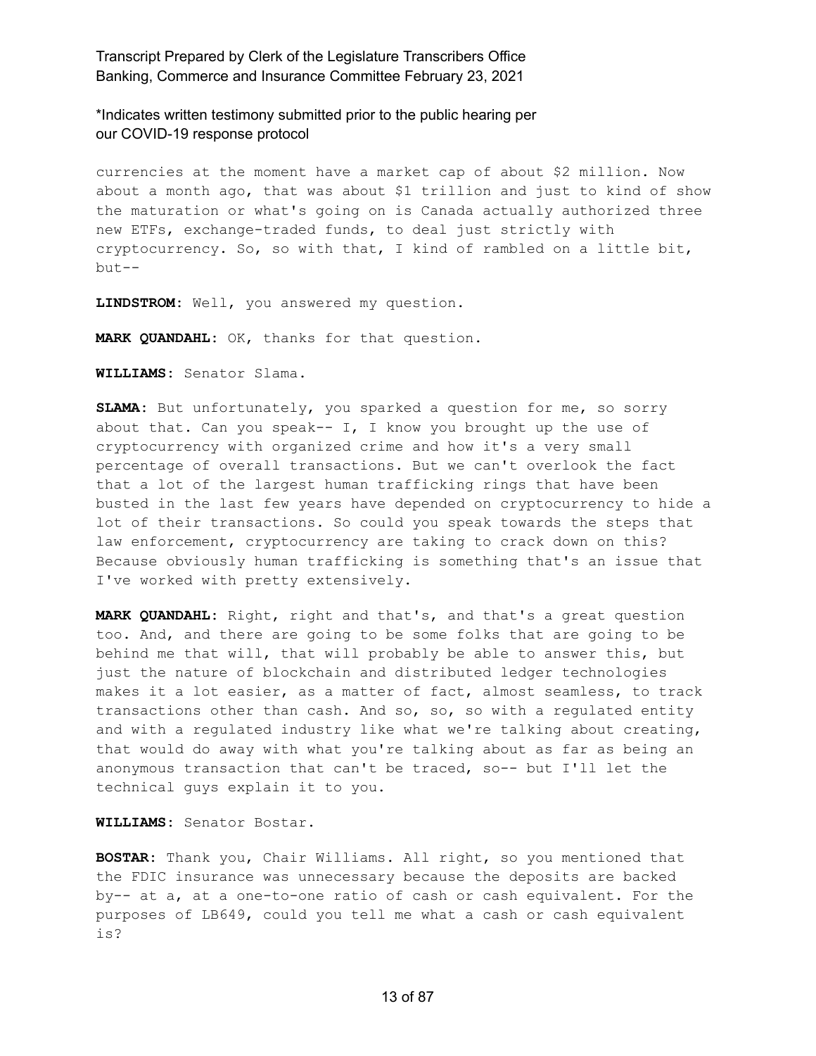currencies at the moment have a market cap of about $2 million. Now about a month ago, that was about $1 trillion and just to kind of show the maturation or what's going on is Canada actually authorized three new ETFs, exchange-traded funds, to deal just strictly with cryptocurrency. So, so with that, I kind of rambled on a little bit, but--

**LINDSTROM:** Well, you answered my question.

**MARK QUANDAHL:** OK, thanks for that question.

**WILLIAMS:** Senator Slama.

**SLAMA:** But unfortunately, you sparked a question for me, so sorry about that. Can you speak-- I, I know you brought up the use of cryptocurrency with organized crime and how it's a very small percentage of overall transactions. But we can't overlook the fact that a lot of the largest human trafficking rings that have been busted in the last few years have depended on cryptocurrency to hide a lot of their transactions. So could you speak towards the steps that law enforcement, cryptocurrency are taking to crack down on this? Because obviously human trafficking is something that's an issue that I've worked with pretty extensively.

**MARK QUANDAHL:** Right, right and that's, and that's a great question too. And, and there are going to be some folks that are going to be behind me that will, that will probably be able to answer this, but just the nature of blockchain and distributed ledger technologies makes it a lot easier, as a matter of fact, almost seamless, to track transactions other than cash. And so, so, so with a regulated entity and with a regulated industry like what we're talking about creating, that would do away with what you're talking about as far as being an anonymous transaction that can't be traced, so-- but I'll let the technical guys explain it to you.

**WILLIAMS:** Senator Bostar.

**BOSTAR:** Thank you, Chair Williams. All right, so you mentioned that the FDIC insurance was unnecessary because the deposits are backed by-- at a, at a one-to-one ratio of cash or cash equivalent. For the purposes of LB649, could you tell me what a cash or cash equivalent is?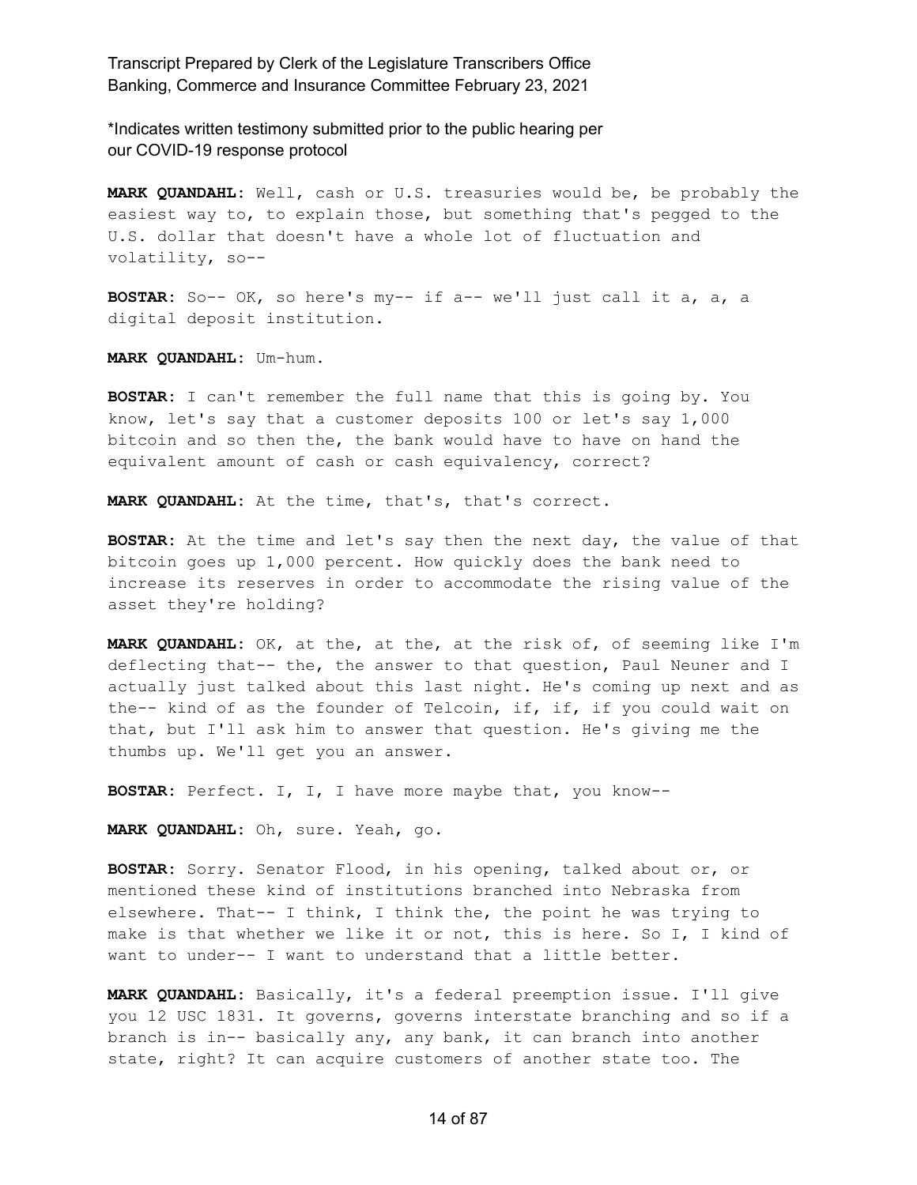*Indicates written testimony submitted prior to the public hearing per our COVID-19 response protocol

**MARK QUANDAHL:** Well, cash or U.S. treasuries would be, be probably the easiest way to, to explain those, but something that's pegged to the U.S. dollar that doesn't have a whole lot of fluctuation and volatility, so--

**BOSTAR:** So-- OK, so here's my-- if a-- we'll just call it a, a, a digital deposit institution.

**MARK QUANDAHL:** Um-hum.

**BOSTAR:** I can't remember the full name that this is going by. You know, let's say that a customer deposits 100 or let's say 1,000 bitcoin and so then the, the bank would have to have on hand the equivalent amount of cash or cash equivalency, correct?

**MARK QUANDAHL:** At the time, that's, that's correct.

**BOSTAR:** At the time and let's say then the next day, the value of that bitcoin goes up 1,000 percent. How quickly does the bank need to increase its reserves in order to accommodate the rising value of the asset they're holding?

**MARK QUANDAHL:** OK, at the, at the, at the risk of, of seeming like I'm deflecting that-- the, the answer to that question, Paul Neuner and I actually just talked about this last night. He's coming up next and as the-- kind of as the founder of Telcoin, if, if, if you could wait on that, but I'll ask him to answer that question. He's giving me the thumbs up. We'll get you an answer.

**BOSTAR:** Perfect. I, I, I have more maybe that, you know--

**MARK QUANDAHL:** Oh, sure. Yeah, go.

**BOSTAR:** Sorry. Senator Flood, in his opening, talked about or, or mentioned these kind of institutions branched into Nebraska from elsewhere. That-- I think, I think the, the point he was trying to make is that whether we like it or not, this is here. So I, I kind of want to under-- I want to understand that a little better.

**MARK QUANDAHL:** Basically, it's a federal preemption issue. I'll give you 12 USC 1831. It governs, governs interstate branching and so if a branch is in-- basically any, any bank, it can branch into another state, right? It can acquire customers of another state too. The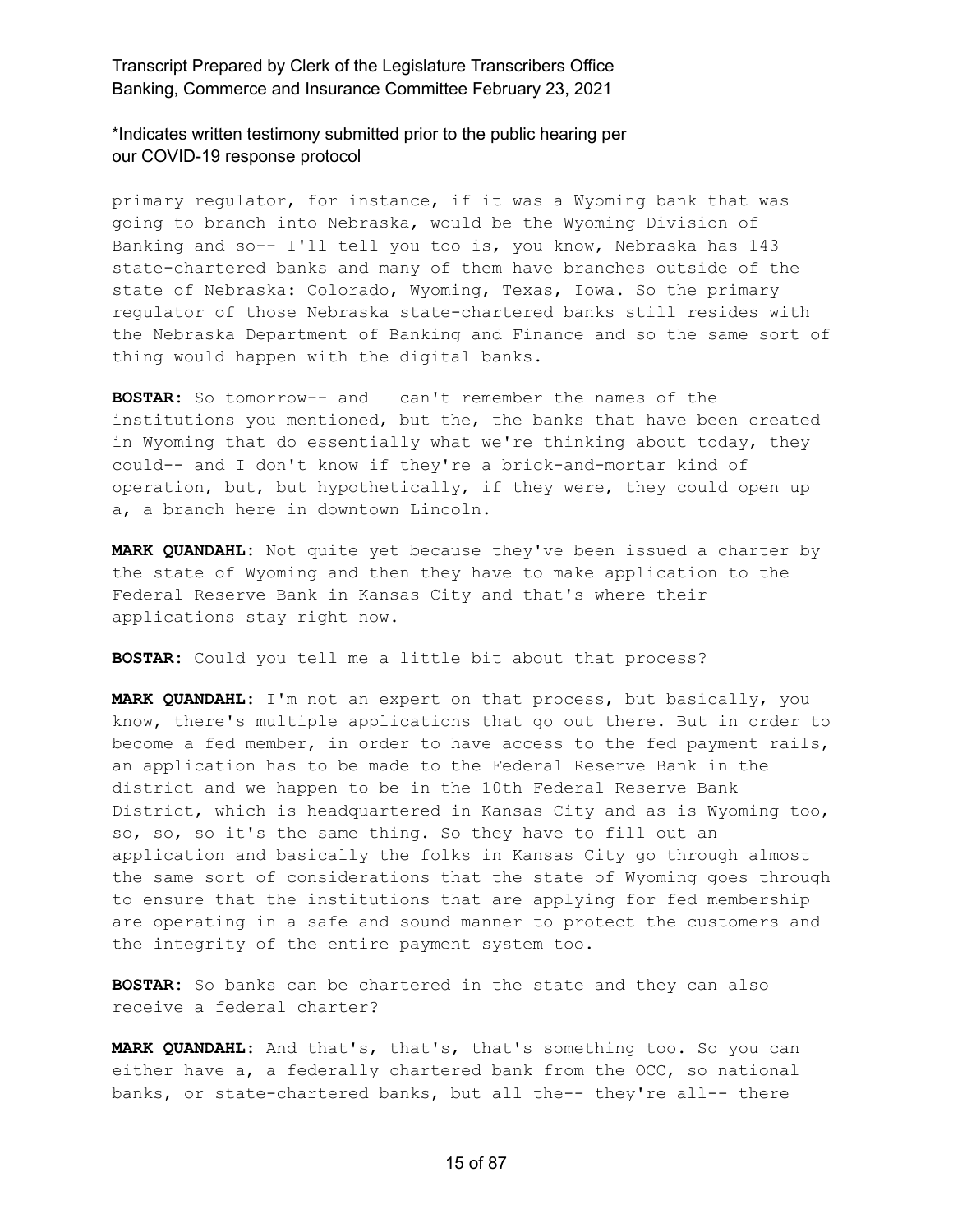primary regulator, for instance, if it was a Wyoming bank that was going to branch into Nebraska, would be the Wyoming Division of Banking and so-- I'll tell you too is, you know, Nebraska has 143 state-chartered banks and many of them have branches outside of the state of Nebraska: Colorado, Wyoming, Texas, Iowa. So the primary regulator of those Nebraska state-chartered banks still resides with the Nebraska Department of Banking and Finance and so the same sort of thing would happen with the digital banks.

**BOSTAR:** So tomorrow-- and I can't remember the names of the institutions you mentioned, but the, the banks that have been created in Wyoming that do essentially what we're thinking about today, they could-- and I don't know if they're a brick-and-mortar kind of operation, but, but hypothetically, if they were, they could open up a, a branch here in downtown Lincoln.

**MARK QUANDAHL:** Not quite yet because they've been issued a charter by the state of Wyoming and then they have to make application to the Federal Reserve Bank in Kansas City and that's where their applications stay right now.

**BOSTAR:** Could you tell me a little bit about that process?

**MARK QUANDAHL:** I'm not an expert on that process, but basically, you know, there's multiple applications that go out there. But in order to become a fed member, in order to have access to the fed payment rails, an application has to be made to the Federal Reserve Bank in the district and we happen to be in the 10th Federal Reserve Bank District, which is headquartered in Kansas City and as is Wyoming too, so, so, so it's the same thing. So they have to fill out an application and basically the folks in Kansas City go through almost the same sort of considerations that the state of Wyoming goes through to ensure that the institutions that are applying for fed membership are operating in a safe and sound manner to protect the customers and the integrity of the entire payment system too.

**BOSTAR:** So banks can be chartered in the state and they can also receive a federal charter?

**MARK QUANDAHL:** And that's, that's, that's something too. So you can either have a, a federally chartered bank from the OCC, so national banks, or state-chartered banks, but all the-- they're all-- there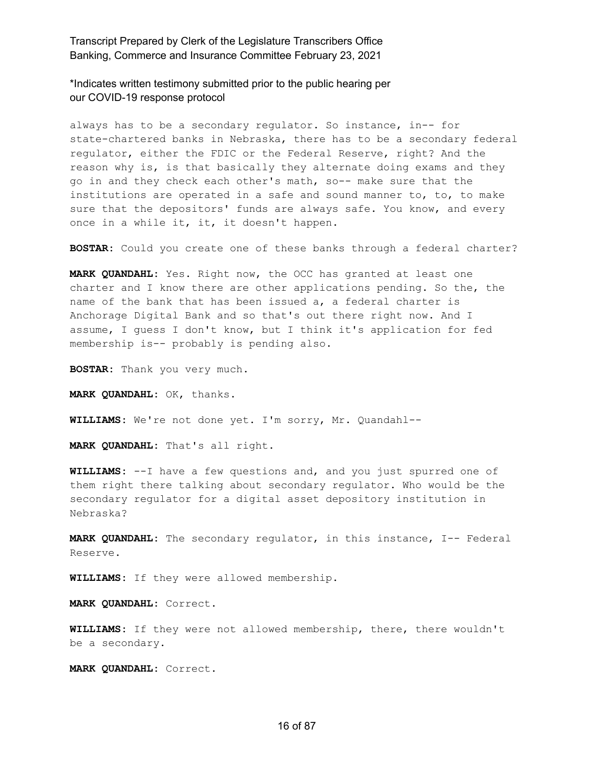always has to be a secondary regulator. So instance, in-- for state-chartered banks in Nebraska, there has to be a secondary federal regulator, either the FDIC or the Federal Reserve, right? And the reason why is, is that basically they alternate doing exams and they go in and they check each other's math, so-- make sure that the institutions are operated in a safe and sound manner to, to, to make sure that the depositors' funds are always safe. You know, and every once in a while it, it, it doesn't happen.

**BOSTAR:** Could you create one of these banks through a federal charter?

**MARK QUANDAHL:** Yes. Right now, the OCC has granted at least one charter and I know there are other applications pending. So the, the name of the bank that has been issued a, a federal charter is Anchorage Digital Bank and so that's out there right now. And I assume, I guess I don't know, but I think it's application for fed membership is-- probably is pending also.

**BOSTAR:** Thank you very much.

**MARK QUANDAHL:** OK, thanks.

**WILLIAMS:** We're not done yet. I'm sorry, Mr. Quandahl--

**MARK QUANDAHL:** That's all right.

**WILLIAMS:** --I have a few questions and, and you just spurred one of them right there talking about secondary regulator. Who would be the secondary regulator for a digital asset depository institution in Nebraska?

**MARK QUANDAHL:** The secondary regulator, in this instance, I-- Federal Reserve.

**WILLIAMS:** If they were allowed membership.

**MARK QUANDAHL:** Correct.

**WILLIAMS:** If they were not allowed membership, there, there wouldn't be a secondary.

**MARK QUANDAHL:** Correct.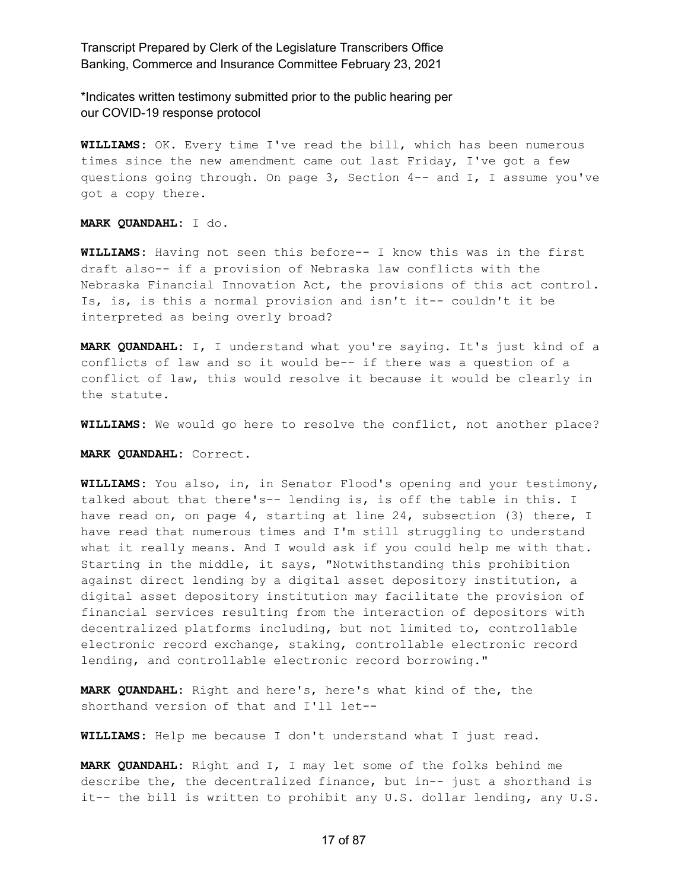\*Indicates written testimony submitted prior to the public hearing per our COVID-19 response protocol

**WILLIAMS:** OK. Every time I've read the bill, which has been numerous times since the new amendment came out last Friday, I've got a few questions going through. On page 3, Section 4-- and I, I assume you've got a copy there.

**MARK QUANDAHL:** I do.

**WILLIAMS:** Having not seen this before-- I know this was in the first draft also-- if a provision of Nebraska law conflicts with the Nebraska Financial Innovation Act, the provisions of this act control. Is, is, is this a normal provision and isn't it-- couldn't it be interpreted as being overly broad?

**MARK QUANDAHL:** I, I understand what you're saying. It's just kind of a conflicts of law and so it would be-- if there was a question of a conflict of law, this would resolve it because it would be clearly in the statute.

**WILLIAMS:** We would go here to resolve the conflict, not another place?

**MARK QUANDAHL:** Correct.

**WILLIAMS:** You also, in, in Senator Flood's opening and your testimony, talked about that there's-- lending is, is off the table in this. I have read on, on page 4, starting at line 24, subsection (3) there, I have read that numerous times and I'm still struggling to understand what it really means. And I would ask if you could help me with that. Starting in the middle, it says, "Notwithstanding this prohibition against direct lending by a digital asset depository institution, a digital asset depository institution may facilitate the provision of financial services resulting from the interaction of depositors with decentralized platforms including, but not limited to, controllable electronic record exchange, staking, controllable electronic record lending, and controllable electronic record borrowing."

**MARK QUANDAHL:** Right and here's, here's what kind of the, the shorthand version of that and I'll let--

**WILLIAMS:** Help me because I don't understand what I just read.

**MARK QUANDAHL:** Right and I, I may let some of the folks behind me describe the, the decentralized finance, but in-- just a shorthand is it-- the bill is written to prohibit any U.S. dollar lending, any U.S.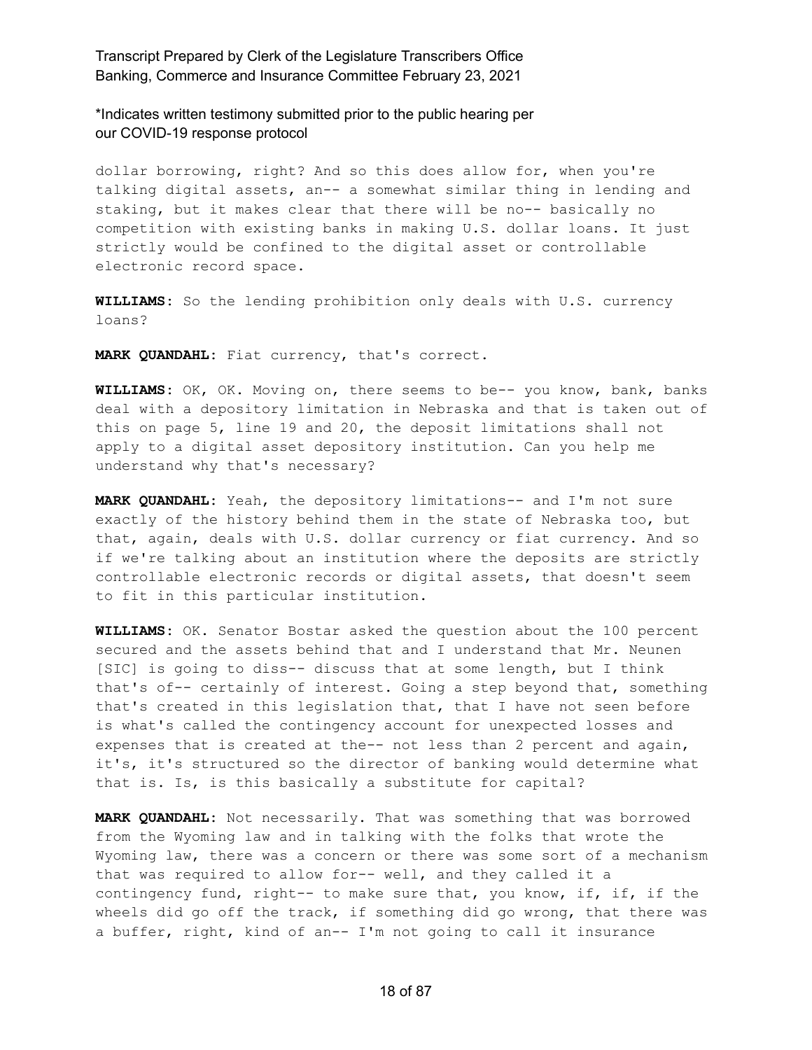dollar borrowing, right? And so this does allow for, when you're talking digital assets, an-- a somewhat similar thing in lending and staking, but it makes clear that there will be no-- basically no competition with existing banks in making U.S. dollar loans. It just strictly would be confined to the digital asset or controllable electronic record space.

**WILLIAMS:** So the lending prohibition only deals with U.S. currency loans?

**MARK QUANDAHL:** Fiat currency, that's correct.

**WILLIAMS:** OK, OK. Moving on, there seems to be-- you know, bank, banks deal with a depository limitation in Nebraska and that is taken out of this on page 5, line 19 and 20, the deposit limitations shall not apply to a digital asset depository institution. Can you help me understand why that's necessary?

**MARK QUANDAHL:** Yeah, the depository limitations-- and I'm not sure exactly of the history behind them in the state of Nebraska too, but that, again, deals with U.S. dollar currency or fiat currency. And so if we're talking about an institution where the deposits are strictly controllable electronic records or digital assets, that doesn't seem to fit in this particular institution.

**WILLIAMS:** OK. Senator Bostar asked the question about the 100 percent secured and the assets behind that and I understand that Mr. Neunen [SIC] is going to diss-- discuss that at some length, but I think that's of-- certainly of interest. Going a step beyond that, something that's created in this legislation that, that I have not seen before is what's called the contingency account for unexpected losses and expenses that is created at the-- not less than 2 percent and again, it's, it's structured so the director of banking would determine what that is. Is, is this basically a substitute for capital?

**MARK QUANDAHL:** Not necessarily. That was something that was borrowed from the Wyoming law and in talking with the folks that wrote the Wyoming law, there was a concern or there was some sort of a mechanism that was required to allow for-- well, and they called it a contingency fund, right-- to make sure that, you know, if, if, if the wheels did go off the track, if something did go wrong, that there was a buffer, right, kind of an-- I'm not going to call it insurance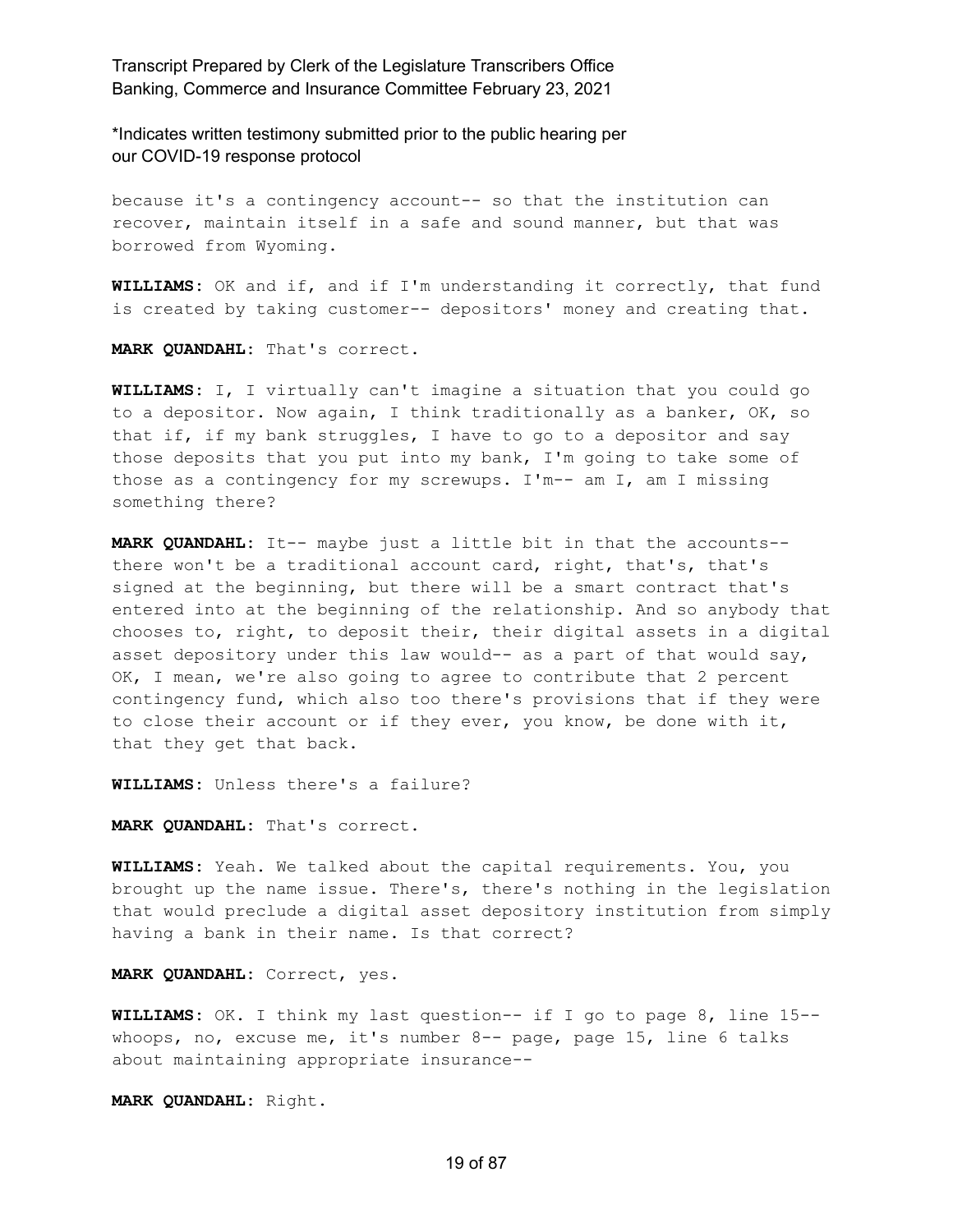because it's a contingency account-- so that the institution can recover, maintain itself in a safe and sound manner, but that was borrowed from Wyoming.

**WILLIAMS:** OK and if, and if I'm understanding it correctly, that fund is created by taking customer-- depositors' money and creating that.

**MARK QUANDAHL:** That's correct.

**WILLIAMS:** I, I virtually can't imagine a situation that you could go to a depositor. Now again, I think traditionally as a banker, OK, so that if, if my bank struggles, I have to go to a depositor and say those deposits that you put into my bank, I'm going to take some of those as a contingency for my screwups. I'm-- am I, am I missing something there?

**MARK QUANDAHL:** It-- maybe just a little bit in that the accounts-- there won't be a traditional account card, right, that's, that's signed at the beginning, but there will be a smart contract that's entered into at the beginning of the relationship. And so anybody that chooses to, right, to deposit their, their digital assets in a digital asset depository under this law would-- as a part of that would say, OK, I mean, we're also going to agree to contribute that 2 percent contingency fund, which also too there's provisions that if they were to close their account or if they ever, you know, be done with it, that they get that back.

**WILLIAMS:** Unless there's a failure?

**MARK QUANDAHL:** That's correct.

**WILLIAMS:** Yeah. We talked about the capital requirements. You, you brought up the name issue. There's, there's nothing in the legislation that would preclude a digital asset depository institution from simply having a bank in their name. Is that correct?

**MARK QUANDAHL:** Correct, yes.

**WILLIAMS:** OK. I think my last question-- if I go to page 8, line 15-- whoops, no, excuse me, it's number 8-- page, page 15, line 6 talks about maintaining appropriate insurance--

**MARK QUANDAHL:** Right.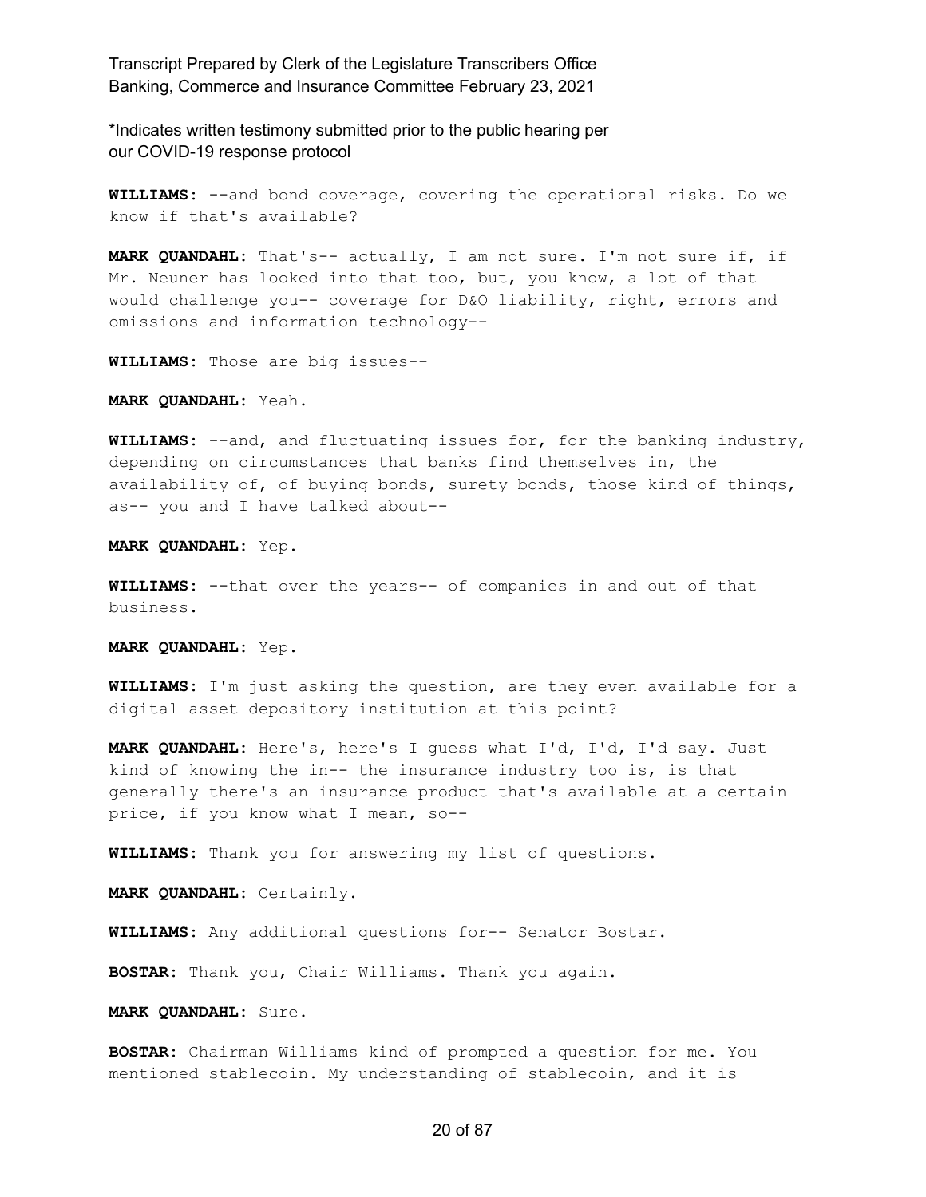*Indicates written testimony submitted prior to the public hearing per our COVID-19 response protocol

**WILLIAMS:** --and bond coverage, covering the operational risks. Do we know if that's available?

**MARK QUANDAHL:** That's-- actually, I am not sure. I'm not sure if, if Mr. Neuner has looked into that too, but, you know, a lot of that would challenge you-- coverage for D&O liability, right, errors and omissions and information technology--

**WILLIAMS:** Those are big issues--

**MARK QUANDAHL:** Yeah.

**WILLIAMS:** --and, and fluctuating issues for, for the banking industry, depending on circumstances that banks find themselves in, the availability of, of buying bonds, surety bonds, those kind of things, as-- you and I have talked about--

**MARK QUANDAHL:** Yep.

**WILLIAMS:** --that over the years-- of companies in and out of that business.

**MARK QUANDAHL:** Yep.

**WILLIAMS:** I'm just asking the question, are they even available for a digital asset depository institution at this point?

**MARK QUANDAHL:** Here's, here's I guess what I'd, I'd, I'd say. Just kind of knowing the in-- the insurance industry too is, is that generally there's an insurance product that's available at a certain price, if you know what I mean, so--

**WILLIAMS:** Thank you for answering my list of questions.

**MARK QUANDAHL:** Certainly.

**WILLIAMS:** Any additional questions for-- Senator Bostar.

**BOSTAR:** Thank you, Chair Williams. Thank you again.

**MARK QUANDAHL:** Sure.

**BOSTAR:** Chairman Williams kind of prompted a question for me. You mentioned stablecoin. My understanding of stablecoin, and it is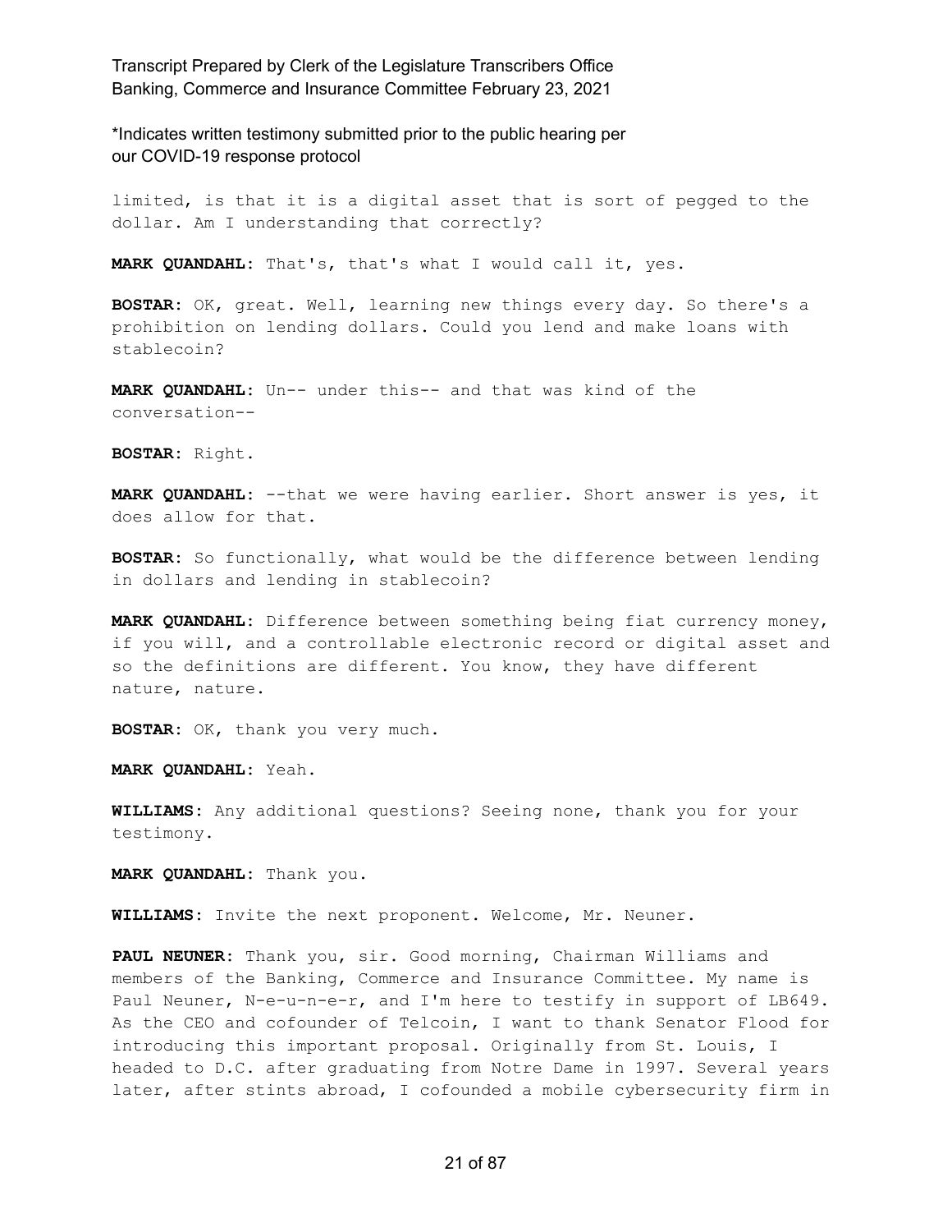limited, is that it is a digital asset that is sort of pegged to the dollar. Am I understanding that correctly?

**MARK QUANDAHL:** That's, that's what I would call it, yes.

**BOSTAR:** OK, great. Well, learning new things every day. So there's a prohibition on lending dollars. Could you lend and make loans with stablecoin?

**MARK QUANDAHL:** Un-- under this-- and that was kind of the conversation--

**BOSTAR:** Right.

**MARK QUANDAHL:** --that we were having earlier. Short answer is yes, it does allow for that.

**BOSTAR:** So functionally, what would be the difference between lending in dollars and lending in stablecoin?

**MARK QUANDAHL:** Difference between something being fiat currency money, if you will, and a controllable electronic record or digital asset and so the definitions are different. You know, they have different nature, nature.

**BOSTAR:** OK, thank you very much.

**MARK QUANDAHL:** Yeah.

**WILLIAMS:** Any additional questions? Seeing none, thank you for your testimony.

**MARK QUANDAHL:** Thank you.

**WILLIAMS:** Invite the next proponent. Welcome, Mr. Neuner.

**PAUL NEUNER:** Thank you, sir. Good morning, Chairman Williams and members of the Banking, Commerce and Insurance Committee. My name is Paul Neuner, N-e-u-n-e-r, and I'm here to testify in support of LB649. As the CEO and cofounder of Telcoin, I want to thank Senator Flood for introducing this important proposal. Originally from St. Louis, I headed to D.C. after graduating from Notre Dame in 1997. Several years later, after stints abroad, I cofounded a mobile cybersecurity firm in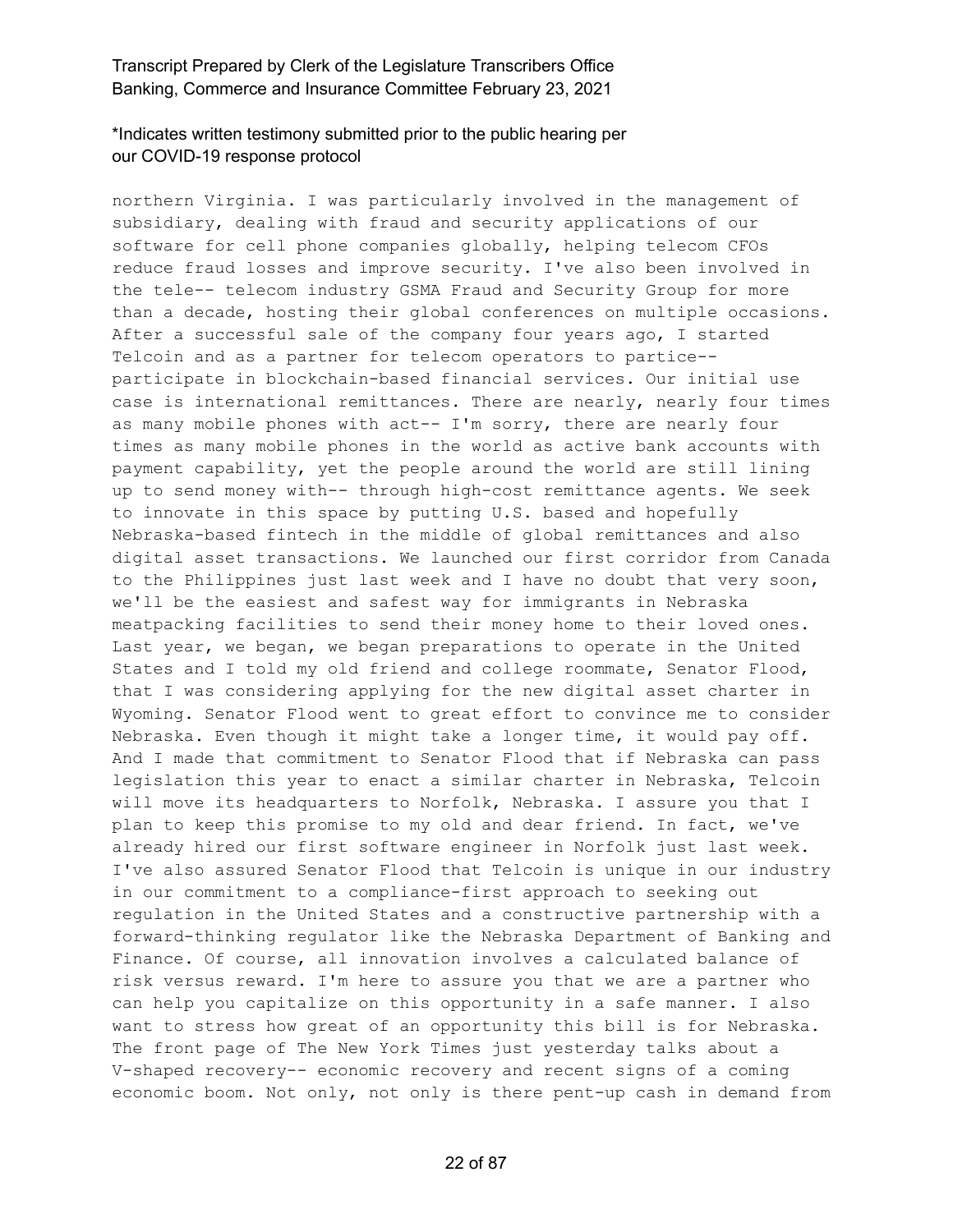northern Virginia. I was particularly involved in the management of subsidiary, dealing with fraud and security applications of our software for cell phone companies globally, helping telecom CFOs reduce fraud losses and improve security. I've also been involved in the tele-- telecom industry GSMA Fraud and Security Group for more than a decade, hosting their global conferences on multiple occasions. After a successful sale of the company four years ago, I started Telcoin and as a partner for telecom operators to partice-- participate in blockchain-based financial services. Our initial use case is international remittances. There are nearly, nearly four times as many mobile phones with act-- I'm sorry, there are nearly four times as many mobile phones in the world as active bank accounts with payment capability, yet the people around the world are still lining up to send money with-- through high-cost remittance agents. We seek to innovate in this space by putting U.S. based and hopefully Nebraska-based fintech in the middle of global remittances and also digital asset transactions. We launched our first corridor from Canada to the Philippines just last week and I have no doubt that very soon, we'll be the easiest and safest way for immigrants in Nebraska meatpacking facilities to send their money home to their loved ones. Last year, we began, we began preparations to operate in the United States and I told my old friend and college roommate, Senator Flood, that I was considering applying for the new digital asset charter in Wyoming. Senator Flood went to great effort to convince me to consider Nebraska. Even though it might take a longer time, it would pay off. And I made that commitment to Senator Flood that if Nebraska can pass legislation this year to enact a similar charter in Nebraska, Telcoin will move its headquarters to Norfolk, Nebraska. I assure you that I plan to keep this promise to my old and dear friend. In fact, we've already hired our first software engineer in Norfolk just last week. I've also assured Senator Flood that Telcoin is unique in our industry in our commitment to a compliance-first approach to seeking out regulation in the United States and a constructive partnership with a forward-thinking regulator like the Nebraska Department of Banking and Finance. Of course, all innovation involves a calculated balance of risk versus reward. I'm here to assure you that we are a partner who can help you capitalize on this opportunity in a safe manner. I also want to stress how great of an opportunity this bill is for Nebraska. The front page of The New York Times just yesterday talks about a V-shaped recovery-- economic recovery and recent signs of a coming economic boom. Not only, not only is there pent-up cash in demand from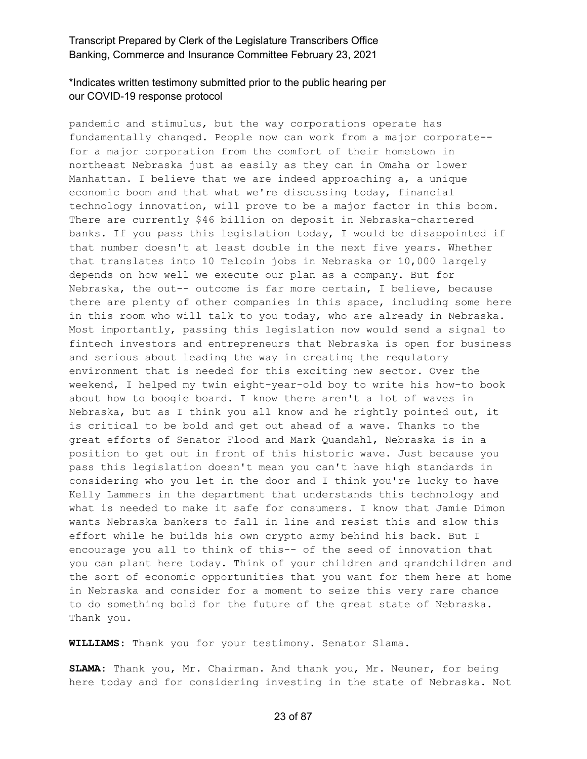pandemic and stimulus, but the way corporations operate has fundamentally changed. People now can work from a major corporate-- for a major corporation from the comfort of their hometown in northeast Nebraska just as easily as they can in Omaha or lower Manhattan. I believe that we are indeed approaching a, a unique economic boom and that what we're discussing today, financial technology innovation, will prove to be a major factor in this boom. There are currently $46 billion on deposit in Nebraska-chartered banks. If you pass this legislation today, I would be disappointed if that number doesn't at least double in the next five years. Whether that translates into 10 Telcoin jobs in Nebraska or 10,000 largely depends on how well we execute our plan as a company. But for Nebraska, the out-- outcome is far more certain, I believe, because there are plenty of other companies in this space, including some here in this room who will talk to you today, who are already in Nebraska. Most importantly, passing this legislation now would send a signal to fintech investors and entrepreneurs that Nebraska is open for business and serious about leading the way in creating the regulatory environment that is needed for this exciting new sector. Over the weekend, I helped my twin eight-year-old boy to write his how-to book about how to boogie board. I know there aren't a lot of waves in Nebraska, but as I think you all know and he rightly pointed out, it is critical to be bold and get out ahead of a wave. Thanks to the great efforts of Senator Flood and Mark Quandahl, Nebraska is in a position to get out in front of this historic wave. Just because you pass this legislation doesn't mean you can't have high standards in considering who you let in the door and I think you're lucky to have Kelly Lammers in the department that understands this technology and what is needed to make it safe for consumers. I know that Jamie Dimon wants Nebraska bankers to fall in line and resist this and slow this effort while he builds his own crypto army behind his back. But I encourage you all to think of this-- of the seed of innovation that you can plant here today. Think of your children and grandchildren and the sort of economic opportunities that you want for them here at home in Nebraska and consider for a moment to seize this very rare chance to do something bold for the future of the great state of Nebraska. Thank you.

**WILLIAMS:** Thank you for your testimony. Senator Slama.

**SLAMA:** Thank you, Mr. Chairman. And thank you, Mr. Neuner, for being here today and for considering investing in the state of Nebraska. Not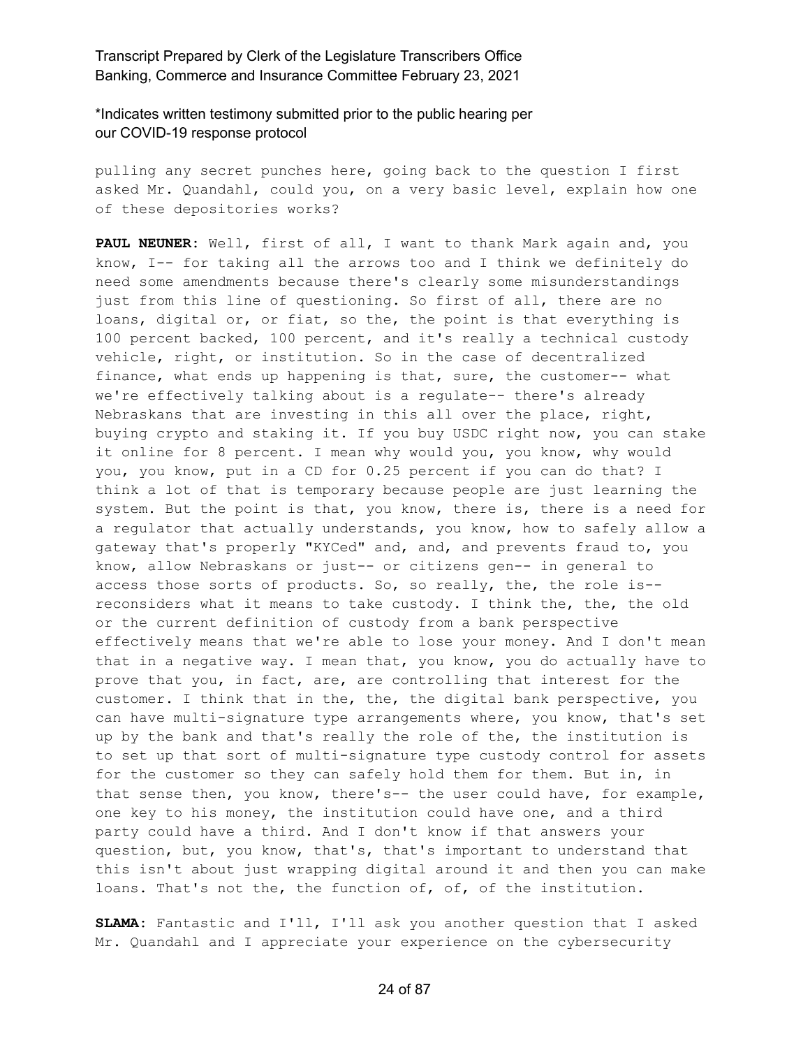pulling any secret punches here, going back to the question I first asked Mr. Quandahl, could you, on a very basic level, explain how one of these depositories works?

**PAUL NEUNER:** Well, first of all, I want to thank Mark again and, you know, I-- for taking all the arrows too and I think we definitely do need some amendments because there's clearly some misunderstandings just from this line of questioning. So first of all, there are no loans, digital or, or fiat, so the, the point is that everything is 100 percent backed, 100 percent, and it's really a technical custody vehicle, right, or institution. So in the case of decentralized finance, what ends up happening is that, sure, the customer-- what we're effectively talking about is a regulate-- there's already Nebraskans that are investing in this all over the place, right, buying crypto and staking it. If you buy USDC right now, you can stake it online for 8 percent. I mean why would you, you know, why would you, you know, put in a CD for 0.25 percent if you can do that? I think a lot of that is temporary because people are just learning the system. But the point is that, you know, there is, there is a need for a regulator that actually understands, you know, how to safely allow a gateway that's properly "KYCed" and, and, and prevents fraud to, you know, allow Nebraskans or just-- or citizens gen-- in general to access those sorts of products. So, so really, the, the role is-- reconsiders what it means to take custody. I think the, the, the old or the current definition of custody from a bank perspective effectively means that we're able to lose your money. And I don't mean that in a negative way. I mean that, you know, you do actually have to prove that you, in fact, are, are controlling that interest for the customer. I think that in the, the, the digital bank perspective, you can have multi-signature type arrangements where, you know, that's set up by the bank and that's really the role of the, the institution is to set up that sort of multi-signature type custody control for assets for the customer so they can safely hold them for them. But in, in that sense then, you know, there's-- the user could have, for example, one key to his money, the institution could have one, and a third party could have a third. And I don't know if that answers your question, but, you know, that's, that's important to understand that this isn't about just wrapping digital around it and then you can make loans. That's not the, the function of, of, of the institution.

**SLAMA:** Fantastic and I'll, I'll ask you another question that I asked Mr. Quandahl and I appreciate your experience on the cybersecurity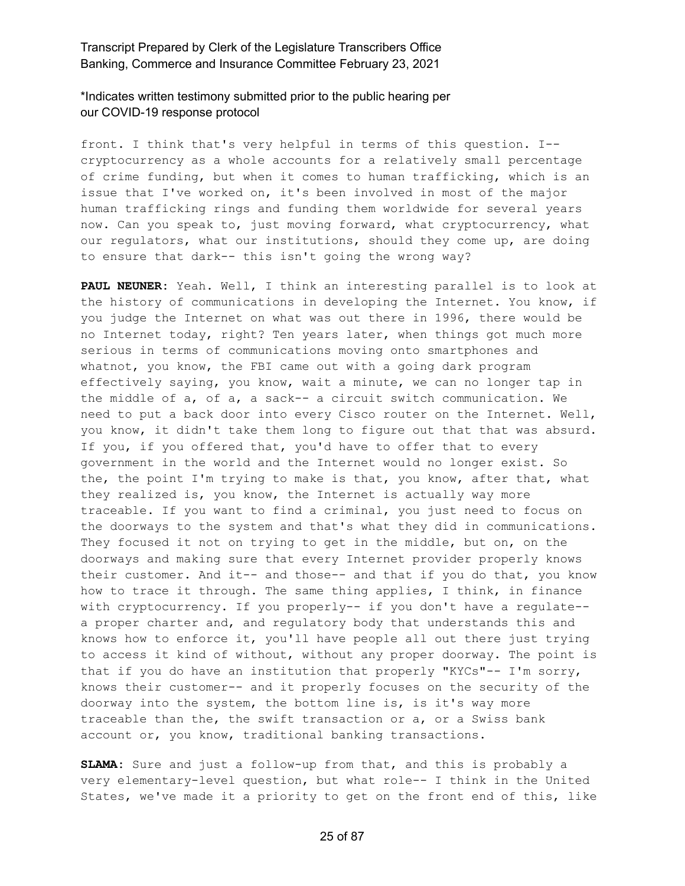front. I think that's very helpful in terms of this question. I-- cryptocurrency as a whole accounts for a relatively small percentage of crime funding, but when it comes to human trafficking, which is an issue that I've worked on, it's been involved in most of the major human trafficking rings and funding them worldwide for several years now. Can you speak to, just moving forward, what cryptocurrency, what our regulators, what our institutions, should they come up, are doing to ensure that dark-- this isn't going the wrong way?

**PAUL NEUNER:** Yeah. Well, I think an interesting parallel is to look at the history of communications in developing the Internet. You know, if you judge the Internet on what was out there in 1996, there would be no Internet today, right? Ten years later, when things got much more serious in terms of communications moving onto smartphones and whatnot, you know, the FBI came out with a going dark program effectively saying, you know, wait a minute, we can no longer tap in the middle of a, of a, a sack-- a circuit switch communication. We need to put a back door into every Cisco router on the Internet. Well, you know, it didn't take them long to figure out that that was absurd. If you, if you offered that, you'd have to offer that to every government in the world and the Internet would no longer exist. So the, the point I'm trying to make is that, you know, after that, what they realized is, you know, the Internet is actually way more traceable. If you want to find a criminal, you just need to focus on the doorways to the system and that's what they did in communications. They focused it not on trying to get in the middle, but on, on the doorways and making sure that every Internet provider properly knows their customer. And it-- and those-- and that if you do that, you know how to trace it through. The same thing applies, I think, in finance with cryptocurrency. If you properly-- if you don't have a regulate-- a proper charter and, and regulatory body that understands this and knows how to enforce it, you'll have people all out there just trying to access it kind of without, without any proper doorway. The point is that if you do have an institution that properly "KYCs"-- I'm sorry, knows their customer-- and it properly focuses on the security of the doorway into the system, the bottom line is, is it's way more traceable than the, the swift transaction or a, or a Swiss bank account or, you know, traditional banking transactions.

**SLAMA:** Sure and just a follow-up from that, and this is probably a very elementary-level question, but what role-- I think in the United States, we've made it a priority to get on the front end of this, like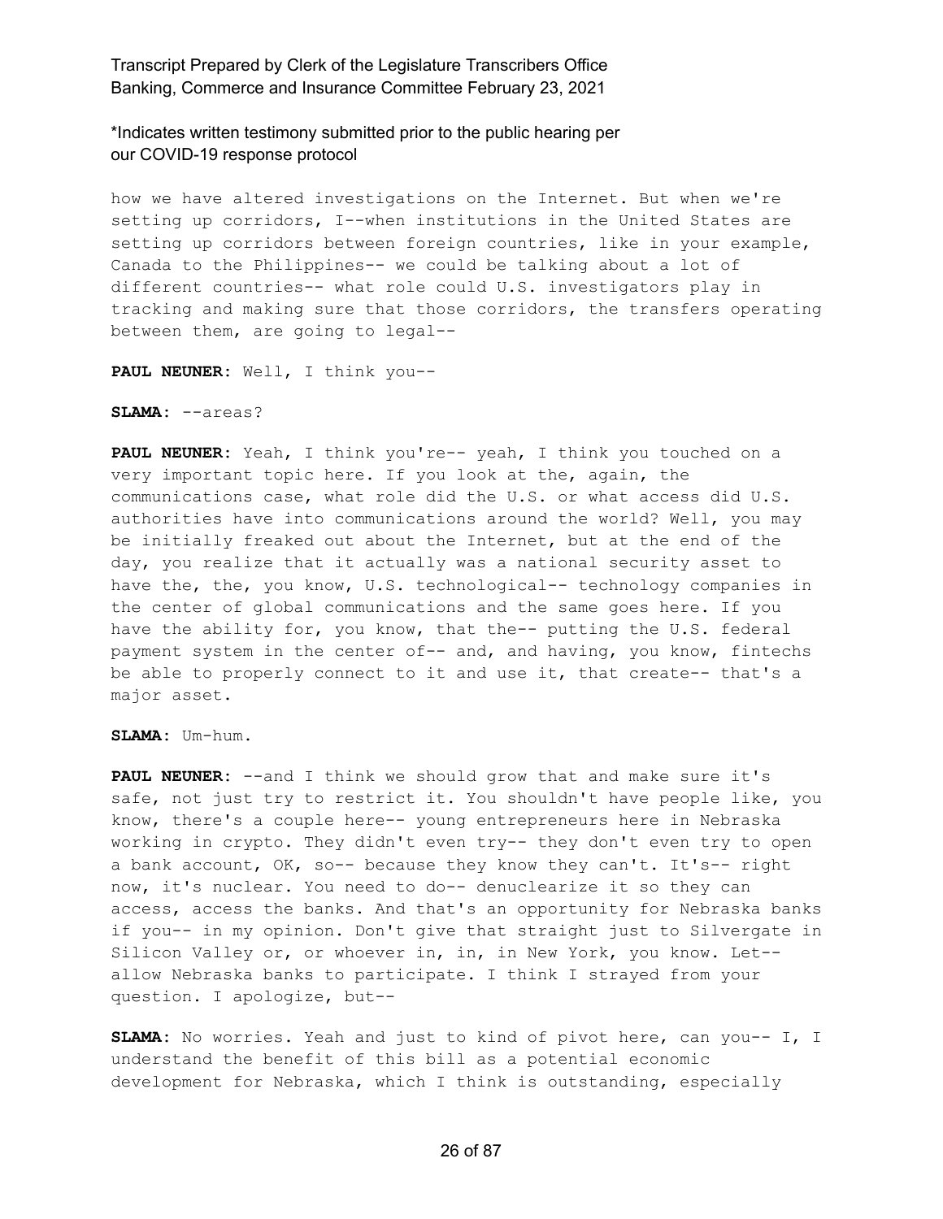how we have altered investigations on the Internet. But when we're setting up corridors, I--when institutions in the United States are setting up corridors between foreign countries, like in your example, Canada to the Philippines-- we could be talking about a lot of different countries-- what role could U.S. investigators play in tracking and making sure that those corridors, the transfers operating between them, are going to legal--

**PAUL NEUNER:** Well, I think you--

**SLAMA:** --areas?

**PAUL NEUNER:** Yeah, I think you're-- yeah, I think you touched on a very important topic here. If you look at the, again, the communications case, what role did the U.S. or what access did U.S. authorities have into communications around the world? Well, you may be initially freaked out about the Internet, but at the end of the day, you realize that it actually was a national security asset to have the, the, you know, U.S. technological-- technology companies in the center of global communications and the same goes here. If you have the ability for, you know, that the-- putting the U.S. federal payment system in the center of-- and, and having, you know, fintechs be able to properly connect to it and use it, that create-- that's a major asset.

**SLAMA:** Um-hum.

**PAUL NEUNER:** --and I think we should grow that and make sure it's safe, not just try to restrict it. You shouldn't have people like, you know, there's a couple here-- young entrepreneurs here in Nebraska working in crypto. They didn't even try-- they don't even try to open a bank account, OK, so-- because they know they can't. It's-- right now, it's nuclear. You need to do-- denuclearize it so they can access, access the banks. And that's an opportunity for Nebraska banks if you-- in my opinion. Don't give that straight just to Silvergate in Silicon Valley or, or whoever in, in, in New York, you know. Let-- allow Nebraska banks to participate. I think I strayed from your question. I apologize, but--

**SLAMA:** No worries. Yeah and just to kind of pivot here, can you-- I, I understand the benefit of this bill as a potential economic development for Nebraska, which I think is outstanding, especially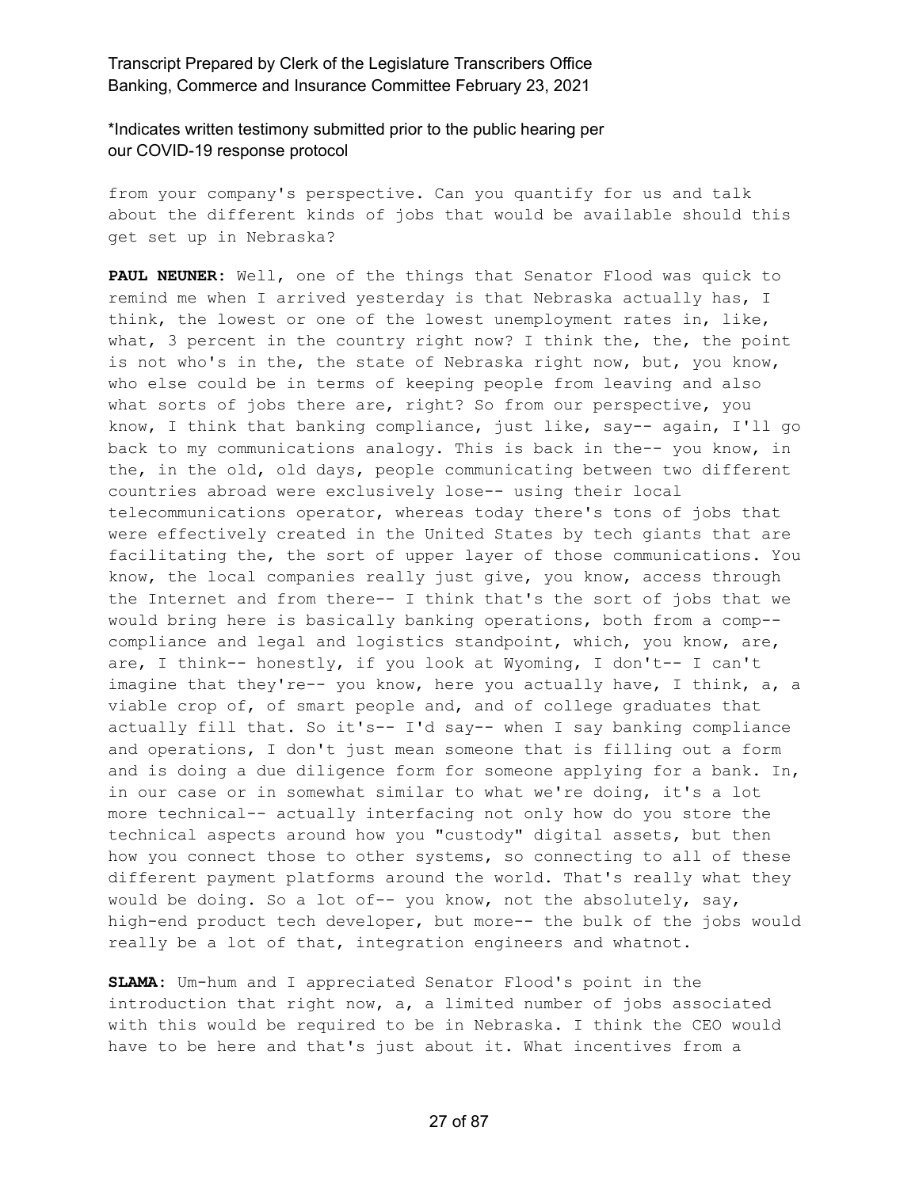from your company's perspective. Can you quantify for us and talk about the different kinds of jobs that would be available should this get set up in Nebraska?

**PAUL NEUNER:** Well, one of the things that Senator Flood was quick to remind me when I arrived yesterday is that Nebraska actually has, I think, the lowest or one of the lowest unemployment rates in, like, what, 3 percent in the country right now? I think the, the, the point is not who's in the, the state of Nebraska right now, but, you know, who else could be in terms of keeping people from leaving and also what sorts of jobs there are, right? So from our perspective, you know, I think that banking compliance, just like, say-- again, I'll go back to my communications analogy. This is back in the-- you know, in the, in the old, old days, people communicating between two different countries abroad were exclusively lose-- using their local telecommunications operator, whereas today there's tons of jobs that were effectively created in the United States by tech giants that are facilitating the, the sort of upper layer of those communications. You know, the local companies really just give, you know, access through the Internet and from there-- I think that's the sort of jobs that we would bring here is basically banking operations, both from a comp-- compliance and legal and logistics standpoint, which, you know, are, are, I think-- honestly, if you look at Wyoming, I don't-- I can't imagine that they're-- you know, here you actually have, I think, a, a viable crop of, of smart people and, and of college graduates that actually fill that. So it's-- I'd say-- when I say banking compliance and operations, I don't just mean someone that is filling out a form and is doing a due diligence form for someone applying for a bank. In, in our case or in somewhat similar to what we're doing, it's a lot more technical-- actually interfacing not only how do you store the technical aspects around how you "custody" digital assets, but then how you connect those to other systems, so connecting to all of these different payment platforms around the world. That's really what they would be doing. So a lot of-- you know, not the absolutely, say, high-end product tech developer, but more-- the bulk of the jobs would really be a lot of that, integration engineers and whatnot.

**SLAMA:** Um-hum and I appreciated Senator Flood's point in the introduction that right now, a, a limited number of jobs associated with this would be required to be in Nebraska. I think the CEO would have to be here and that's just about it. What incentives from a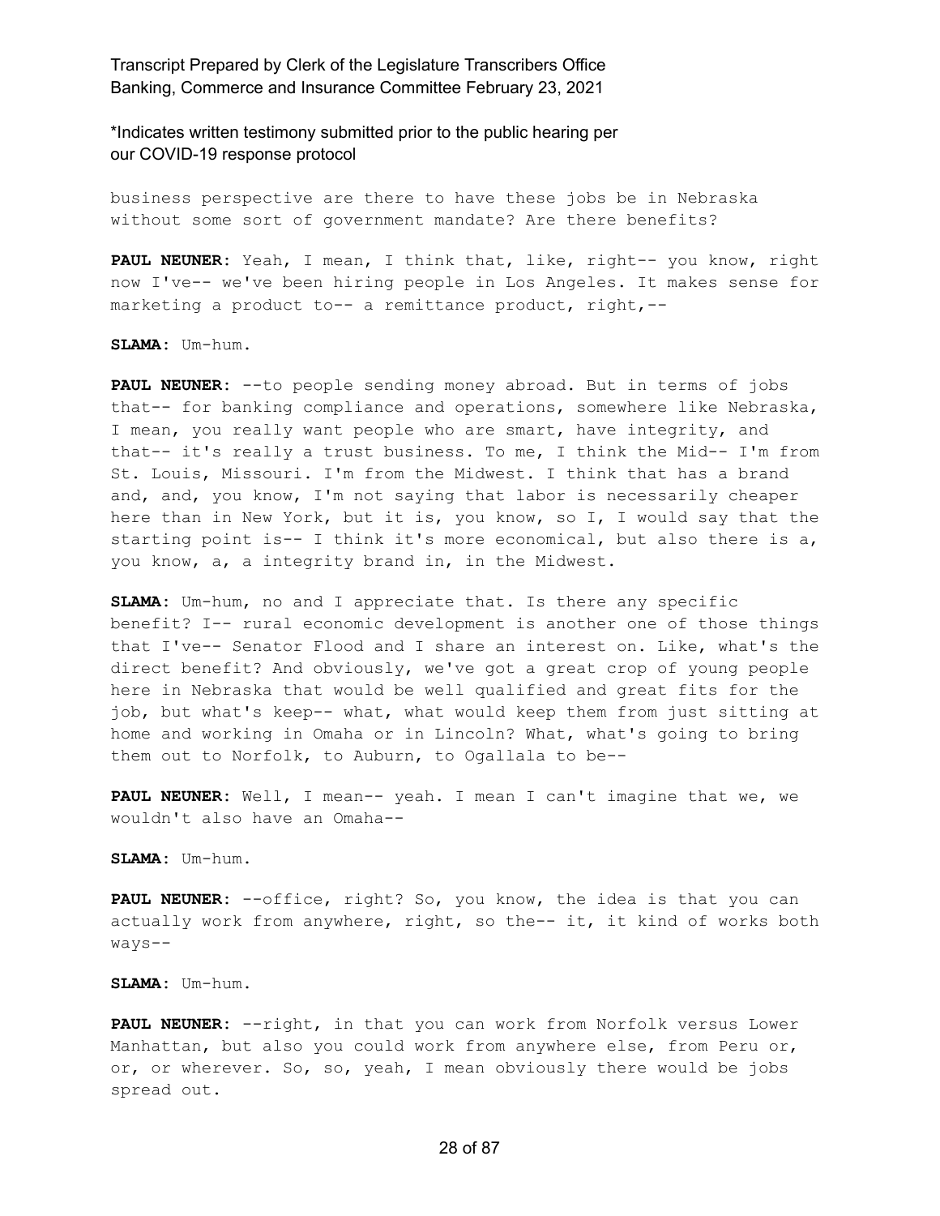business perspective are there to have these jobs be in Nebraska without some sort of government mandate? Are there benefits?

**PAUL NEUNER:** Yeah, I mean, I think that, like, right-- you know, right now I've-- we've been hiring people in Los Angeles. It makes sense for marketing a product to-- a remittance product, right,--

**SLAMA:** Um-hum.

**PAUL NEUNER:** --to people sending money abroad. But in terms of jobs that-- for banking compliance and operations, somewhere like Nebraska, I mean, you really want people who are smart, have integrity, and that-- it's really a trust business. To me, I think the Mid-- I'm from St. Louis, Missouri. I'm from the Midwest. I think that has a brand and, and, you know, I'm not saying that labor is necessarily cheaper here than in New York, but it is, you know, so I, I would say that the starting point is-- I think it's more economical, but also there is a, you know, a, a integrity brand in, in the Midwest.

**SLAMA:** Um-hum, no and I appreciate that. Is there any specific benefit? I-- rural economic development is another one of those things that I've-- Senator Flood and I share an interest on. Like, what's the direct benefit? And obviously, we've got a great crop of young people here in Nebraska that would be well qualified and great fits for the job, but what's keep-- what, what would keep them from just sitting at home and working in Omaha or in Lincoln? What, what's going to bring them out to Norfolk, to Auburn, to Ogallala to be--

**PAUL NEUNER:** Well, I mean-- yeah. I mean I can't imagine that we, we wouldn't also have an Omaha--

**SLAMA:** Um-hum.

**PAUL NEUNER:** --office, right? So, you know, the idea is that you can actually work from anywhere, right, so the-- it, it kind of works both ways--

**SLAMA:** Um-hum.

**PAUL NEUNER:** --right, in that you can work from Norfolk versus Lower Manhattan, but also you could work from anywhere else, from Peru or, or, or wherever. So, so, yeah, I mean obviously there would be jobs spread out.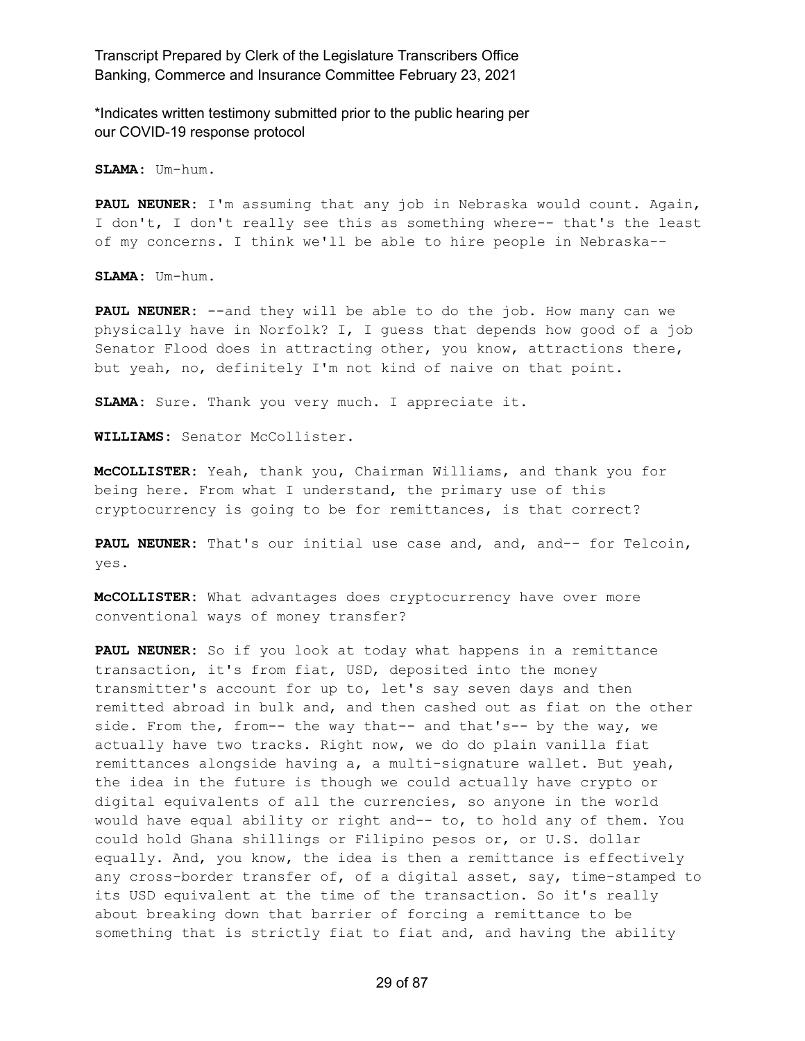**SLAMA:** Um-hum.

**PAUL NEUNER:** I'm assuming that any job in Nebraska would count. Again, I don't, I don't really see this as something where-- that's the least of my concerns. I think we'll be able to hire people in Nebraska--

**SLAMA:** Um-hum.

**PAUL NEUNER:** --and they will be able to do the job. How many can we physically have in Norfolk? I, I guess that depends how good of a job Senator Flood does in attracting other, you know, attractions there, but yeah, no, definitely I'm not kind of naive on that point.

**SLAMA:** Sure. Thank you very much. I appreciate it.

**WILLIAMS:** Senator McCollister.

**McCOLLISTER:** Yeah, thank you, Chairman Williams, and thank you for being here. From what I understand, the primary use of this cryptocurrency is going to be for remittances, is that correct?

**PAUL NEUNER:** That's our initial use case and, and, and-- for Telcoin, yes.

**McCOLLISTER:** What advantages does cryptocurrency have over more conventional ways of money transfer?

**PAUL NEUNER:** So if you look at today what happens in a remittance transaction, it's from fiat, USD, deposited into the money transmitter's account for up to, let's say seven days and then remitted abroad in bulk and, and then cashed out as fiat on the other side. From the, from-- the way that-- and that's-- by the way, we actually have two tracks. Right now, we do do plain vanilla fiat remittances alongside having a, a multi-signature wallet. But yeah, the idea in the future is though we could actually have crypto or digital equivalents of all the currencies, so anyone in the world would have equal ability or right and-- to, to hold any of them. You could hold Ghana shillings or Filipino pesos or, or U.S. dollar equally. And, you know, the idea is then a remittance is effectively any cross-border transfer of, of a digital asset, say, time-stamped to its USD equivalent at the time of the transaction. So it's really about breaking down that barrier of forcing a remittance to be something that is strictly fiat to fiat and, and having the ability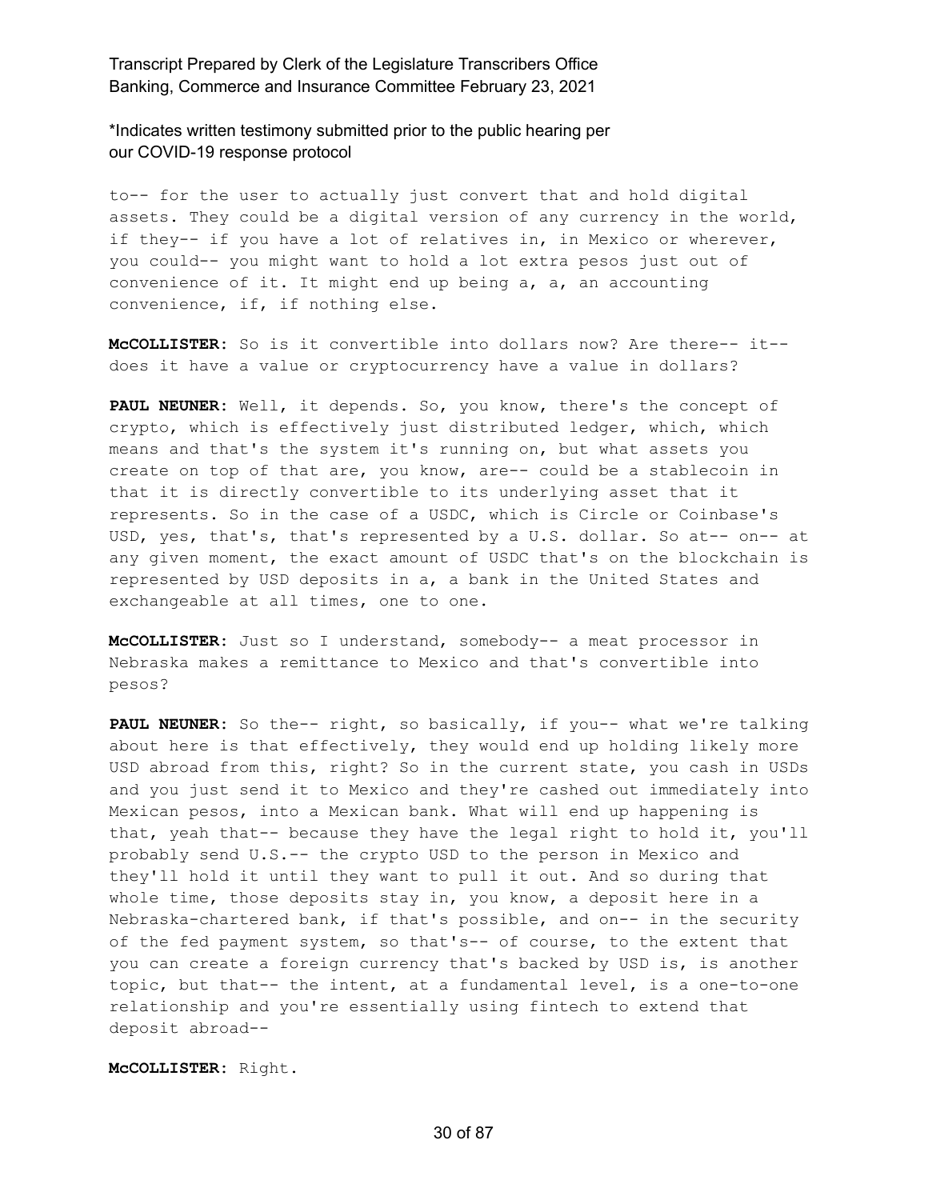to-- for the user to actually just convert that and hold digital assets. They could be a digital version of any currency in the world, if they-- if you have a lot of relatives in, in Mexico or wherever, you could-- you might want to hold a lot extra pesos just out of convenience of it. It might end up being a, a, an accounting convenience, if, if nothing else.

**McCOLLISTER:** So is it convertible into dollars now? Are there-- it-- does it have a value or cryptocurrency have a value in dollars?

**PAUL NEUNER:** Well, it depends. So, you know, there's the concept of crypto, which is effectively just distributed ledger, which, which means and that's the system it's running on, but what assets you create on top of that are, you know, are-- could be a stablecoin in that it is directly convertible to its underlying asset that it represents. So in the case of a USDC, which is Circle or Coinbase's USD, yes, that's, that's represented by a U.S. dollar. So at-- on-- at any given moment, the exact amount of USDC that's on the blockchain is represented by USD deposits in a, a bank in the United States and exchangeable at all times, one to one.

**McCOLLISTER:** Just so I understand, somebody-- a meat processor in Nebraska makes a remittance to Mexico and that's convertible into pesos?

**PAUL NEUNER:** So the-- right, so basically, if you-- what we're talking about here is that effectively, they would end up holding likely more USD abroad from this, right? So in the current state, you cash in USDs and you just send it to Mexico and they're cashed out immediately into Mexican pesos, into a Mexican bank. What will end up happening is that, yeah that-- because they have the legal right to hold it, you'll probably send U.S.-- the crypto USD to the person in Mexico and they'll hold it until they want to pull it out. And so during that whole time, those deposits stay in, you know, a deposit here in a Nebraska-chartered bank, if that's possible, and on-- in the security of the fed payment system, so that's-- of course, to the extent that you can create a foreign currency that's backed by USD is, is another topic, but that-- the intent, at a fundamental level, is a one-to-one relationship and you're essentially using fintech to extend that deposit abroad--

**McCOLLISTER:** Right.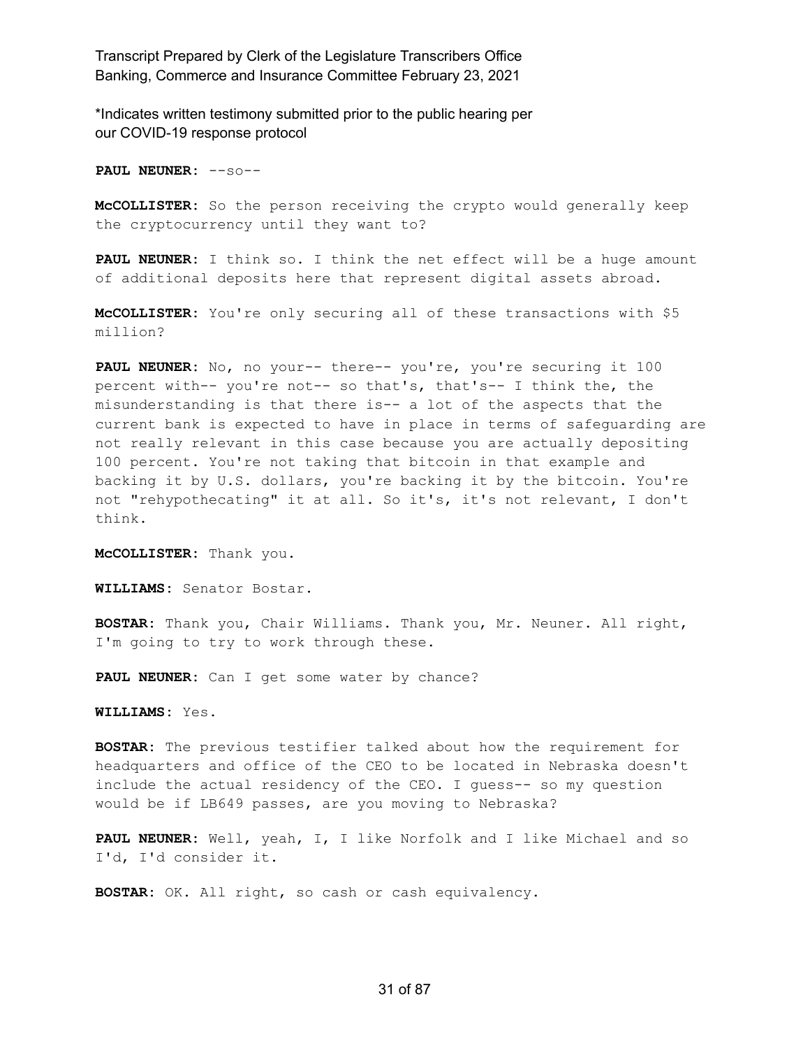*Indicates written testimony submitted prior to the public hearing per our COVID-19 response protocol

**PAUL NEUNER:** --so--

**McCOLLISTER:** So the person receiving the crypto would generally keep the cryptocurrency until they want to?

**PAUL NEUNER:** I think so. I think the net effect will be a huge amount of additional deposits here that represent digital assets abroad.

**McCOLLISTER:** You're only securing all of these transactions with $5 million?

**PAUL NEUNER:** No, no your-- there-- you're, you're securing it 100 percent with-- you're not-- so that's, that's-- I think the, the misunderstanding is that there is-- a lot of the aspects that the current bank is expected to have in place in terms of safeguarding are not really relevant in this case because you are actually depositing 100 percent. You're not taking that bitcoin in that example and backing it by U.S. dollars, you're backing it by the bitcoin. You're not "rehypothecating" it at all. So it's, it's not relevant, I don't think.

**McCOLLISTER:** Thank you.

**WILLIAMS:** Senator Bostar.

**BOSTAR:** Thank you, Chair Williams. Thank you, Mr. Neuner. All right, I'm going to try to work through these.

**PAUL NEUNER:** Can I get some water by chance?

**WILLIAMS:** Yes.

**BOSTAR:** The previous testifier talked about how the requirement for headquarters and office of the CEO to be located in Nebraska doesn't include the actual residency of the CEO. I guess-- so my question would be if LB649 passes, are you moving to Nebraska?

**PAUL NEUNER:** Well, yeah, I, I like Norfolk and I like Michael and so I'd, I'd consider it.

**BOSTAR:** OK. All right, so cash or cash equivalency.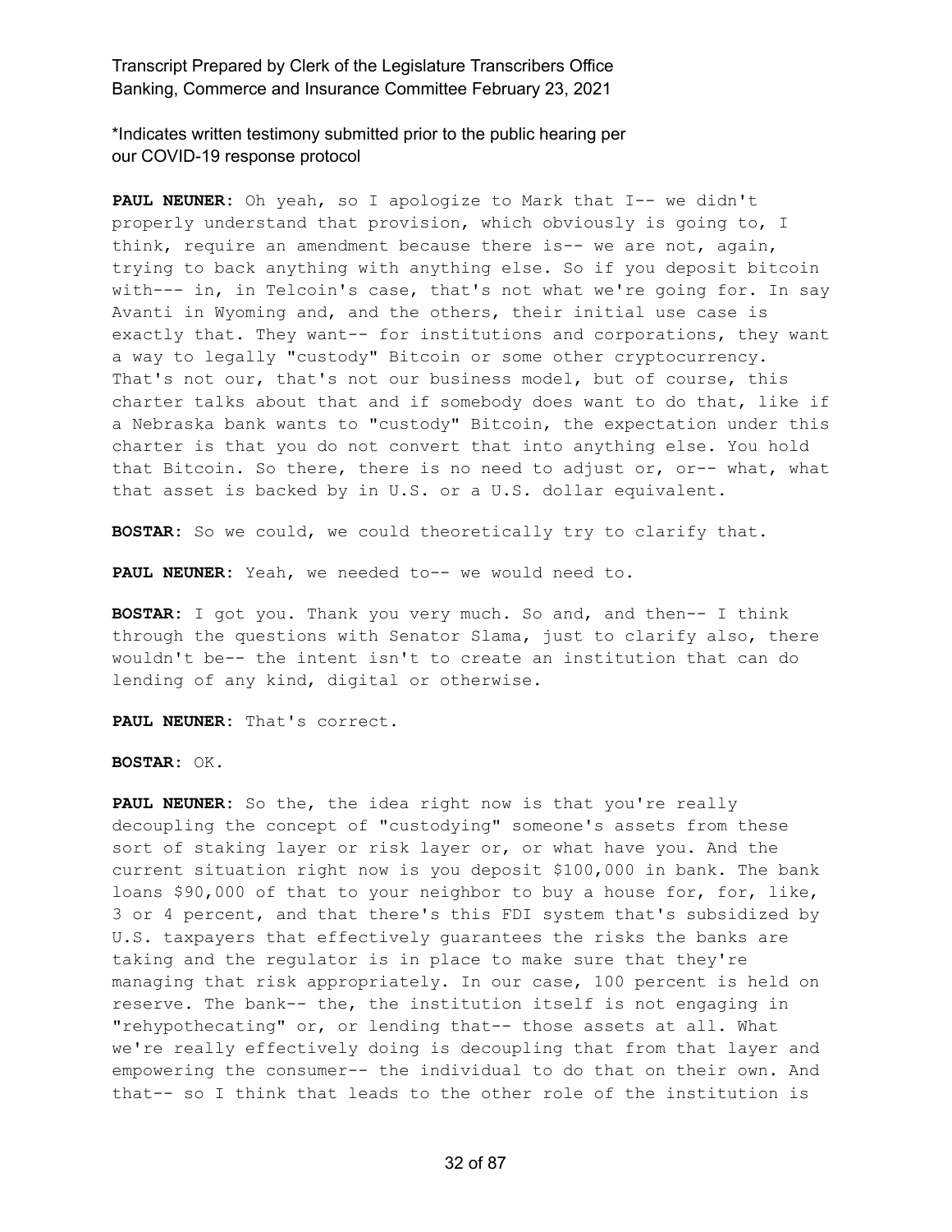*Indicates written testimony submitted prior to the public hearing per our COVID-19 response protocol

**PAUL NEUNER:** Oh yeah, so I apologize to Mark that I-- we didn't properly understand that provision, which obviously is going to, I think, require an amendment because there is-- we are not, again, trying to back anything with anything else. So if you deposit bitcoin with--- in, in Telcoin's case, that's not what we're going for. In say Avanti in Wyoming and, and the others, their initial use case is exactly that. They want-- for institutions and corporations, they want a way to legally "custody" Bitcoin or some other cryptocurrency. That's not our, that's not our business model, but of course, this charter talks about that and if somebody does want to do that, like if a Nebraska bank wants to "custody" Bitcoin, the expectation under this charter is that you do not convert that into anything else. You hold that Bitcoin. So there, there is no need to adjust or, or-- what, what that asset is backed by in U.S. or a U.S. dollar equivalent.

**BOSTAR:** So we could, we could theoretically try to clarify that.

**PAUL NEUNER:** Yeah, we needed to-- we would need to.

**BOSTAR:** I got you. Thank you very much. So and, and then-- I think through the questions with Senator Slama, just to clarify also, there wouldn't be-- the intent isn't to create an institution that can do lending of any kind, digital or otherwise.

**PAUL NEUNER:** That's correct.

**BOSTAR:** OK.

**PAUL NEUNER:** So the, the idea right now is that you're really decoupling the concept of "custodying" someone's assets from these sort of staking layer or risk layer or, or what have you. And the current situation right now is you deposit $100,000 in bank. The bank loans $90,000 of that to your neighbor to buy a house for, for, like, 3 or 4 percent, and that there's this FDI system that's subsidized by U.S. taxpayers that effectively guarantees the risks the banks are taking and the regulator is in place to make sure that they're managing that risk appropriately. In our case, 100 percent is held on reserve. The bank-- the, the institution itself is not engaging in "rehypothecating" or, or lending that-- those assets at all. What we're really effectively doing is decoupling that from that layer and empowering the consumer-- the individual to do that on their own. And that-- so I think that leads to the other role of the institution is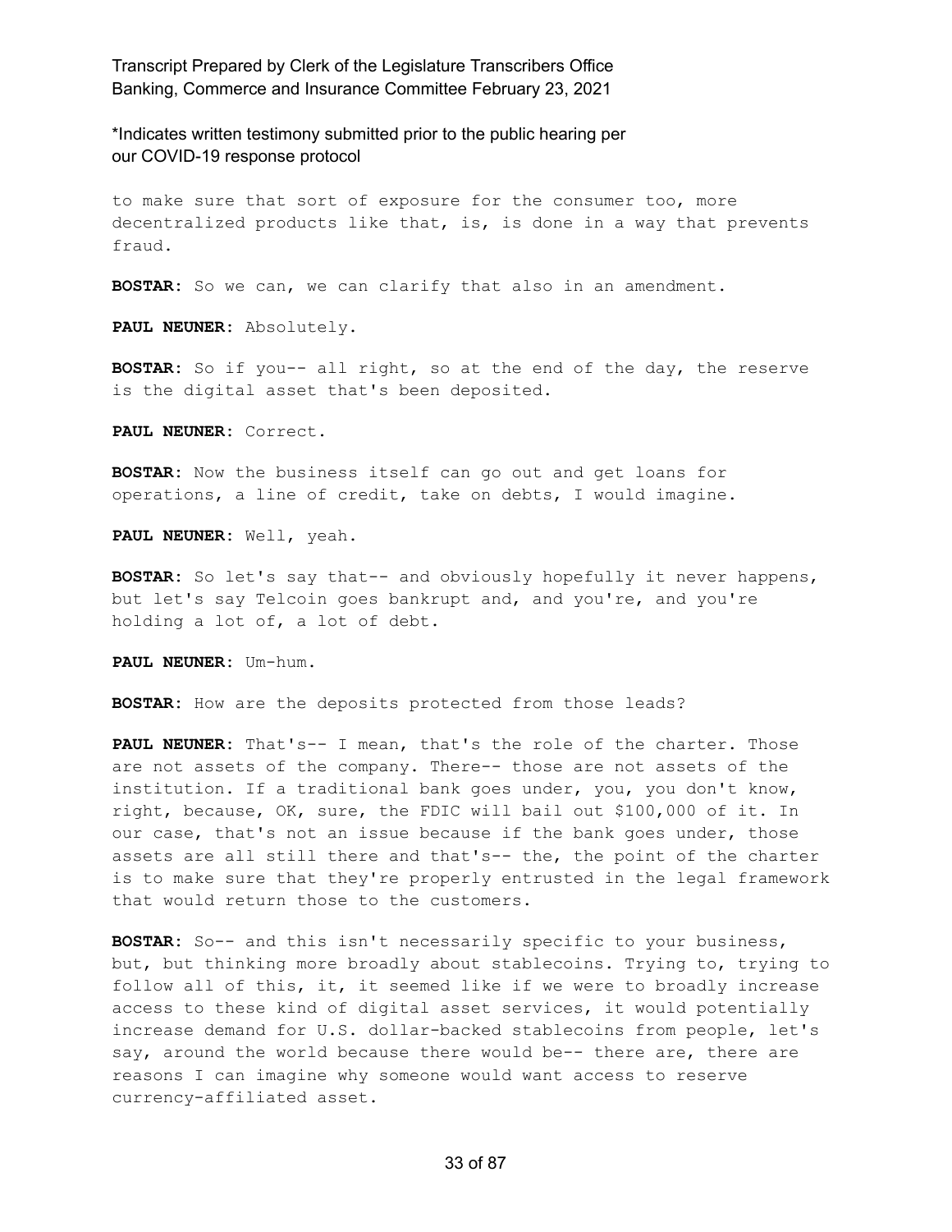to make sure that sort of exposure for the consumer too, more decentralized products like that, is, is done in a way that prevents fraud.

**BOSTAR:** So we can, we can clarify that also in an amendment.

**PAUL NEUNER:** Absolutely.

**BOSTAR:** So if you-- all right, so at the end of the day, the reserve is the digital asset that's been deposited.

**PAUL NEUNER:** Correct.

**BOSTAR:** Now the business itself can go out and get loans for operations, a line of credit, take on debts, I would imagine.

**PAUL NEUNER:** Well, yeah.

**BOSTAR:** So let's say that-- and obviously hopefully it never happens, but let's say Telcoin goes bankrupt and, and you're, and you're holding a lot of, a lot of debt.

**PAUL NEUNER:** Um-hum.

**BOSTAR:** How are the deposits protected from those leads?

**PAUL NEUNER:** That's-- I mean, that's the role of the charter. Those are not assets of the company. There-- those are not assets of the institution. If a traditional bank goes under, you, you don't know, right, because, OK, sure, the FDIC will bail out $100,000 of it. In our case, that's not an issue because if the bank goes under, those assets are all still there and that's-- the, the point of the charter is to make sure that they're properly entrusted in the legal framework that would return those to the customers.

**BOSTAR:** So-- and this isn't necessarily specific to your business, but, but thinking more broadly about stablecoins. Trying to, trying to follow all of this, it, it seemed like if we were to broadly increase access to these kind of digital asset services, it would potentially increase demand for U.S. dollar-backed stablecoins from people, let's say, around the world because there would be-- there are, there are reasons I can imagine why someone would want access to reserve currency-affiliated asset.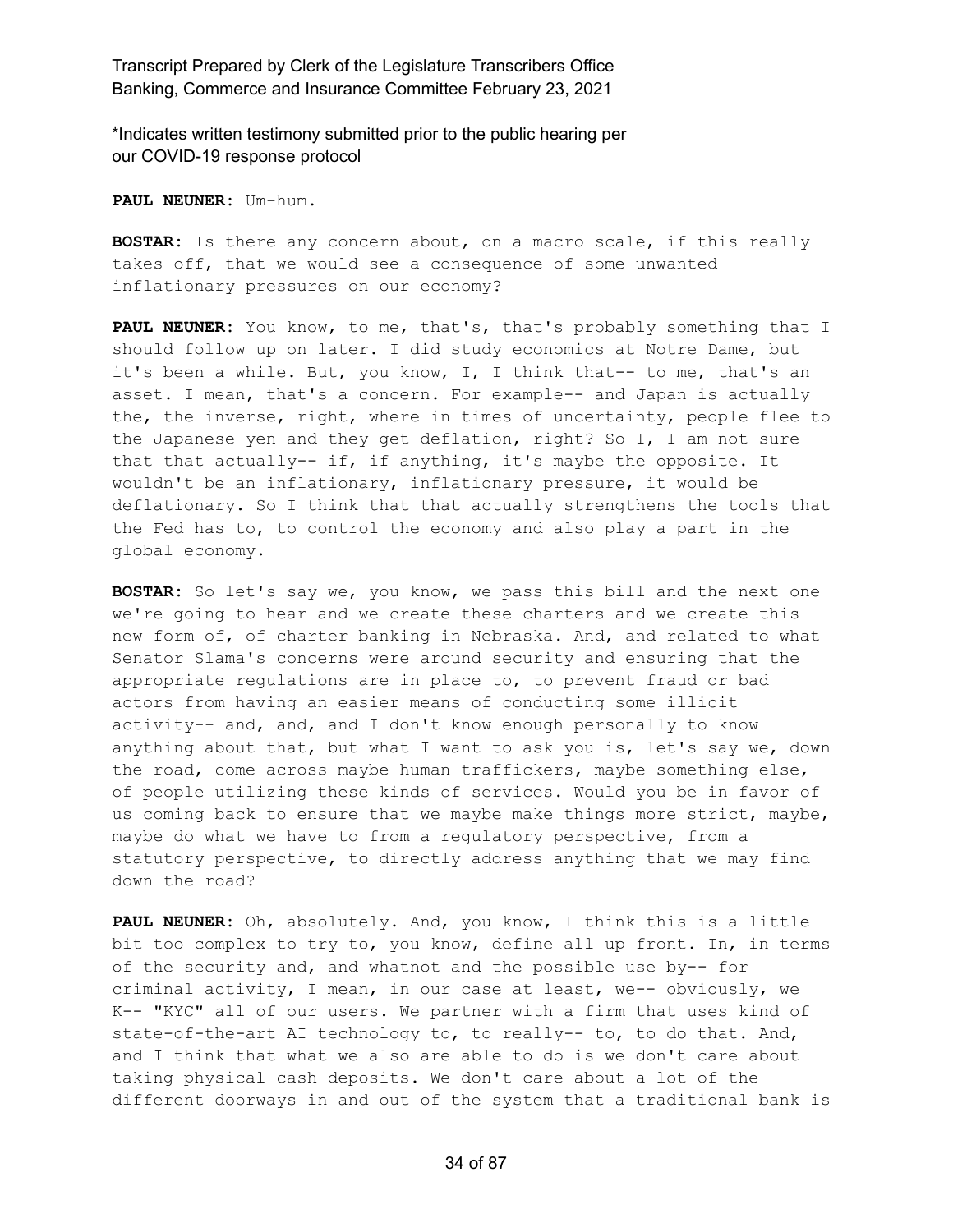\*Indicates written testimony submitted prior to the public hearing per our COVID-19 response protocol

**PAUL NEUNER:** Um-hum.

**BOSTAR:** Is there any concern about, on a macro scale, if this really takes off, that we would see a consequence of some unwanted inflationary pressures on our economy?

**PAUL NEUNER:** You know, to me, that's, that's probably something that I should follow up on later. I did study economics at Notre Dame, but it's been a while. But, you know, I, I think that-- to me, that's an asset. I mean, that's a concern. For example-- and Japan is actually the, the inverse, right, where in times of uncertainty, people flee to the Japanese yen and they get deflation, right? So I, I am not sure that that actually-- if, if anything, it's maybe the opposite. It wouldn't be an inflationary, inflationary pressure, it would be deflationary. So I think that that actually strengthens the tools that the Fed has to, to control the economy and also play a part in the global economy.

**BOSTAR:** So let's say we, you know, we pass this bill and the next one we're going to hear and we create these charters and we create this new form of, of charter banking in Nebraska. And, and related to what Senator Slama's concerns were around security and ensuring that the appropriate regulations are in place to, to prevent fraud or bad actors from having an easier means of conducting some illicit activity-- and, and, and I don't know enough personally to know anything about that, but what I want to ask you is, let's say we, down the road, come across maybe human traffickers, maybe something else, of people utilizing these kinds of services. Would you be in favor of us coming back to ensure that we maybe make things more strict, maybe, maybe do what we have to from a regulatory perspective, from a statutory perspective, to directly address anything that we may find down the road?

**PAUL NEUNER:** Oh, absolutely. And, you know, I think this is a little bit too complex to try to, you know, define all up front. In, in terms of the security and, and whatnot and the possible use by-- for criminal activity, I mean, in our case at least, we-- obviously, we K-- "KYC" all of our users. We partner with a firm that uses kind of state-of-the-art AI technology to, to really-- to, to do that. And, and I think that what we also are able to do is we don't care about taking physical cash deposits. We don't care about a lot of the different doorways in and out of the system that a traditional bank is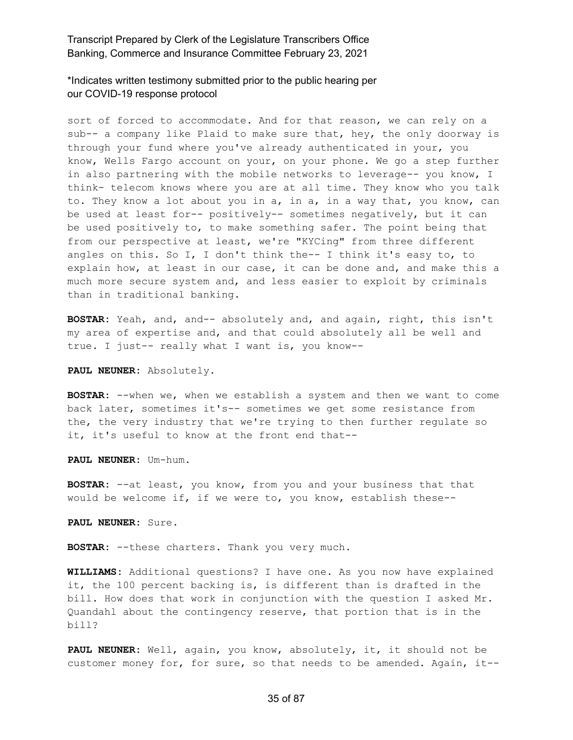sort of forced to accommodate. And for that reason, we can rely on a sub-- a company like Plaid to make sure that, hey, the only doorway is through your fund where you've already authenticated in your, you know, Wells Fargo account on your, on your phone. We go a step further in also partnering with the mobile networks to leverage-- you know, I think- telecom knows where you are at all time. They know who you talk to. They know a lot about you in a, in a, in a way that, you know, can be used at least for-- positively-- sometimes negatively, but it can be used positively to, to make something safer. The point being that from our perspective at least, we're "KYCing" from three different angles on this. So I, I don't think the-- I think it's easy to, to explain how, at least in our case, it can be done and, and make this a much more secure system and, and less easier to exploit by criminals than in traditional banking.

**BOSTAR:** Yeah, and, and-- absolutely and, and again, right, this isn't my area of expertise and, and that could absolutely all be well and true. I just-- really what I want is, you know--

**PAUL NEUNER:** Absolutely.

**BOSTAR:** --when we, when we establish a system and then we want to come back later, sometimes it's-- sometimes we get some resistance from the, the very industry that we're trying to then further regulate so it, it's useful to know at the front end that--

**PAUL NEUNER:** Um-hum.

**BOSTAR:** --at least, you know, from you and your business that that would be welcome if, if we were to, you know, establish these--

**PAUL NEUNER:** Sure.

**BOSTAR:** --these charters. Thank you very much.

**WILLIAMS:** Additional questions? I have one. As you now have explained it, the 100 percent backing is, is different than is drafted in the bill. How does that work in conjunction with the question I asked Mr. Quandahl about the contingency reserve, that portion that is in the bill?

**PAUL NEUNER:** Well, again, you know, absolutely, it, it should not be customer money for, for sure, so that needs to be amended. Again, it--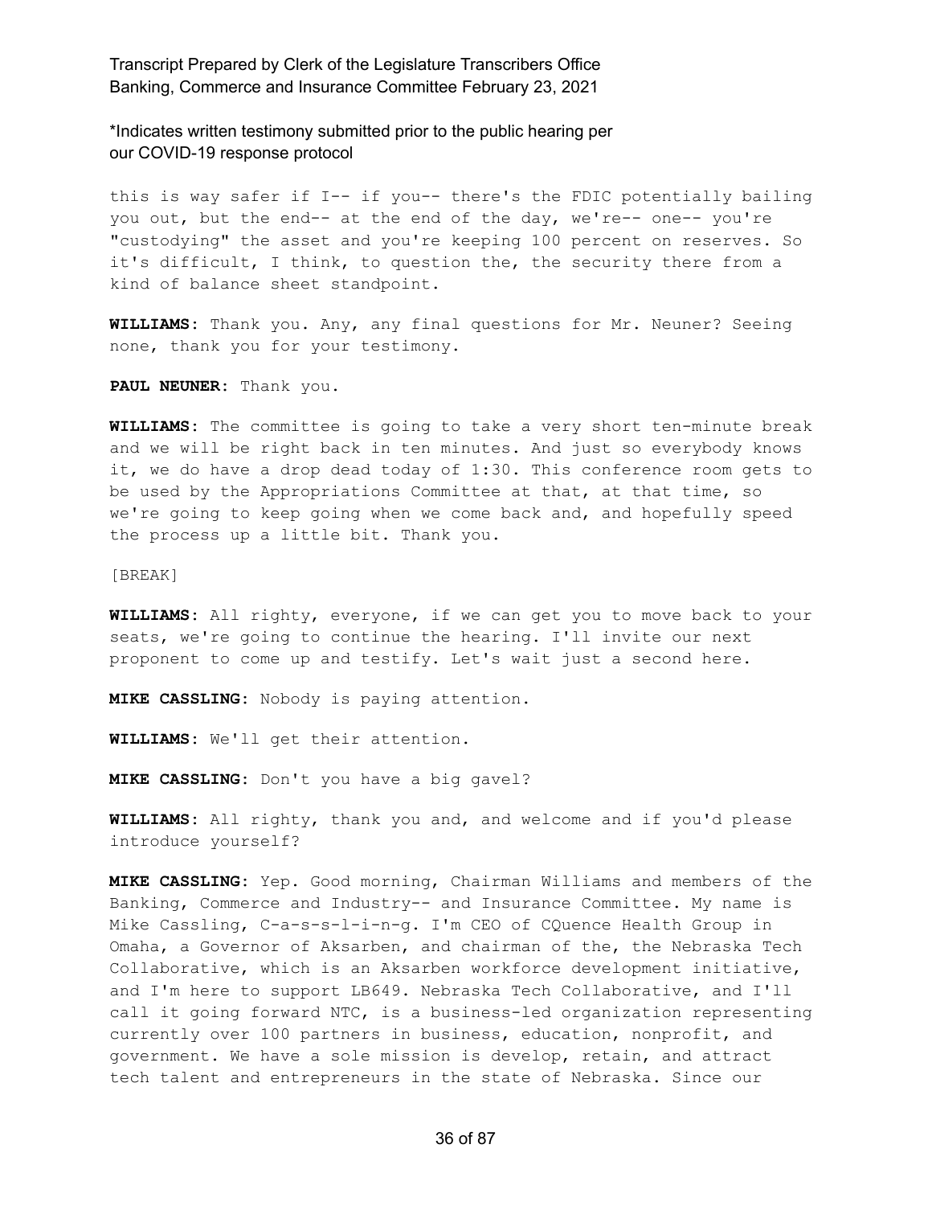this is way safer if I-- if you-- there's the FDIC potentially bailing you out, but the end-- at the end of the day, we're-- one-- you're "custodying" the asset and you're keeping 100 percent on reserves. So it's difficult, I think, to question the, the security there from a kind of balance sheet standpoint.

**WILLIAMS:** Thank you. Any, any final questions for Mr. Neuner? Seeing none, thank you for your testimony.

**PAUL NEUNER:** Thank you.

**WILLIAMS:** The committee is going to take a very short ten-minute break and we will be right back in ten minutes. And just so everybody knows it, we do have a drop dead today of 1:30. This conference room gets to be used by the Appropriations Committee at that, at that time, so we're going to keep going when we come back and, and hopefully speed the process up a little bit. Thank you.

[BREAK]

**WILLIAMS:** All righty, everyone, if we can get you to move back to your seats, we're going to continue the hearing. I'll invite our next proponent to come up and testify. Let's wait just a second here.

**MIKE CASSLING:** Nobody is paying attention.

**WILLIAMS:** We'll get their attention.

**MIKE CASSLING:** Don't you have a big gavel?

**WILLIAMS:** All righty, thank you and, and welcome and if you'd please introduce yourself?

**MIKE CASSLING:** Yep. Good morning, Chairman Williams and members of the Banking, Commerce and Industry-- and Insurance Committee. My name is Mike Cassling, C-a-s-s-l-i-n-g. I'm CEO of CQuence Health Group in Omaha, a Governor of Aksarben, and chairman of the, the Nebraska Tech Collaborative, which is an Aksarben workforce development initiative, and I'm here to support LB649. Nebraska Tech Collaborative, and I'll call it going forward NTC, is a business-led organization representing currently over 100 partners in business, education, nonprofit, and government. We have a sole mission is develop, retain, and attract tech talent and entrepreneurs in the state of Nebraska. Since our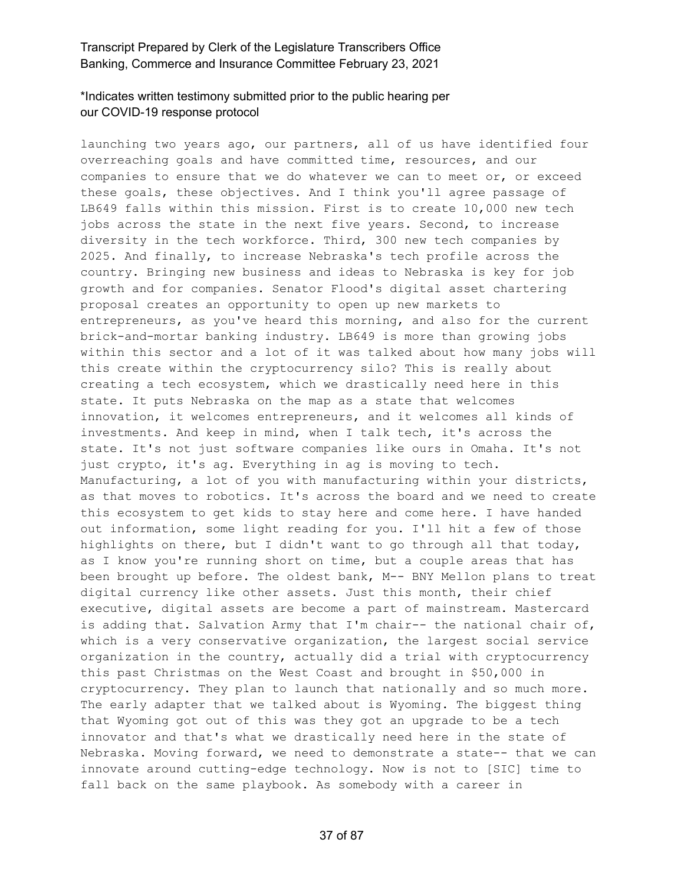launching two years ago, our partners, all of us have identified four overreaching goals and have committed time, resources, and our companies to ensure that we do whatever we can to meet or, or exceed these goals, these objectives. And I think you'll agree passage of LB649 falls within this mission. First is to create 10,000 new tech jobs across the state in the next five years. Second, to increase diversity in the tech workforce. Third, 300 new tech companies by 2025. And finally, to increase Nebraska's tech profile across the country. Bringing new business and ideas to Nebraska is key for job growth and for companies. Senator Flood's digital asset chartering proposal creates an opportunity to open up new markets to entrepreneurs, as you've heard this morning, and also for the current brick-and-mortar banking industry. LB649 is more than growing jobs within this sector and a lot of it was talked about how many jobs will this create within the cryptocurrency silo? This is really about creating a tech ecosystem, which we drastically need here in this state. It puts Nebraska on the map as a state that welcomes innovation, it welcomes entrepreneurs, and it welcomes all kinds of investments. And keep in mind, when I talk tech, it's across the state. It's not just software companies like ours in Omaha. It's not just crypto, it's ag. Everything in ag is moving to tech. Manufacturing, a lot of you with manufacturing within your districts, as that moves to robotics. It's across the board and we need to create this ecosystem to get kids to stay here and come here. I have handed out information, some light reading for you. I'll hit a few of those highlights on there, but I didn't want to go through all that today, as I know you're running short on time, but a couple areas that has been brought up before. The oldest bank, M-- BNY Mellon plans to treat digital currency like other assets. Just this month, their chief executive, digital assets are become a part of mainstream. Mastercard is adding that. Salvation Army that I'm chair-- the national chair of, which is a very conservative organization, the largest social service organization in the country, actually did a trial with cryptocurrency this past Christmas on the West Coast and brought in $50,000 in cryptocurrency. They plan to launch that nationally and so much more. The early adapter that we talked about is Wyoming. The biggest thing that Wyoming got out of this was they got an upgrade to be a tech innovator and that's what we drastically need here in the state of Nebraska. Moving forward, we need to demonstrate a state-- that we can innovate around cutting-edge technology. Now is not to [SIC] time to fall back on the same playbook. As somebody with a career in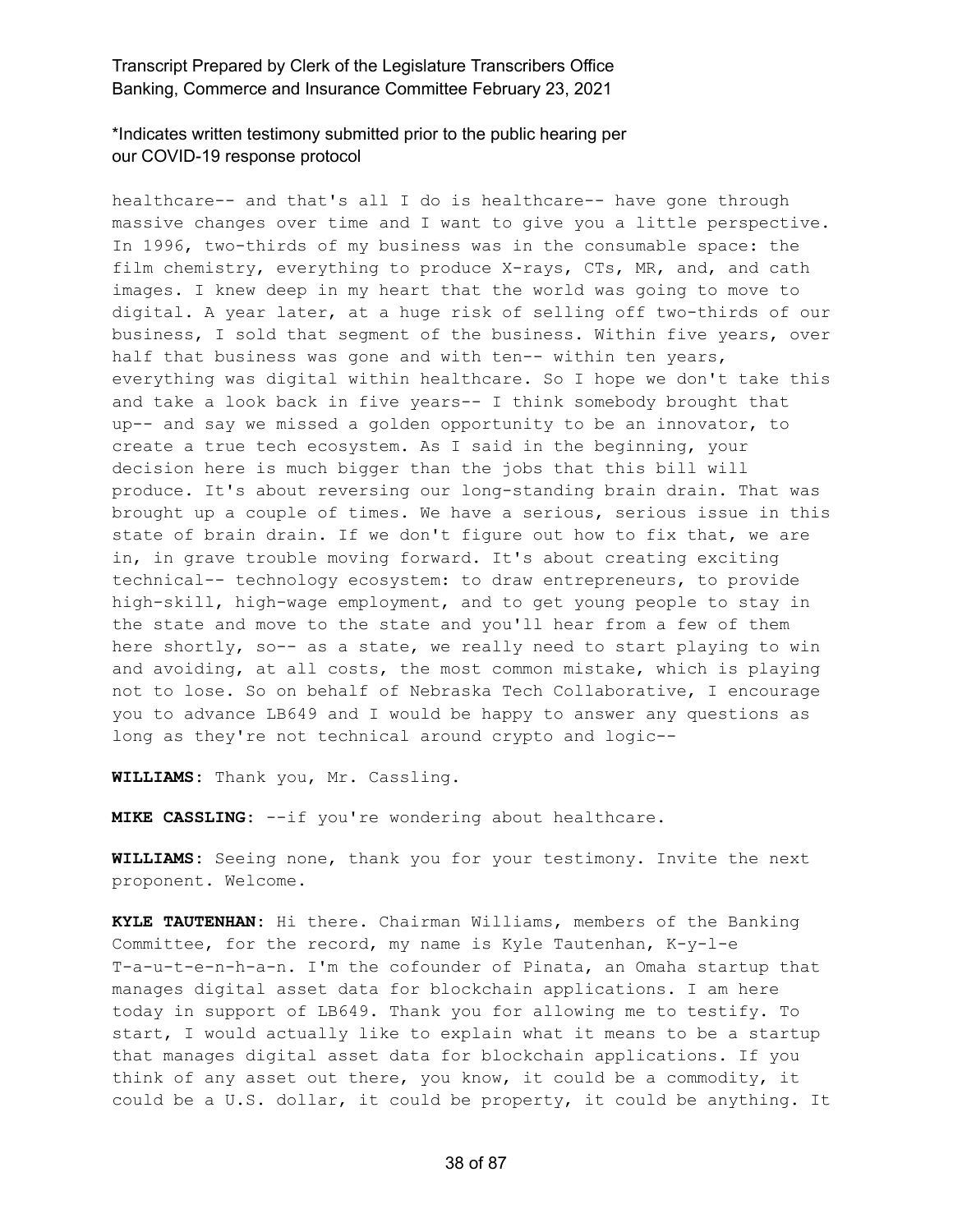healthcare-- and that's all I do is healthcare-- have gone through massive changes over time and I want to give you a little perspective. In 1996, two-thirds of my business was in the consumable space: the film chemistry, everything to produce X-rays, CTs, MR, and, and cath images. I knew deep in my heart that the world was going to move to digital. A year later, at a huge risk of selling off two-thirds of our business, I sold that segment of the business. Within five years, over half that business was gone and with ten-- within ten years, everything was digital within healthcare. So I hope we don't take this and take a look back in five years-- I think somebody brought that up-- and say we missed a golden opportunity to be an innovator, to create a true tech ecosystem. As I said in the beginning, your decision here is much bigger than the jobs that this bill will produce. It's about reversing our long-standing brain drain. That was brought up a couple of times. We have a serious, serious issue in this state of brain drain. If we don't figure out how to fix that, we are in, in grave trouble moving forward. It's about creating exciting technical-- technology ecosystem: to draw entrepreneurs, to provide high-skill, high-wage employment, and to get young people to stay in the state and move to the state and you'll hear from a few of them here shortly, so-- as a state, we really need to start playing to win and avoiding, at all costs, the most common mistake, which is playing not to lose. So on behalf of Nebraska Tech Collaborative, I encourage you to advance LB649 and I would be happy to answer any questions as long as they're not technical around crypto and logic--

**WILLIAMS:** Thank you, Mr. Cassling.

**MIKE CASSLING:** --if you're wondering about healthcare.

**WILLIAMS:** Seeing none, thank you for your testimony. Invite the next proponent. Welcome.

**KYLE TAUTENHAN:** Hi there. Chairman Williams, members of the Banking Committee, for the record, my name is Kyle Tautenhan, K-y-l-e T-a-u-t-e-n-h-a-n. I'm the cofounder of Pinata, an Omaha startup that manages digital asset data for blockchain applications. I am here today in support of LB649. Thank you for allowing me to testify. To start, I would actually like to explain what it means to be a startup that manages digital asset data for blockchain applications. If you think of any asset out there, you know, it could be a commodity, it could be a U.S. dollar, it could be property, it could be anything. It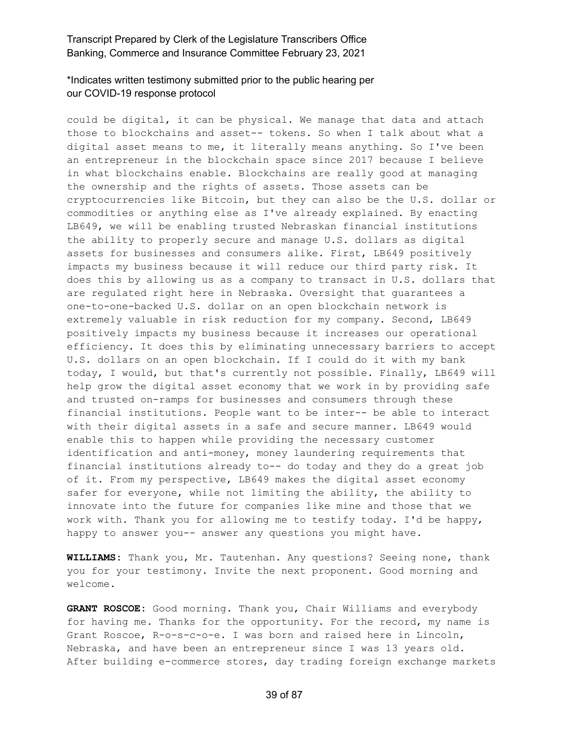could be digital, it can be physical. We manage that data and attach those to blockchains and asset-- tokens. So when I talk about what a digital asset means to me, it literally means anything. So I've been an entrepreneur in the blockchain space since 2017 because I believe in what blockchains enable. Blockchains are really good at managing the ownership and the rights of assets. Those assets can be cryptocurrencies like Bitcoin, but they can also be the U.S. dollar or commodities or anything else as I've already explained. By enacting LB649, we will be enabling trusted Nebraskan financial institutions the ability to properly secure and manage U.S. dollars as digital assets for businesses and consumers alike. First, LB649 positively impacts my business because it will reduce our third party risk. It does this by allowing us as a company to transact in U.S. dollars that are regulated right here in Nebraska. Oversight that guarantees a one-to-one-backed U.S. dollar on an open blockchain network is extremely valuable in risk reduction for my company. Second, LB649 positively impacts my business because it increases our operational efficiency. It does this by eliminating unnecessary barriers to accept U.S. dollars on an open blockchain. If I could do it with my bank today, I would, but that's currently not possible. Finally, LB649 will help grow the digital asset economy that we work in by providing safe and trusted on-ramps for businesses and consumers through these financial institutions. People want to be inter-- be able to interact with their digital assets in a safe and secure manner. LB649 would enable this to happen while providing the necessary customer identification and anti-money, money laundering requirements that financial institutions already to-- do today and they do a great job of it. From my perspective, LB649 makes the digital asset economy safer for everyone, while not limiting the ability, the ability to innovate into the future for companies like mine and those that we work with. Thank you for allowing me to testify today. I'd be happy, happy to answer you-- answer any questions you might have.

**WILLIAMS:** Thank you, Mr. Tautenhan. Any questions? Seeing none, thank you for your testimony. Invite the next proponent. Good morning and welcome.

**GRANT ROSCOE:** Good morning. Thank you, Chair Williams and everybody for having me. Thanks for the opportunity. For the record, my name is Grant Roscoe, R-o-s-c-o-e. I was born and raised here in Lincoln, Nebraska, and have been an entrepreneur since I was 13 years old. After building e-commerce stores, day trading foreign exchange markets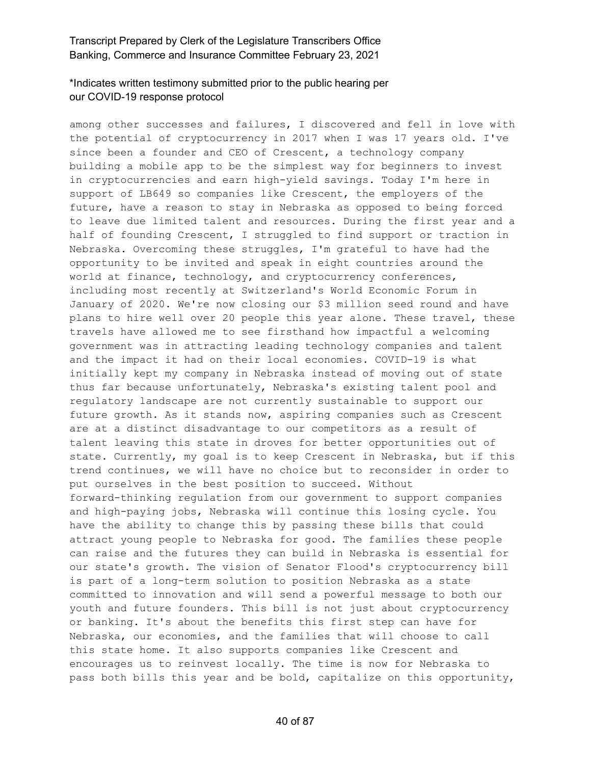among other successes and failures, I discovered and fell in love with the potential of cryptocurrency in 2017 when I was 17 years old. I've since been a founder and CEO of Crescent, a technology company building a mobile app to be the simplest way for beginners to invest in cryptocurrencies and earn high-yield savings. Today I'm here in support of LB649 so companies like Crescent, the employers of the future, have a reason to stay in Nebraska as opposed to being forced to leave due limited talent and resources. During the first year and a half of founding Crescent, I struggled to find support or traction in Nebraska. Overcoming these struggles, I'm grateful to have had the opportunity to be invited and speak in eight countries around the world at finance, technology, and cryptocurrency conferences, including most recently at Switzerland's World Economic Forum in January of 2020. We're now closing our $3 million seed round and have plans to hire well over 20 people this year alone. These travel, these travels have allowed me to see firsthand how impactful a welcoming government was in attracting leading technology companies and talent and the impact it had on their local economies. COVID-19 is what initially kept my company in Nebraska instead of moving out of state thus far because unfortunately, Nebraska's existing talent pool and regulatory landscape are not currently sustainable to support our future growth. As it stands now, aspiring companies such as Crescent are at a distinct disadvantage to our competitors as a result of talent leaving this state in droves for better opportunities out of state. Currently, my goal is to keep Crescent in Nebraska, but if this trend continues, we will have no choice but to reconsider in order to put ourselves in the best position to succeed. Without forward-thinking regulation from our government to support companies and high-paying jobs, Nebraska will continue this losing cycle. You have the ability to change this by passing these bills that could attract young people to Nebraska for good. The families these people can raise and the futures they can build in Nebraska is essential for our state's growth. The vision of Senator Flood's cryptocurrency bill is part of a long-term solution to position Nebraska as a state committed to innovation and will send a powerful message to both our youth and future founders. This bill is not just about cryptocurrency or banking. It's about the benefits this first step can have for Nebraska, our economies, and the families that will choose to call this state home. It also supports companies like Crescent and encourages us to reinvest locally. The time is now for Nebraska to pass both bills this year and be bold, capitalize on this opportunity,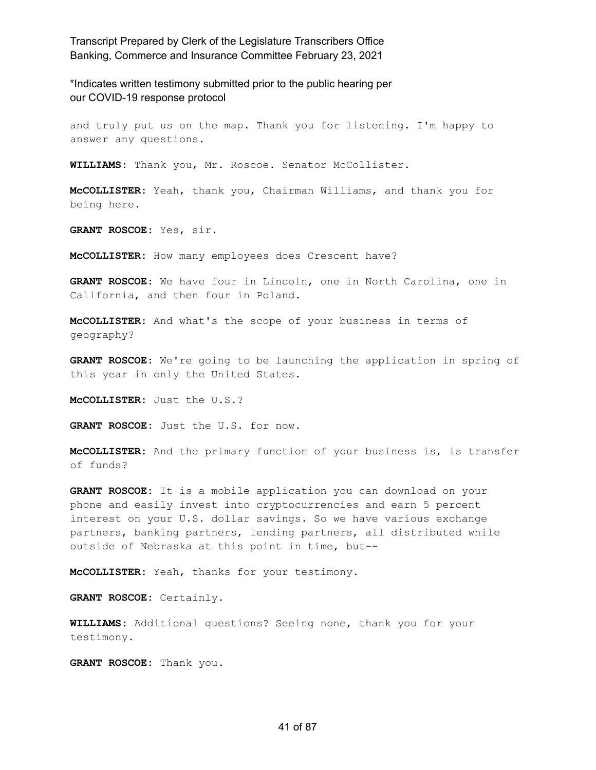and truly put us on the map. Thank you for listening. I'm happy to answer any questions.

**WILLIAMS:** Thank you, Mr. Roscoe. Senator McCollister.

**McCOLLISTER:** Yeah, thank you, Chairman Williams, and thank you for being here.

**GRANT ROSCOE:** Yes, sir.

**McCOLLISTER:** How many employees does Crescent have?

**GRANT ROSCOE:** We have four in Lincoln, one in North Carolina, one in California, and then four in Poland.

**McCOLLISTER:** And what's the scope of your business in terms of geography?

**GRANT ROSCOE:** We're going to be launching the application in spring of this year in only the United States.

**McCOLLISTER:** Just the U.S.?

**GRANT ROSCOE:** Just the U.S. for now.

**McCOLLISTER:** And the primary function of your business is, is transfer of funds?

**GRANT ROSCOE:** It is a mobile application you can download on your phone and easily invest into cryptocurrencies and earn 5 percent interest on your U.S. dollar savings. So we have various exchange partners, banking partners, lending partners, all distributed while outside of Nebraska at this point in time, but--

**McCOLLISTER:** Yeah, thanks for your testimony.

**GRANT ROSCOE:** Certainly.

**WILLIAMS:** Additional questions? Seeing none, thank you for your testimony.

**GRANT ROSCOE:** Thank you.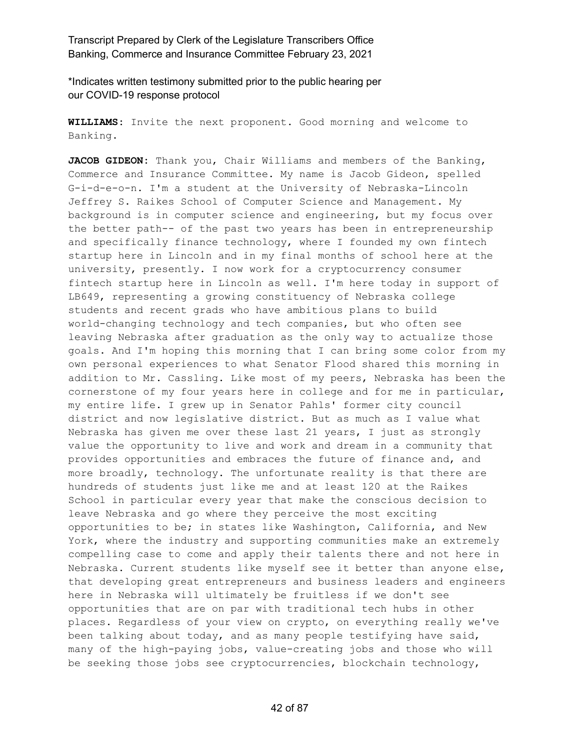*Indicates written testimony submitted prior to the public hearing per our COVID-19 response protocol

**WILLIAMS:** Invite the next proponent. Good morning and welcome to Banking.

**JACOB GIDEON:** Thank you, Chair Williams and members of the Banking, Commerce and Insurance Committee. My name is Jacob Gideon, spelled G-i-d-e-o-n. I'm a student at the University of Nebraska-Lincoln Jeffrey S. Raikes School of Computer Science and Management. My background is in computer science and engineering, but my focus over the better path-- of the past two years has been in entrepreneurship and specifically finance technology, where I founded my own fintech startup here in Lincoln and in my final months of school here at the university, presently. I now work for a cryptocurrency consumer fintech startup here in Lincoln as well. I'm here today in support of LB649, representing a growing constituency of Nebraska college students and recent grads who have ambitious plans to build world-changing technology and tech companies, but who often see leaving Nebraska after graduation as the only way to actualize those goals. And I'm hoping this morning that I can bring some color from my own personal experiences to what Senator Flood shared this morning in addition to Mr. Cassling. Like most of my peers, Nebraska has been the cornerstone of my four years here in college and for me in particular, my entire life. I grew up in Senator Pahls' former city council district and now legislative district. But as much as I value what Nebraska has given me over these last 21 years, I just as strongly value the opportunity to live and work and dream in a community that provides opportunities and embraces the future of finance and, and more broadly, technology. The unfortunate reality is that there are hundreds of students just like me and at least 120 at the Raikes School in particular every year that make the conscious decision to leave Nebraska and go where they perceive the most exciting opportunities to be; in states like Washington, California, and New York, where the industry and supporting communities make an extremely compelling case to come and apply their talents there and not here in Nebraska. Current students like myself see it better than anyone else, that developing great entrepreneurs and business leaders and engineers here in Nebraska will ultimately be fruitless if we don't see opportunities that are on par with traditional tech hubs in other places. Regardless of your view on crypto, on everything really we've been talking about today, and as many people testifying have said, many of the high-paying jobs, value-creating jobs and those who will be seeking those jobs see cryptocurrencies, blockchain technology,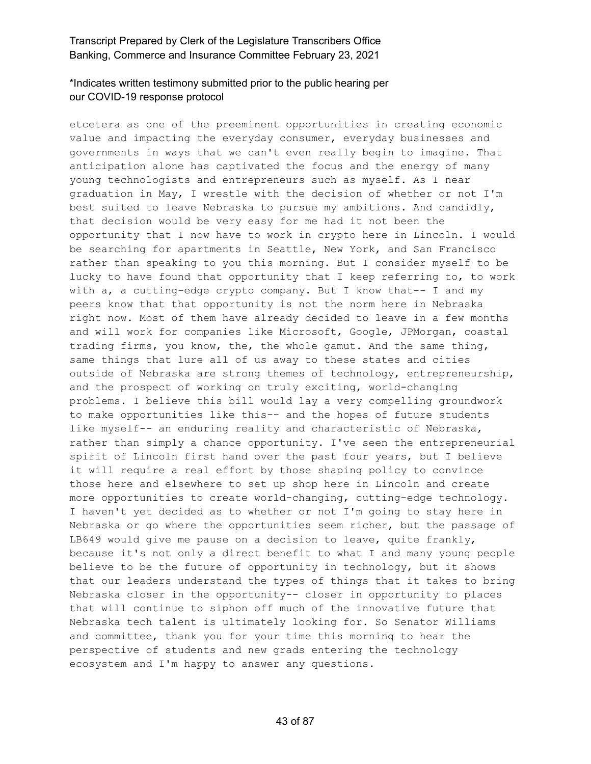etcetera as one of the preeminent opportunities in creating economic value and impacting the everyday consumer, everyday businesses and governments in ways that we can't even really begin to imagine. That anticipation alone has captivated the focus and the energy of many young technologists and entrepreneurs such as myself. As I near graduation in May, I wrestle with the decision of whether or not I'm best suited to leave Nebraska to pursue my ambitions. And candidly, that decision would be very easy for me had it not been the opportunity that I now have to work in crypto here in Lincoln. I would be searching for apartments in Seattle, New York, and San Francisco rather than speaking to you this morning. But I consider myself to be lucky to have found that opportunity that I keep referring to, to work with a, a cutting-edge crypto company. But I know that-- I and my peers know that that opportunity is not the norm here in Nebraska right now. Most of them have already decided to leave in a few months and will work for companies like Microsoft, Google, JPMorgan, coastal trading firms, you know, the, the whole gamut. And the same thing, same things that lure all of us away to these states and cities outside of Nebraska are strong themes of technology, entrepreneurship, and the prospect of working on truly exciting, world-changing problems. I believe this bill would lay a very compelling groundwork to make opportunities like this-- and the hopes of future students like myself-- an enduring reality and characteristic of Nebraska, rather than simply a chance opportunity. I've seen the entrepreneurial spirit of Lincoln first hand over the past four years, but I believe it will require a real effort by those shaping policy to convince those here and elsewhere to set up shop here in Lincoln and create more opportunities to create world-changing, cutting-edge technology. I haven't yet decided as to whether or not I'm going to stay here in Nebraska or go where the opportunities seem richer, but the passage of LB649 would give me pause on a decision to leave, quite frankly, because it's not only a direct benefit to what I and many young people believe to be the future of opportunity in technology, but it shows that our leaders understand the types of things that it takes to bring Nebraska closer in the opportunity-- closer in opportunity to places that will continue to siphon off much of the innovative future that Nebraska tech talent is ultimately looking for. So Senator Williams and committee, thank you for your time this morning to hear the perspective of students and new grads entering the technology ecosystem and I'm happy to answer any questions.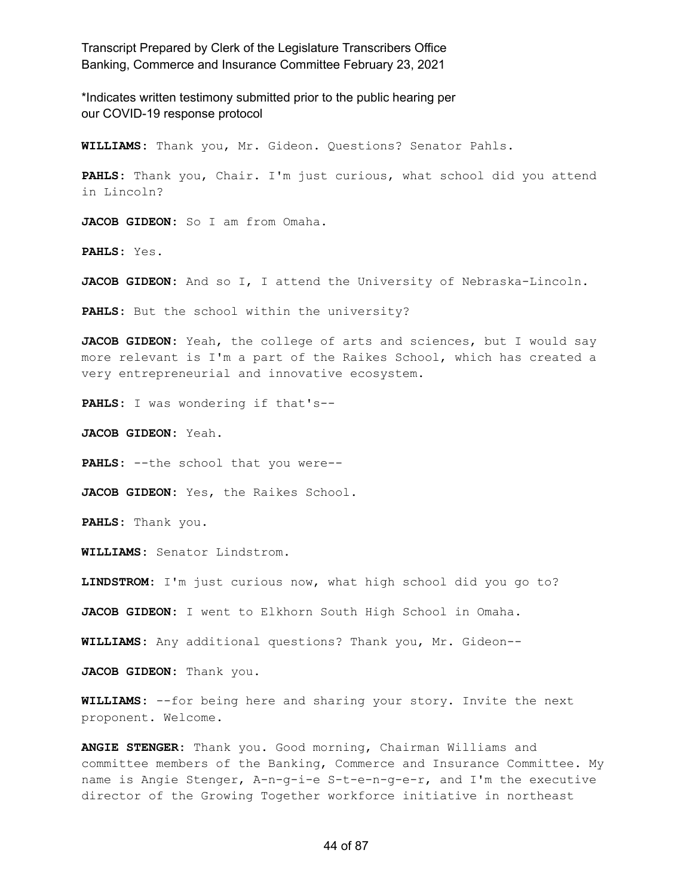*Indicates written testimony submitted prior to the public hearing per our COVID-19 response protocol

**WILLIAMS:** Thank you, Mr. Gideon. Questions? Senator Pahls.

**PAHLS:** Thank you, Chair. I'm just curious, what school did you attend in Lincoln?

**JACOB GIDEON:** So I am from Omaha.

**PAHLS:** Yes.

**JACOB GIDEON:** And so I, I attend the University of Nebraska-Lincoln.

**PAHLS:** But the school within the university?

**JACOB GIDEON:** Yeah, the college of arts and sciences, but I would say more relevant is I'm a part of the Raikes School, which has created a very entrepreneurial and innovative ecosystem.

**PAHLS:** I was wondering if that's--

**JACOB GIDEON:** Yeah.

**PAHLS:** --the school that you were--

**JACOB GIDEON:** Yes, the Raikes School.

**PAHLS:** Thank you.

**WILLIAMS:** Senator Lindstrom.

**LINDSTROM:** I'm just curious now, what high school did you go to?

**JACOB GIDEON:** I went to Elkhorn South High School in Omaha.

**WILLIAMS:** Any additional questions? Thank you, Mr. Gideon--

**JACOB GIDEON:** Thank you.

**WILLIAMS:** --for being here and sharing your story. Invite the next proponent. Welcome.

**ANGIE STENGER:** Thank you. Good morning, Chairman Williams and committee members of the Banking, Commerce and Insurance Committee. My name is Angie Stenger, A-n-g-i-e S-t-e-n-g-e-r, and I'm the executive director of the Growing Together workforce initiative in northeast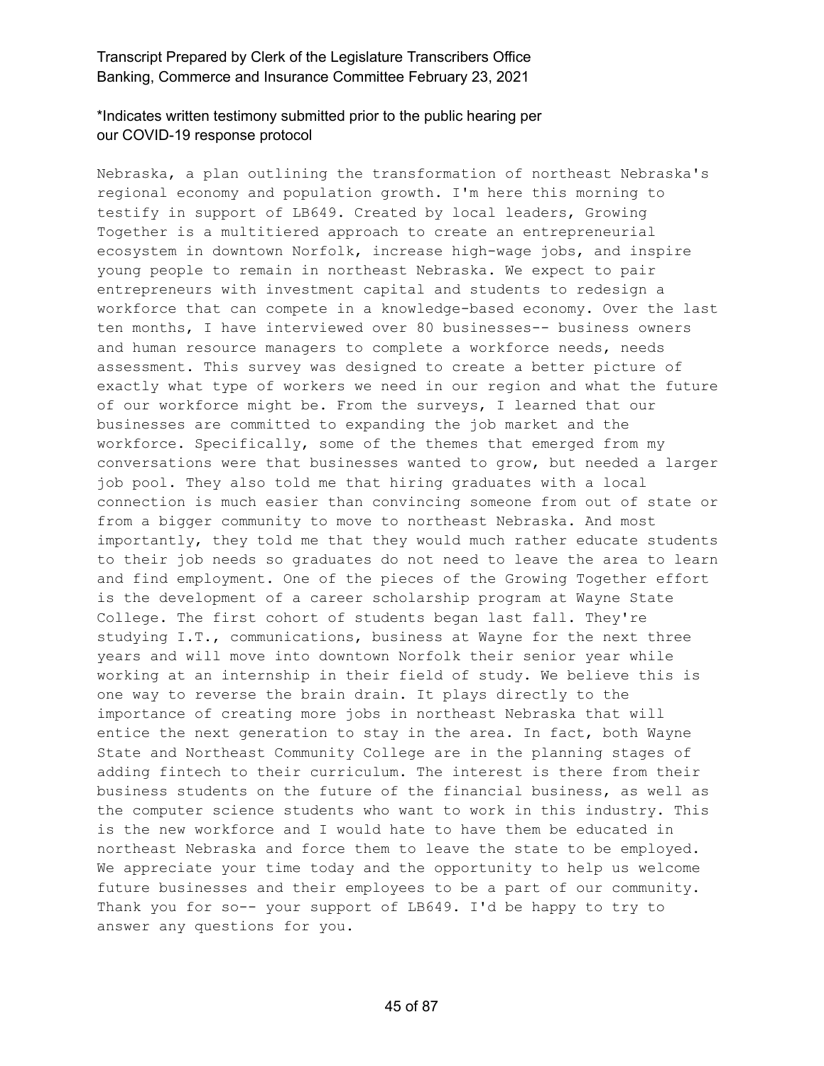Nebraska, a plan outlining the transformation of northeast Nebraska's regional economy and population growth. I'm here this morning to testify in support of LB649. Created by local leaders, Growing Together is a multitiered approach to create an entrepreneurial ecosystem in downtown Norfolk, increase high-wage jobs, and inspire young people to remain in northeast Nebraska. We expect to pair entrepreneurs with investment capital and students to redesign a workforce that can compete in a knowledge-based economy. Over the last ten months, I have interviewed over 80 businesses-- business owners and human resource managers to complete a workforce needs, needs assessment. This survey was designed to create a better picture of exactly what type of workers we need in our region and what the future of our workforce might be. From the surveys, I learned that our businesses are committed to expanding the job market and the workforce. Specifically, some of the themes that emerged from my conversations were that businesses wanted to grow, but needed a larger job pool. They also told me that hiring graduates with a local connection is much easier than convincing someone from out of state or from a bigger community to move to northeast Nebraska. And most importantly, they told me that they would much rather educate students to their job needs so graduates do not need to leave the area to learn and find employment. One of the pieces of the Growing Together effort is the development of a career scholarship program at Wayne State College. The first cohort of students began last fall. They're studying I.T., communications, business at Wayne for the next three years and will move into downtown Norfolk their senior year while working at an internship in their field of study. We believe this is one way to reverse the brain drain. It plays directly to the importance of creating more jobs in northeast Nebraska that will entice the next generation to stay in the area. In fact, both Wayne State and Northeast Community College are in the planning stages of adding fintech to their curriculum. The interest is there from their business students on the future of the financial business, as well as the computer science students who want to work in this industry. This is the new workforce and I would hate to have them be educated in northeast Nebraska and force them to leave the state to be employed. We appreciate your time today and the opportunity to help us welcome future businesses and their employees to be a part of our community. Thank you for so-- your support of LB649. I'd be happy to try to answer any questions for you.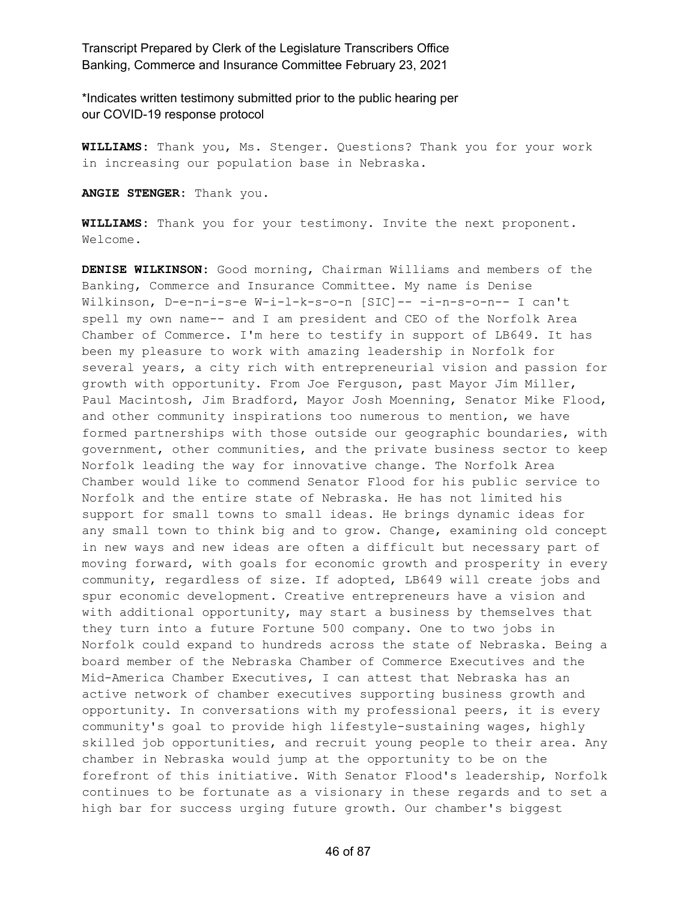\*Indicates written testimony submitted prior to the public hearing per our COVID-19 response protocol

**WILLIAMS:** Thank you, Ms. Stenger. Questions? Thank you for your work in increasing our population base in Nebraska.

**ANGIE STENGER:** Thank you.

**WILLIAMS:** Thank you for your testimony. Invite the next proponent. Welcome.

**DENISE WILKINSON:** Good morning, Chairman Williams and members of the Banking, Commerce and Insurance Committee. My name is Denise Wilkinson, D-e-n-i-s-e W-i-l-k-s-o-n [SIC]-- -i-n-s-o-n-- I can't spell my own name-- and I am president and CEO of the Norfolk Area Chamber of Commerce. I'm here to testify in support of LB649. It has been my pleasure to work with amazing leadership in Norfolk for several years, a city rich with entrepreneurial vision and passion for growth with opportunity. From Joe Ferguson, past Mayor Jim Miller, Paul Macintosh, Jim Bradford, Mayor Josh Moenning, Senator Mike Flood, and other community inspirations too numerous to mention, we have formed partnerships with those outside our geographic boundaries, with government, other communities, and the private business sector to keep Norfolk leading the way for innovative change. The Norfolk Area Chamber would like to commend Senator Flood for his public service to Norfolk and the entire state of Nebraska. He has not limited his support for small towns to small ideas. He brings dynamic ideas for any small town to think big and to grow. Change, examining old concept in new ways and new ideas are often a difficult but necessary part of moving forward, with goals for economic growth and prosperity in every community, regardless of size. If adopted, LB649 will create jobs and spur economic development. Creative entrepreneurs have a vision and with additional opportunity, may start a business by themselves that they turn into a future Fortune 500 company. One to two jobs in Norfolk could expand to hundreds across the state of Nebraska. Being a board member of the Nebraska Chamber of Commerce Executives and the Mid-America Chamber Executives, I can attest that Nebraska has an active network of chamber executives supporting business growth and opportunity. In conversations with my professional peers, it is every community's goal to provide high lifestyle-sustaining wages, highly skilled job opportunities, and recruit young people to their area. Any chamber in Nebraska would jump at the opportunity to be on the forefront of this initiative. With Senator Flood's leadership, Norfolk continues to be fortunate as a visionary in these regards and to set a high bar for success urging future growth. Our chamber's biggest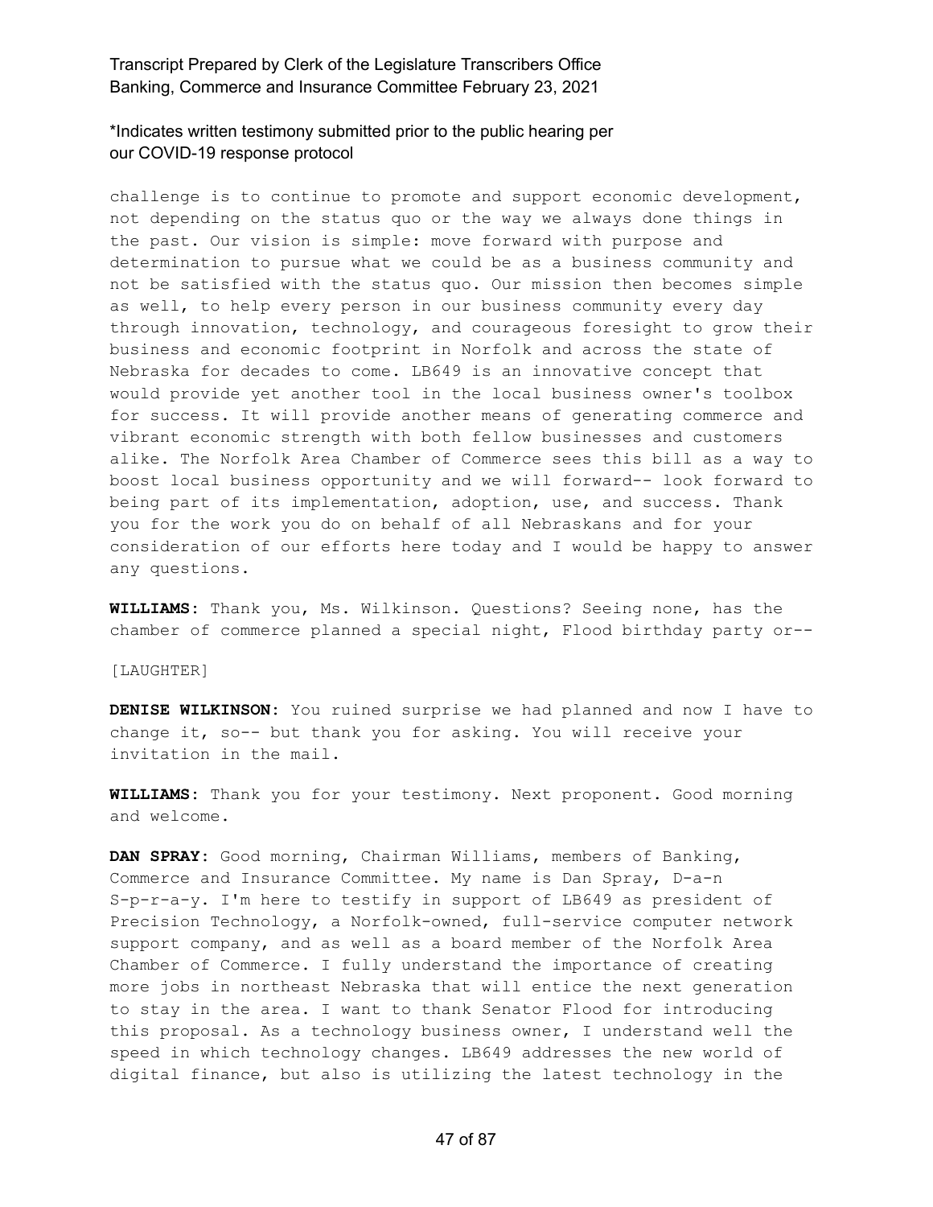challenge is to continue to promote and support economic development, not depending on the status quo or the way we always done things in the past. Our vision is simple: move forward with purpose and determination to pursue what we could be as a business community and not be satisfied with the status quo. Our mission then becomes simple as well, to help every person in our business community every day through innovation, technology, and courageous foresight to grow their business and economic footprint in Norfolk and across the state of Nebraska for decades to come. LB649 is an innovative concept that would provide yet another tool in the local business owner's toolbox for success. It will provide another means of generating commerce and vibrant economic strength with both fellow businesses and customers alike. The Norfolk Area Chamber of Commerce sees this bill as a way to boost local business opportunity and we will forward-- look forward to being part of its implementation, adoption, use, and success. Thank you for the work you do on behalf of all Nebraskans and for your consideration of our efforts here today and I would be happy to answer any questions.

**WILLIAMS:** Thank you, Ms. Wilkinson. Questions? Seeing none, has the chamber of commerce planned a special night, Flood birthday party or--

[LAUGHTER]

**DENISE WILKINSON:** You ruined surprise we had planned and now I have to change it, so-- but thank you for asking. You will receive your invitation in the mail.

**WILLIAMS:** Thank you for your testimony. Next proponent. Good morning and welcome.

**DAN SPRAY:** Good morning, Chairman Williams, members of Banking, Commerce and Insurance Committee. My name is Dan Spray, D-a-n S-p-r-a-y. I'm here to testify in support of LB649 as president of Precision Technology, a Norfolk-owned, full-service computer network support company, and as well as a board member of the Norfolk Area Chamber of Commerce. I fully understand the importance of creating more jobs in northeast Nebraska that will entice the next generation to stay in the area. I want to thank Senator Flood for introducing this proposal. As a technology business owner, I understand well the speed in which technology changes. LB649 addresses the new world of digital finance, but also is utilizing the latest technology in the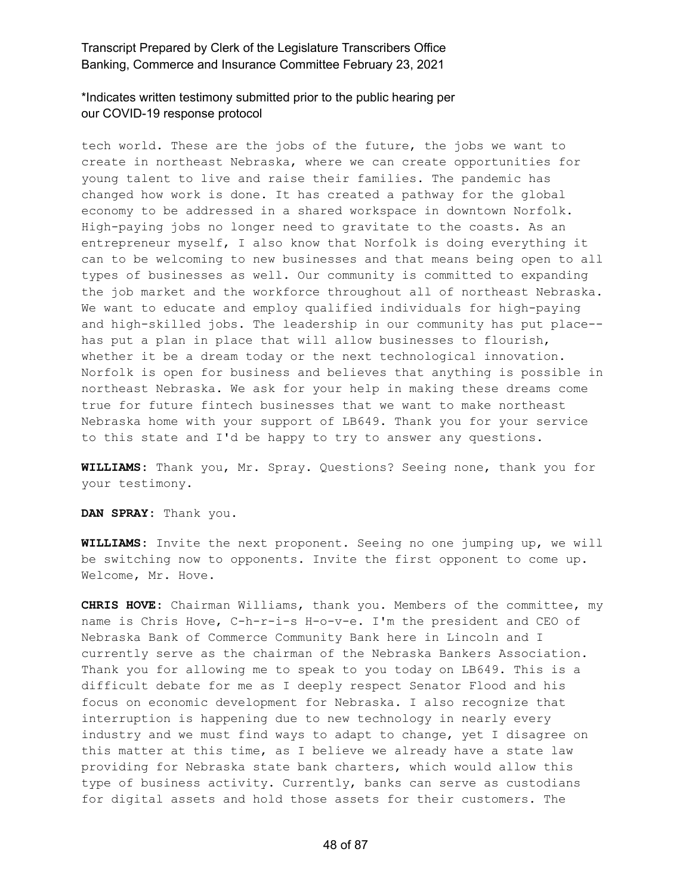tech world. These are the jobs of the future, the jobs we want to create in northeast Nebraska, where we can create opportunities for young talent to live and raise their families. The pandemic has changed how work is done. It has created a pathway for the global economy to be addressed in a shared workspace in downtown Norfolk. High-paying jobs no longer need to gravitate to the coasts. As an entrepreneur myself, I also know that Norfolk is doing everything it can to be welcoming to new businesses and that means being open to all types of businesses as well. Our community is committed to expanding the job market and the workforce throughout all of northeast Nebraska. We want to educate and employ qualified individuals for high-paying and high-skilled jobs. The leadership in our community has put place-- has put a plan in place that will allow businesses to flourish, whether it be a dream today or the next technological innovation. Norfolk is open for business and believes that anything is possible in northeast Nebraska. We ask for your help in making these dreams come true for future fintech businesses that we want to make northeast Nebraska home with your support of LB649. Thank you for your service to this state and I'd be happy to try to answer any questions.

**WILLIAMS:** Thank you, Mr. Spray. Questions? Seeing none, thank you for your testimony.

**DAN SPRAY:** Thank you.

**WILLIAMS:** Invite the next proponent. Seeing no one jumping up, we will be switching now to opponents. Invite the first opponent to come up. Welcome, Mr. Hove.

**CHRIS HOVE:** Chairman Williams, thank you. Members of the committee, my name is Chris Hove, C-h-r-i-s H-o-v-e. I'm the president and CEO of Nebraska Bank of Commerce Community Bank here in Lincoln and I currently serve as the chairman of the Nebraska Bankers Association. Thank you for allowing me to speak to you today on LB649. This is a difficult debate for me as I deeply respect Senator Flood and his focus on economic development for Nebraska. I also recognize that interruption is happening due to new technology in nearly every industry and we must find ways to adapt to change, yet I disagree on this matter at this time, as I believe we already have a state law providing for Nebraska state bank charters, which would allow this type of business activity. Currently, banks can serve as custodians for digital assets and hold those assets for their customers. The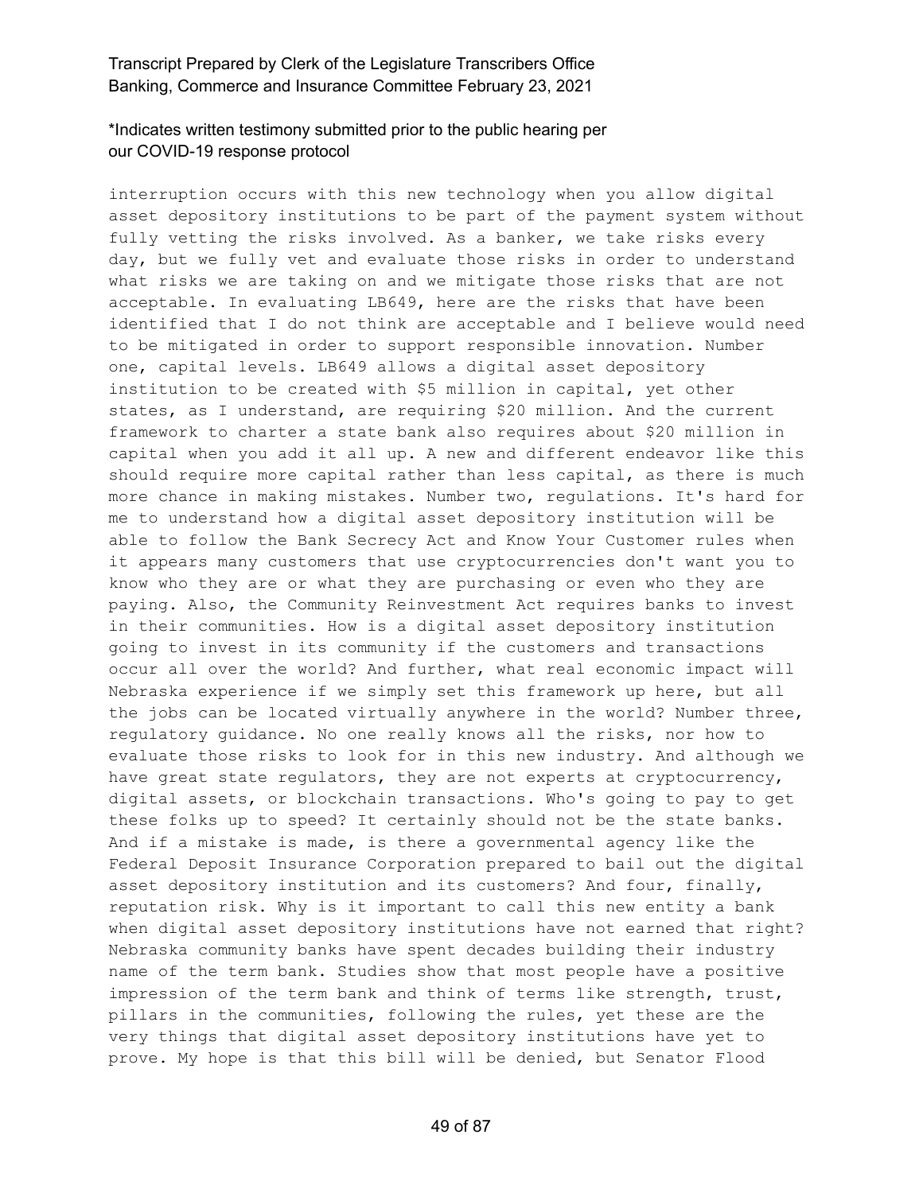interruption occurs with this new technology when you allow digital asset depository institutions to be part of the payment system without fully vetting the risks involved. As a banker, we take risks every day, but we fully vet and evaluate those risks in order to understand what risks we are taking on and we mitigate those risks that are not acceptable. In evaluating LB649, here are the risks that have been identified that I do not think are acceptable and I believe would need to be mitigated in order to support responsible innovation. Number one, capital levels. LB649 allows a digital asset depository institution to be created with $5 million in capital, yet other states, as I understand, are requiring $20 million. And the current framework to charter a state bank also requires about $20 million in capital when you add it all up. A new and different endeavor like this should require more capital rather than less capital, as there is much more chance in making mistakes. Number two, regulations. It's hard for me to understand how a digital asset depository institution will be able to follow the Bank Secrecy Act and Know Your Customer rules when it appears many customers that use cryptocurrencies don't want you to know who they are or what they are purchasing or even who they are paying. Also, the Community Reinvestment Act requires banks to invest in their communities. How is a digital asset depository institution going to invest in its community if the customers and transactions occur all over the world? And further, what real economic impact will Nebraska experience if we simply set this framework up here, but all the jobs can be located virtually anywhere in the world? Number three, regulatory guidance. No one really knows all the risks, nor how to evaluate those risks to look for in this new industry. And although we have great state regulators, they are not experts at cryptocurrency, digital assets, or blockchain transactions. Who's going to pay to get these folks up to speed? It certainly should not be the state banks. And if a mistake is made, is there a governmental agency like the Federal Deposit Insurance Corporation prepared to bail out the digital asset depository institution and its customers? And four, finally, reputation risk. Why is it important to call this new entity a bank when digital asset depository institutions have not earned that right? Nebraska community banks have spent decades building their industry name of the term bank. Studies show that most people have a positive impression of the term bank and think of terms like strength, trust, pillars in the communities, following the rules, yet these are the very things that digital asset depository institutions have yet to prove. My hope is that this bill will be denied, but Senator Flood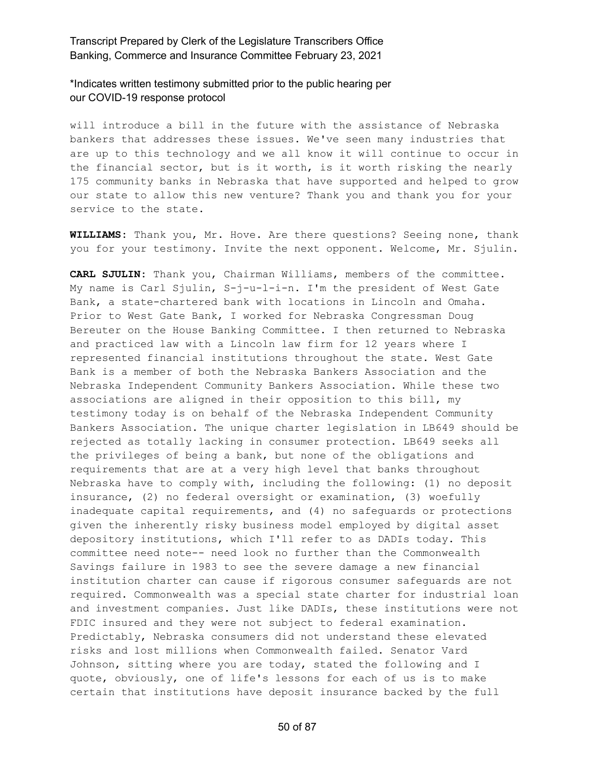\*Indicates written testimony submitted prior to the public hearing per our COVID-19 response protocol

will introduce a bill in the future with the assistance of Nebraska bankers that addresses these issues. We've seen many industries that are up to this technology and we all know it will continue to occur in the financial sector, but is it worth, is it worth risking the nearly 175 community banks in Nebraska that have supported and helped to grow our state to allow this new venture? Thank you and thank you for your service to the state.

**WILLIAMS:** Thank you, Mr. Hove. Are there questions? Seeing none, thank you for your testimony. Invite the next opponent. Welcome, Mr. Sjulin.

**CARL SJULIN:** Thank you, Chairman Williams, members of the committee. My name is Carl Sjulin, S-j-u-l-i-n. I'm the president of West Gate Bank, a state-chartered bank with locations in Lincoln and Omaha. Prior to West Gate Bank, I worked for Nebraska Congressman Doug Bereuter on the House Banking Committee. I then returned to Nebraska and practiced law with a Lincoln law firm for 12 years where I represented financial institutions throughout the state. West Gate Bank is a member of both the Nebraska Bankers Association and the Nebraska Independent Community Bankers Association. While these two associations are aligned in their opposition to this bill, my testimony today is on behalf of the Nebraska Independent Community Bankers Association. The unique charter legislation in LB649 should be rejected as totally lacking in consumer protection. LB649 seeks all the privileges of being a bank, but none of the obligations and requirements that are at a very high level that banks throughout Nebraska have to comply with, including the following: (1) no deposit insurance, (2) no federal oversight or examination, (3) woefully inadequate capital requirements, and (4) no safeguards or protections given the inherently risky business model employed by digital asset depository institutions, which I'll refer to as DADIs today. This committee need note-- need look no further than the Commonwealth Savings failure in 1983 to see the severe damage a new financial institution charter can cause if rigorous consumer safeguards are not required. Commonwealth was a special state charter for industrial loan and investment companies. Just like DADIs, these institutions were not FDIC insured and they were not subject to federal examination. Predictably, Nebraska consumers did not understand these elevated risks and lost millions when Commonwealth failed. Senator Vard Johnson, sitting where you are today, stated the following and I quote, obviously, one of life's lessons for each of us is to make certain that institutions have deposit insurance backed by the full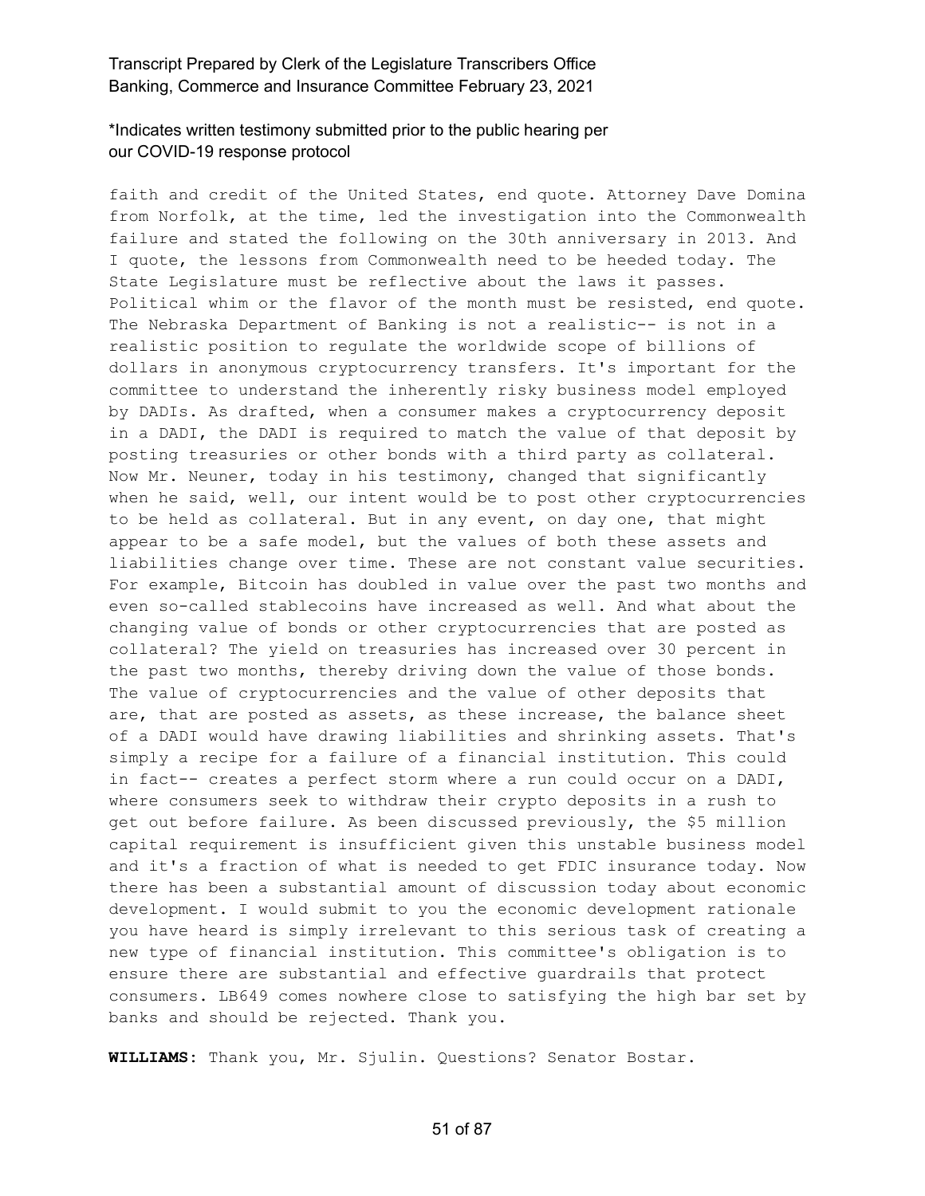faith and credit of the United States, end quote. Attorney Dave Domina from Norfolk, at the time, led the investigation into the Commonwealth failure and stated the following on the 30th anniversary in 2013. And I quote, the lessons from Commonwealth need to be heeded today. The State Legislature must be reflective about the laws it passes. Political whim or the flavor of the month must be resisted, end quote. The Nebraska Department of Banking is not a realistic-- is not in a realistic position to regulate the worldwide scope of billions of dollars in anonymous cryptocurrency transfers. It's important for the committee to understand the inherently risky business model employed by DADIs. As drafted, when a consumer makes a cryptocurrency deposit in a DADI, the DADI is required to match the value of that deposit by posting treasuries or other bonds with a third party as collateral. Now Mr. Neuner, today in his testimony, changed that significantly when he said, well, our intent would be to post other cryptocurrencies to be held as collateral. But in any event, on day one, that might appear to be a safe model, but the values of both these assets and liabilities change over time. These are not constant value securities. For example, Bitcoin has doubled in value over the past two months and even so-called stablecoins have increased as well. And what about the changing value of bonds or other cryptocurrencies that are posted as collateral? The yield on treasuries has increased over 30 percent in the past two months, thereby driving down the value of those bonds. The value of cryptocurrencies and the value of other deposits that are, that are posted as assets, as these increase, the balance sheet of a DADI would have drawing liabilities and shrinking assets. That's simply a recipe for a failure of a financial institution. This could in fact-- creates a perfect storm where a run could occur on a DADI, where consumers seek to withdraw their crypto deposits in a rush to get out before failure. As been discussed previously, the $5 million capital requirement is insufficient given this unstable business model and it's a fraction of what is needed to get FDIC insurance today. Now there has been a substantial amount of discussion today about economic development. I would submit to you the economic development rationale you have heard is simply irrelevant to this serious task of creating a new type of financial institution. This committee's obligation is to ensure there are substantial and effective guardrails that protect consumers. LB649 comes nowhere close to satisfying the high bar set by banks and should be rejected. Thank you.

**WILLIAMS:** Thank you, Mr. Sjulin. Questions? Senator Bostar.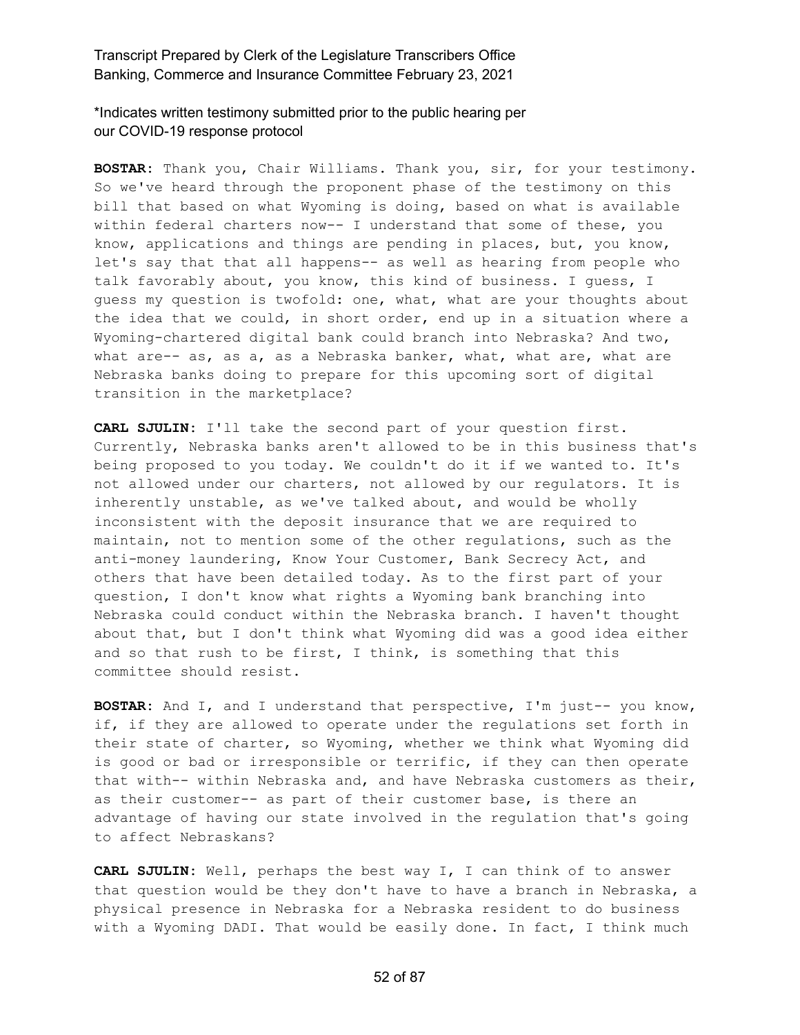**BOSTAR:** Thank you, Chair Williams. Thank you, sir, for your testimony. So we've heard through the proponent phase of the testimony on this bill that based on what Wyoming is doing, based on what is available within federal charters now-- I understand that some of these, you know, applications and things are pending in places, but, you know, let's say that that all happens-- as well as hearing from people who talk favorably about, you know, this kind of business. I guess, I guess my question is twofold: one, what, what are your thoughts about the idea that we could, in short order, end up in a situation where a Wyoming-chartered digital bank could branch into Nebraska? And two, what are-- as, as a, as a Nebraska banker, what, what are, what are Nebraska banks doing to prepare for this upcoming sort of digital transition in the marketplace?

**CARL SJULIN:** I'll take the second part of your question first. Currently, Nebraska banks aren't allowed to be in this business that's being proposed to you today. We couldn't do it if we wanted to. It's not allowed under our charters, not allowed by our regulators. It is inherently unstable, as we've talked about, and would be wholly inconsistent with the deposit insurance that we are required to maintain, not to mention some of the other regulations, such as the anti-money laundering, Know Your Customer, Bank Secrecy Act, and others that have been detailed today. As to the first part of your question, I don't know what rights a Wyoming bank branching into Nebraska could conduct within the Nebraska branch. I haven't thought about that, but I don't think what Wyoming did was a good idea either and so that rush to be first, I think, is something that this committee should resist.

**BOSTAR:** And I, and I understand that perspective, I'm just-- you know, if, if they are allowed to operate under the regulations set forth in their state of charter, so Wyoming, whether we think what Wyoming did is good or bad or irresponsible or terrific, if they can then operate that with-- within Nebraska and, and have Nebraska customers as their, as their customer-- as part of their customer base, is there an advantage of having our state involved in the regulation that's going to affect Nebraskans?

**CARL SJULIN:** Well, perhaps the best way I, I can think of to answer that question would be they don't have to have a branch in Nebraska, a physical presence in Nebraska for a Nebraska resident to do business with a Wyoming DADI. That would be easily done. In fact, I think much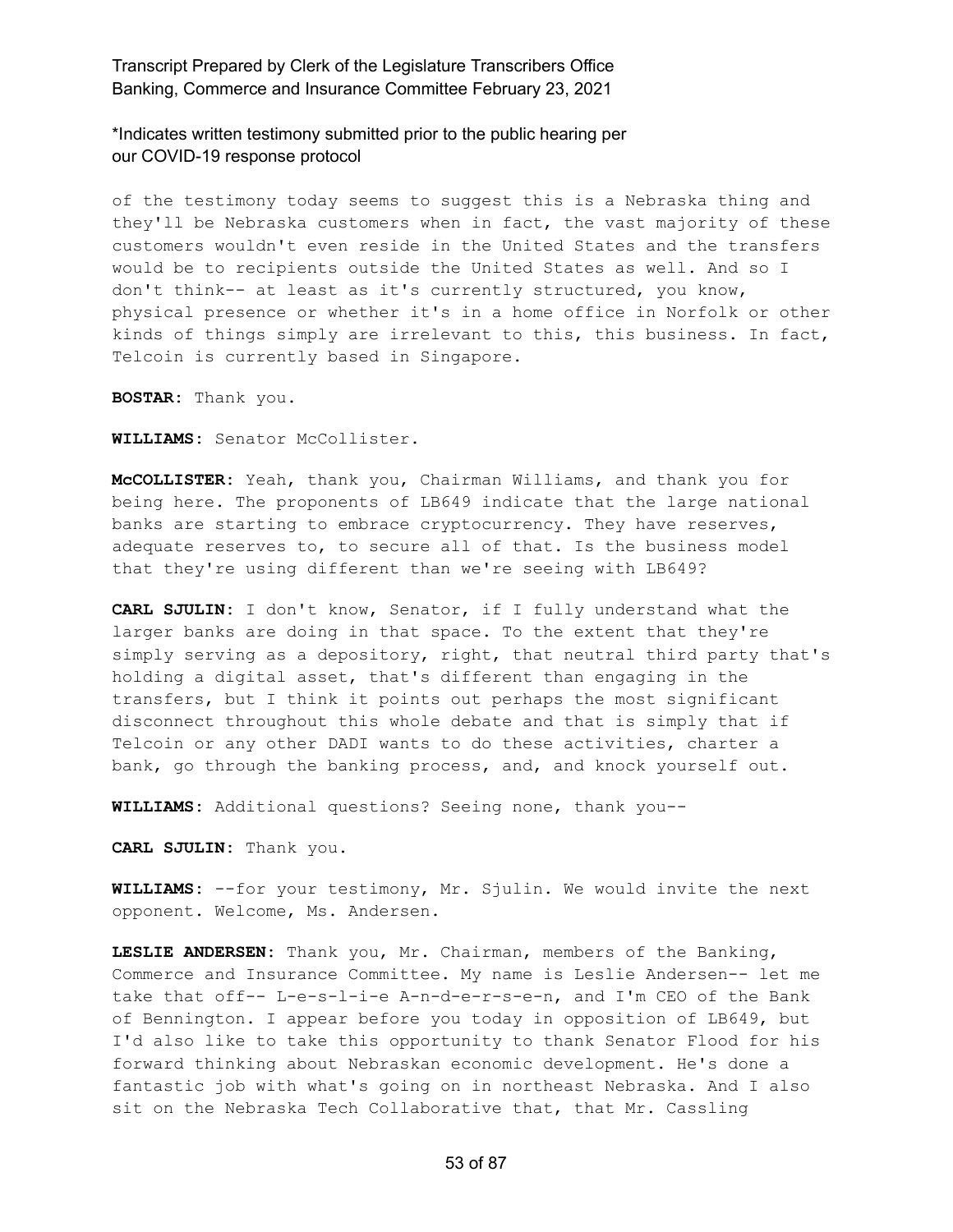of the testimony today seems to suggest this is a Nebraska thing and they'll be Nebraska customers when in fact, the vast majority of these customers wouldn't even reside in the United States and the transfers would be to recipients outside the United States as well. And so I don't think-- at least as it's currently structured, you know, physical presence or whether it's in a home office in Norfolk or other kinds of things simply are irrelevant to this, this business. In fact, Telcoin is currently based in Singapore.

**BOSTAR:** Thank you.

**WILLIAMS:** Senator McCollister.

**McCOLLISTER:** Yeah, thank you, Chairman Williams, and thank you for being here. The proponents of LB649 indicate that the large national banks are starting to embrace cryptocurrency. They have reserves, adequate reserves to, to secure all of that. Is the business model that they're using different than we're seeing with LB649?

**CARL SJULIN:** I don't know, Senator, if I fully understand what the larger banks are doing in that space. To the extent that they're simply serving as a depository, right, that neutral third party that's holding a digital asset, that's different than engaging in the transfers, but I think it points out perhaps the most significant disconnect throughout this whole debate and that is simply that if Telcoin or any other DADI wants to do these activities, charter a bank, go through the banking process, and, and knock yourself out.

**WILLIAMS:** Additional questions? Seeing none, thank you--

**CARL SJULIN:** Thank you.

**WILLIAMS:** --for your testimony, Mr. Sjulin. We would invite the next opponent. Welcome, Ms. Andersen.

**LESLIE ANDERSEN:** Thank you, Mr. Chairman, members of the Banking, Commerce and Insurance Committee. My name is Leslie Andersen-- let me take that off-- L-e-s-l-i-e A-n-d-e-r-s-e-n, and I'm CEO of the Bank of Bennington. I appear before you today in opposition of LB649, but I'd also like to take this opportunity to thank Senator Flood for his forward thinking about Nebraskan economic development. He's done a fantastic job with what's going on in northeast Nebraska. And I also sit on the Nebraska Tech Collaborative that, that Mr. Cassling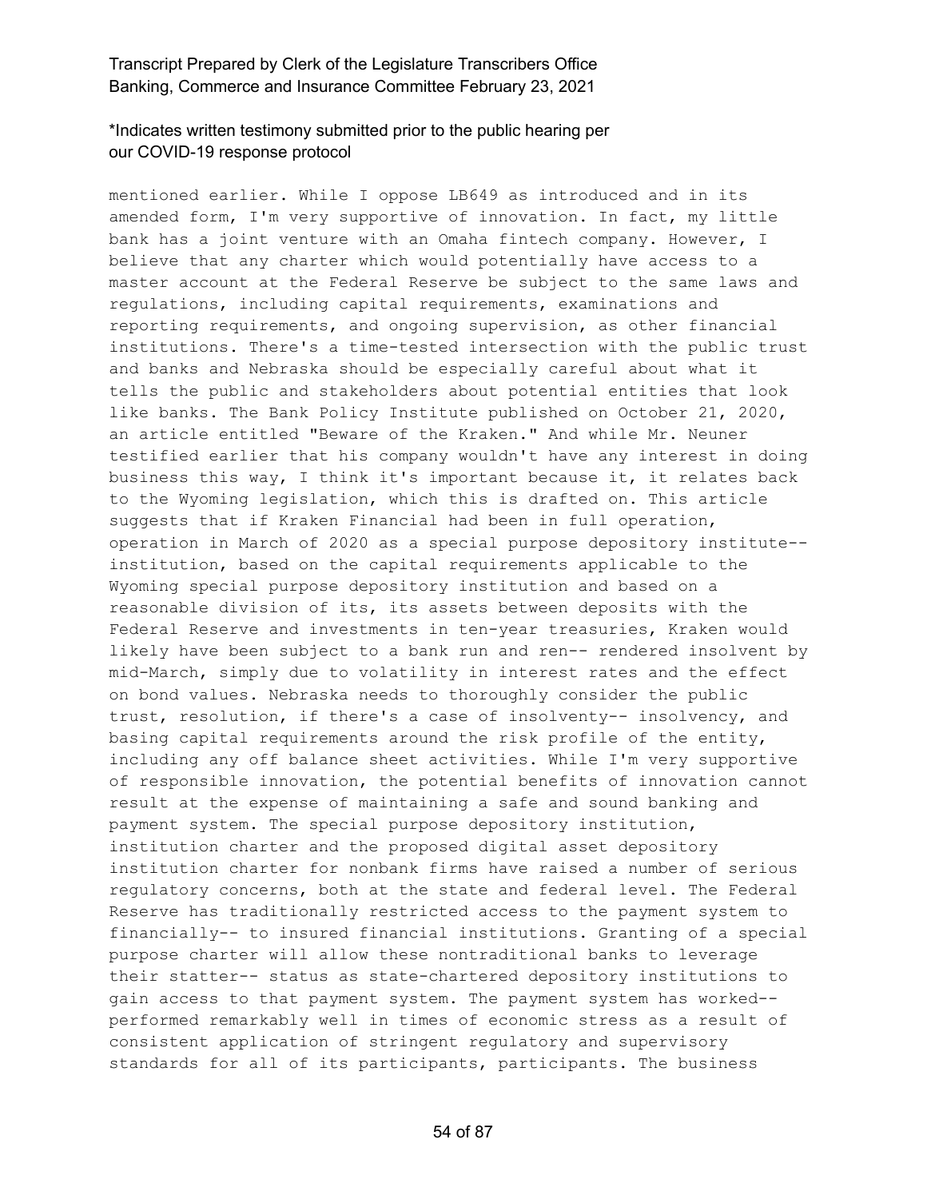mentioned earlier. While I oppose LB649 as introduced and in its amended form, I'm very supportive of innovation. In fact, my little bank has a joint venture with an Omaha fintech company. However, I believe that any charter which would potentially have access to a master account at the Federal Reserve be subject to the same laws and regulations, including capital requirements, examinations and reporting requirements, and ongoing supervision, as other financial institutions. There's a time-tested intersection with the public trust and banks and Nebraska should be especially careful about what it tells the public and stakeholders about potential entities that look like banks. The Bank Policy Institute published on October 21, 2020, an article entitled "Beware of the Kraken." And while Mr. Neuner testified earlier that his company wouldn't have any interest in doing business this way, I think it's important because it, it relates back to the Wyoming legislation, which this is drafted on. This article suggests that if Kraken Financial had been in full operation, operation in March of 2020 as a special purpose depository institute-- institution, based on the capital requirements applicable to the Wyoming special purpose depository institution and based on a reasonable division of its, its assets between deposits with the Federal Reserve and investments in ten-year treasuries, Kraken would likely have been subject to a bank run and ren-- rendered insolvent by mid-March, simply due to volatility in interest rates and the effect on bond values. Nebraska needs to thoroughly consider the public trust, resolution, if there's a case of insolventy-- insolvency, and basing capital requirements around the risk profile of the entity, including any off balance sheet activities. While I'm very supportive of responsible innovation, the potential benefits of innovation cannot result at the expense of maintaining a safe and sound banking and payment system. The special purpose depository institution, institution charter and the proposed digital asset depository institution charter for nonbank firms have raised a number of serious regulatory concerns, both at the state and federal level. The Federal Reserve has traditionally restricted access to the payment system to financially-- to insured financial institutions. Granting of a special purpose charter will allow these nontraditional banks to leverage their statter-- status as state-chartered depository institutions to gain access to that payment system. The payment system has worked-- performed remarkably well in times of economic stress as a result of consistent application of stringent regulatory and supervisory standards for all of its participants, participants. The business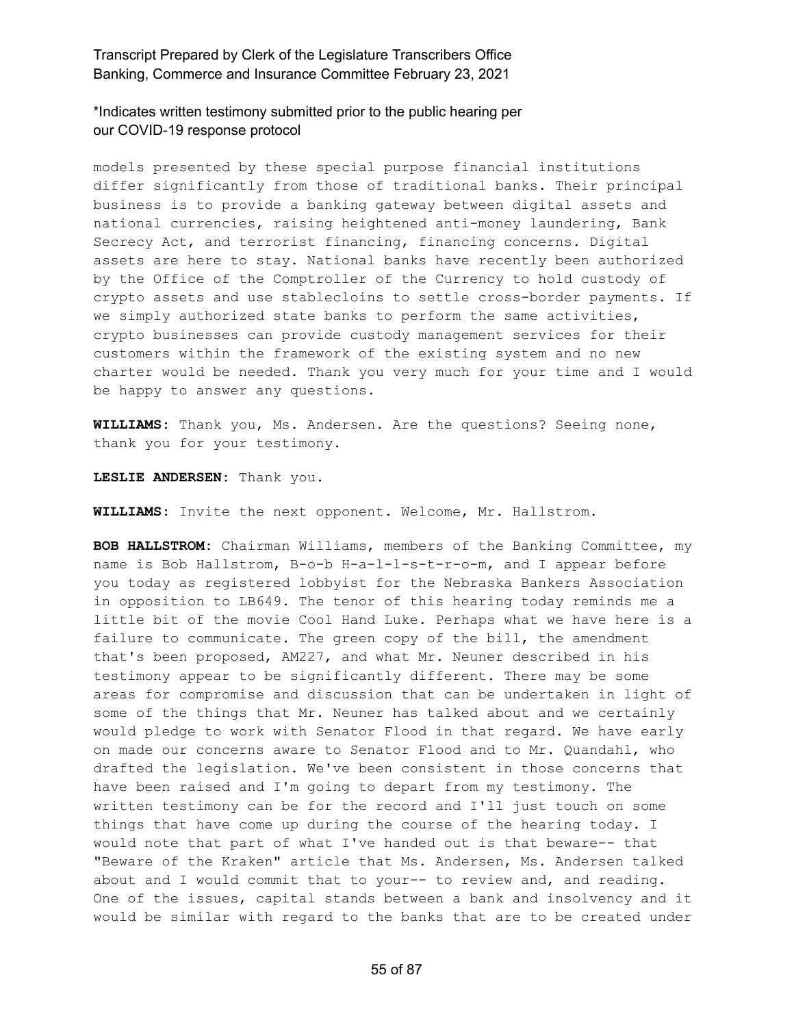*Indicates written testimony submitted prior to the public hearing per our COVID-19 response protocol

models presented by these special purpose financial institutions differ significantly from those of traditional banks. Their principal business is to provide a banking gateway between digital assets and national currencies, raising heightened anti-money laundering, Bank Secrecy Act, and terrorist financing, financing concerns. Digital assets are here to stay. National banks have recently been authorized by the Office of the Comptroller of the Currency to hold custody of crypto assets and use stablecloins to settle cross-border payments. If we simply authorized state banks to perform the same activities, crypto businesses can provide custody management services for their customers within the framework of the existing system and no new charter would be needed. Thank you very much for your time and I would be happy to answer any questions.

**WILLIAMS:** Thank you, Ms. Andersen. Are the questions? Seeing none, thank you for your testimony.

**LESLIE ANDERSEN:** Thank you.

**WILLIAMS:** Invite the next opponent. Welcome, Mr. Hallstrom.

**BOB HALLSTROM:** Chairman Williams, members of the Banking Committee, my name is Bob Hallstrom, B-o-b H-a-l-l-s-t-r-o-m, and I appear before you today as registered lobbyist for the Nebraska Bankers Association in opposition to LB649. The tenor of this hearing today reminds me a little bit of the movie Cool Hand Luke. Perhaps what we have here is a failure to communicate. The green copy of the bill, the amendment that's been proposed, AM227, and what Mr. Neuner described in his testimony appear to be significantly different. There may be some areas for compromise and discussion that can be undertaken in light of some of the things that Mr. Neuner has talked about and we certainly would pledge to work with Senator Flood in that regard. We have early on made our concerns aware to Senator Flood and to Mr. Quandahl, who drafted the legislation. We've been consistent in those concerns that have been raised and I'm going to depart from my testimony. The written testimony can be for the record and I'll just touch on some things that have come up during the course of the hearing today. I would note that part of what I've handed out is that beware-- that "Beware of the Kraken" article that Ms. Andersen, Ms. Andersen talked about and I would commit that to your-- to review and, and reading. One of the issues, capital stands between a bank and insolvency and it would be similar with regard to the banks that are to be created under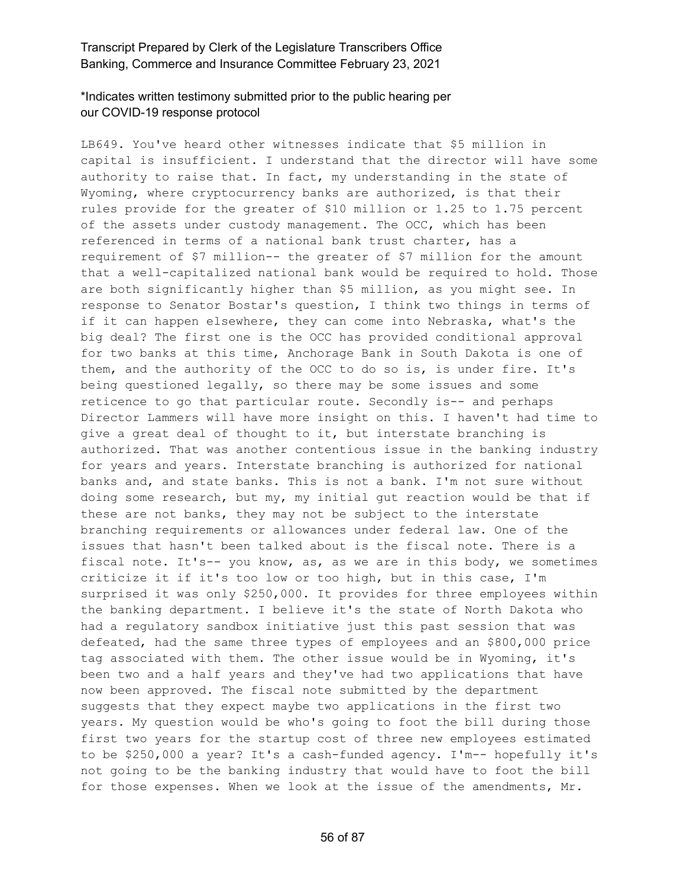LB649. You've heard other witnesses indicate that $5 million in capital is insufficient. I understand that the director will have some authority to raise that. In fact, my understanding in the state of Wyoming, where cryptocurrency banks are authorized, is that their rules provide for the greater of $10 million or 1.25 to 1.75 percent of the assets under custody management. The OCC, which has been referenced in terms of a national bank trust charter, has a requirement of $7 million-- the greater of $7 million for the amount that a well-capitalized national bank would be required to hold. Those are both significantly higher than $5 million, as you might see. In response to Senator Bostar's question, I think two things in terms of if it can happen elsewhere, they can come into Nebraska, what's the big deal? The first one is the OCC has provided conditional approval for two banks at this time, Anchorage Bank in South Dakota is one of them, and the authority of the OCC to do so is, is under fire. It's being questioned legally, so there may be some issues and some reticence to go that particular route. Secondly is-- and perhaps Director Lammers will have more insight on this. I haven't had time to give a great deal of thought to it, but interstate branching is authorized. That was another contentious issue in the banking industry for years and years. Interstate branching is authorized for national banks and, and state banks. This is not a bank. I'm not sure without doing some research, but my, my initial gut reaction would be that if these are not banks, they may not be subject to the interstate branching requirements or allowances under federal law. One of the issues that hasn't been talked about is the fiscal note. There is a fiscal note. It's-- you know, as, as we are in this body, we sometimes criticize it if it's too low or too high, but in this case, I'm surprised it was only $250,000. It provides for three employees within the banking department. I believe it's the state of North Dakota who had a regulatory sandbox initiative just this past session that was defeated, had the same three types of employees and an $800,000 price tag associated with them. The other issue would be in Wyoming, it's been two and a half years and they've had two applications that have now been approved. The fiscal note submitted by the department suggests that they expect maybe two applications in the first two years. My question would be who's going to foot the bill during those first two years for the startup cost of three new employees estimated to be $250,000 a year? It's a cash-funded agency. I'm-- hopefully it's not going to be the banking industry that would have to foot the bill for those expenses. When we look at the issue of the amendments, Mr.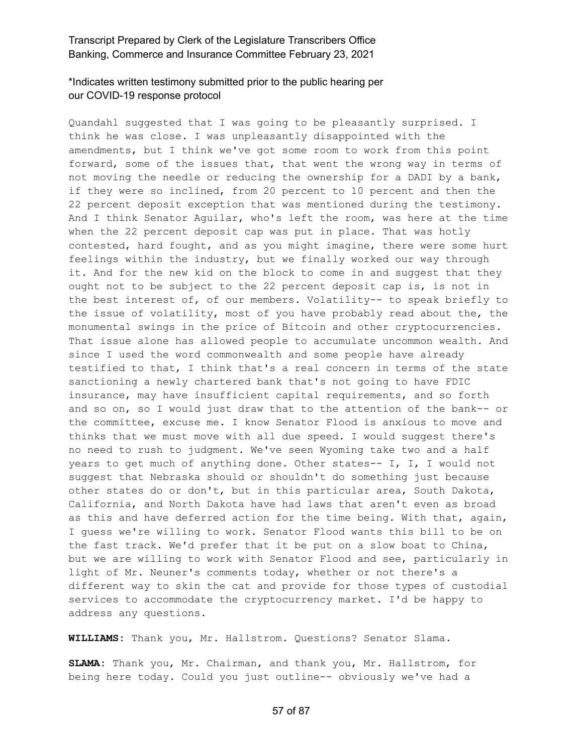Quandahl suggested that I was going to be pleasantly surprised. I think he was close. I was unpleasantly disappointed with the amendments, but I think we've got some room to work from this point forward, some of the issues that, that went the wrong way in terms of not moving the needle or reducing the ownership for a DADI by a bank, if they were so inclined, from 20 percent to 10 percent and then the 22 percent deposit exception that was mentioned during the testimony. And I think Senator Aguilar, who's left the room, was here at the time when the 22 percent deposit cap was put in place. That was hotly contested, hard fought, and as you might imagine, there were some hurt feelings within the industry, but we finally worked our way through it. And for the new kid on the block to come in and suggest that they ought not to be subject to the 22 percent deposit cap is, is not in the best interest of, of our members. Volatility-- to speak briefly to the issue of volatility, most of you have probably read about the, the monumental swings in the price of Bitcoin and other cryptocurrencies. That issue alone has allowed people to accumulate uncommon wealth. And since I used the word commonwealth and some people have already testified to that, I think that's a real concern in terms of the state sanctioning a newly chartered bank that's not going to have FDIC insurance, may have insufficient capital requirements, and so forth and so on, so I would just draw that to the attention of the bank-- or the committee, excuse me. I know Senator Flood is anxious to move and thinks that we must move with all due speed. I would suggest there's no need to rush to judgment. We've seen Wyoming take two and a half years to get much of anything done. Other states-- I, I, I would not suggest that Nebraska should or shouldn't do something just because other states do or don't, but in this particular area, South Dakota, California, and North Dakota have had laws that aren't even as broad as this and have deferred action for the time being. With that, again, I guess we're willing to work. Senator Flood wants this bill to be on the fast track. We'd prefer that it be put on a slow boat to China, but we are willing to work with Senator Flood and see, particularly in light of Mr. Neuner's comments today, whether or not there's a different way to skin the cat and provide for those types of custodial services to accommodate the cryptocurrency market. I'd be happy to address any questions.

**WILLIAMS**: Thank you, Mr. Hallstrom. Questions? Senator Slama.

**SLAMA**: Thank you, Mr. Chairman, and thank you, Mr. Hallstrom, for being here today. Could you just outline-- obviously we've had a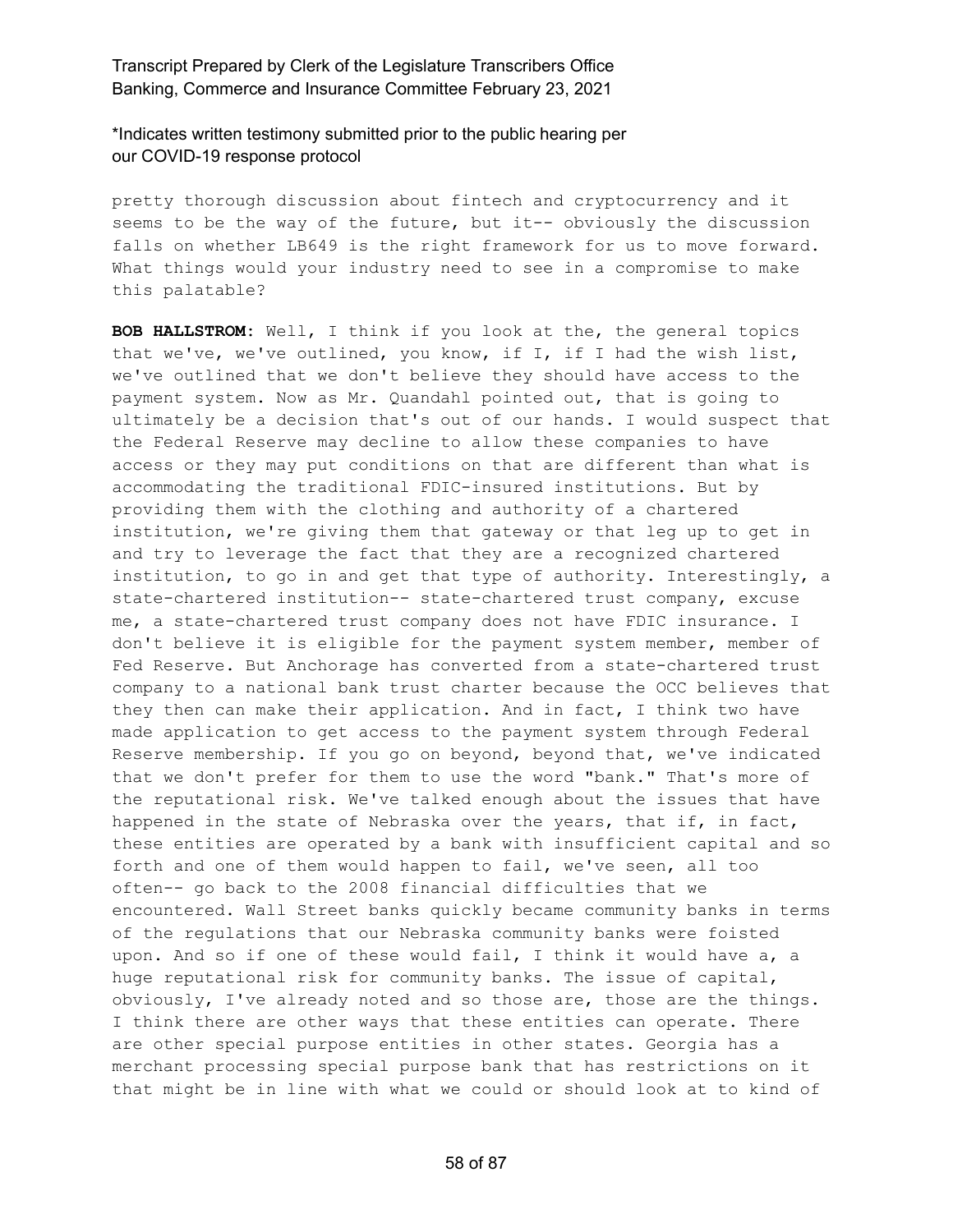pretty thorough discussion about fintech and cryptocurrency and it seems to be the way of the future, but it-- obviously the discussion falls on whether LB649 is the right framework for us to move forward. What things would your industry need to see in a compromise to make this palatable?

**BOB HALLSTROM:** Well, I think if you look at the, the general topics that we've, we've outlined, you know, if I, if I had the wish list, we've outlined that we don't believe they should have access to the payment system. Now as Mr. Quandahl pointed out, that is going to ultimately be a decision that's out of our hands. I would suspect that the Federal Reserve may decline to allow these companies to have access or they may put conditions on that are different than what is accommodating the traditional FDIC-insured institutions. But by providing them with the clothing and authority of a chartered institution, we're giving them that gateway or that leg up to get in and try to leverage the fact that they are a recognized chartered institution, to go in and get that type of authority. Interestingly, a state-chartered institution-- state-chartered trust company, excuse me, a state-chartered trust company does not have FDIC insurance. I don't believe it is eligible for the payment system member, member of Fed Reserve. But Anchorage has converted from a state-chartered trust company to a national bank trust charter because the OCC believes that they then can make their application. And in fact, I think two have made application to get access to the payment system through Federal Reserve membership. If you go on beyond, beyond that, we've indicated that we don't prefer for them to use the word "bank." That's more of the reputational risk. We've talked enough about the issues that have happened in the state of Nebraska over the years, that if, in fact, these entities are operated by a bank with insufficient capital and so forth and one of them would happen to fail, we've seen, all too often-- go back to the 2008 financial difficulties that we encountered. Wall Street banks quickly became community banks in terms of the regulations that our Nebraska community banks were foisted upon. And so if one of these would fail, I think it would have a, a huge reputational risk for community banks. The issue of capital, obviously, I've already noted and so those are, those are the things. I think there are other ways that these entities can operate. There are other special purpose entities in other states. Georgia has a merchant processing special purpose bank that has restrictions on it that might be in line with what we could or should look at to kind of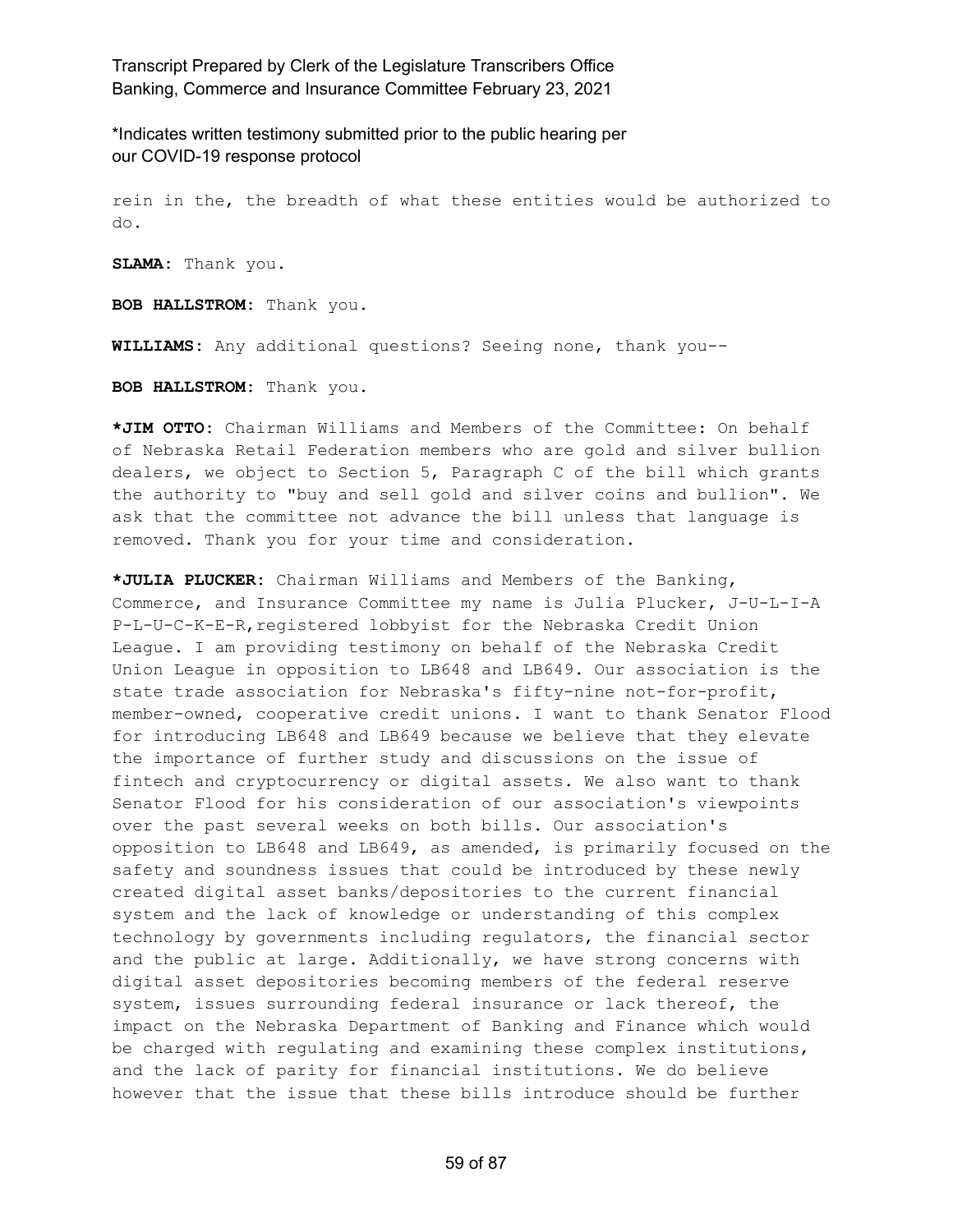rein in the, the breadth of what these entities would be authorized to do.

**SLAMA:** Thank you.

**BOB HALLSTROM:** Thank you.

**WILLIAMS:** Any additional questions? Seeing none, thank you--

**BOB HALLSTROM:** Thank you.

***JIM OTTO:** Chairman Williams and Members of the Committee: On behalf of Nebraska Retail Federation members who are gold and silver bullion dealers, we object to Section 5, Paragraph C of the bill which grants the authority to "buy and sell gold and silver coins and bullion". We ask that the committee not advance the bill unless that language is removed. Thank you for your time and consideration.

***JULIA PLUCKER:** Chairman Williams and Members of the Banking, Commerce, and Insurance Committee my name is Julia Plucker, J-U-L-I-A P-L-U-C-K-E-R,registered lobbyist for the Nebraska Credit Union League. I am providing testimony on behalf of the Nebraska Credit Union League in opposition to LB648 and LB649. Our association is the state trade association for Nebraska's fifty-nine not-for-profit, member-owned, cooperative credit unions. I want to thank Senator Flood for introducing LB648 and LB649 because we believe that they elevate the importance of further study and discussions on the issue of fintech and cryptocurrency or digital assets. We also want to thank Senator Flood for his consideration of our association's viewpoints over the past several weeks on both bills. Our association's opposition to LB648 and LB649, as amended, is primarily focused on the safety and soundness issues that could be introduced by these newly created digital asset banks/depositories to the current financial system and the lack of knowledge or understanding of this complex technology by governments including regulators, the financial sector and the public at large. Additionally, we have strong concerns with digital asset depositories becoming members of the federal reserve system, issues surrounding federal insurance or lack thereof, the impact on the Nebraska Department of Banking and Finance which would be charged with regulating and examining these complex institutions, and the lack of parity for financial institutions. We do believe however that the issue that these bills introduce should be further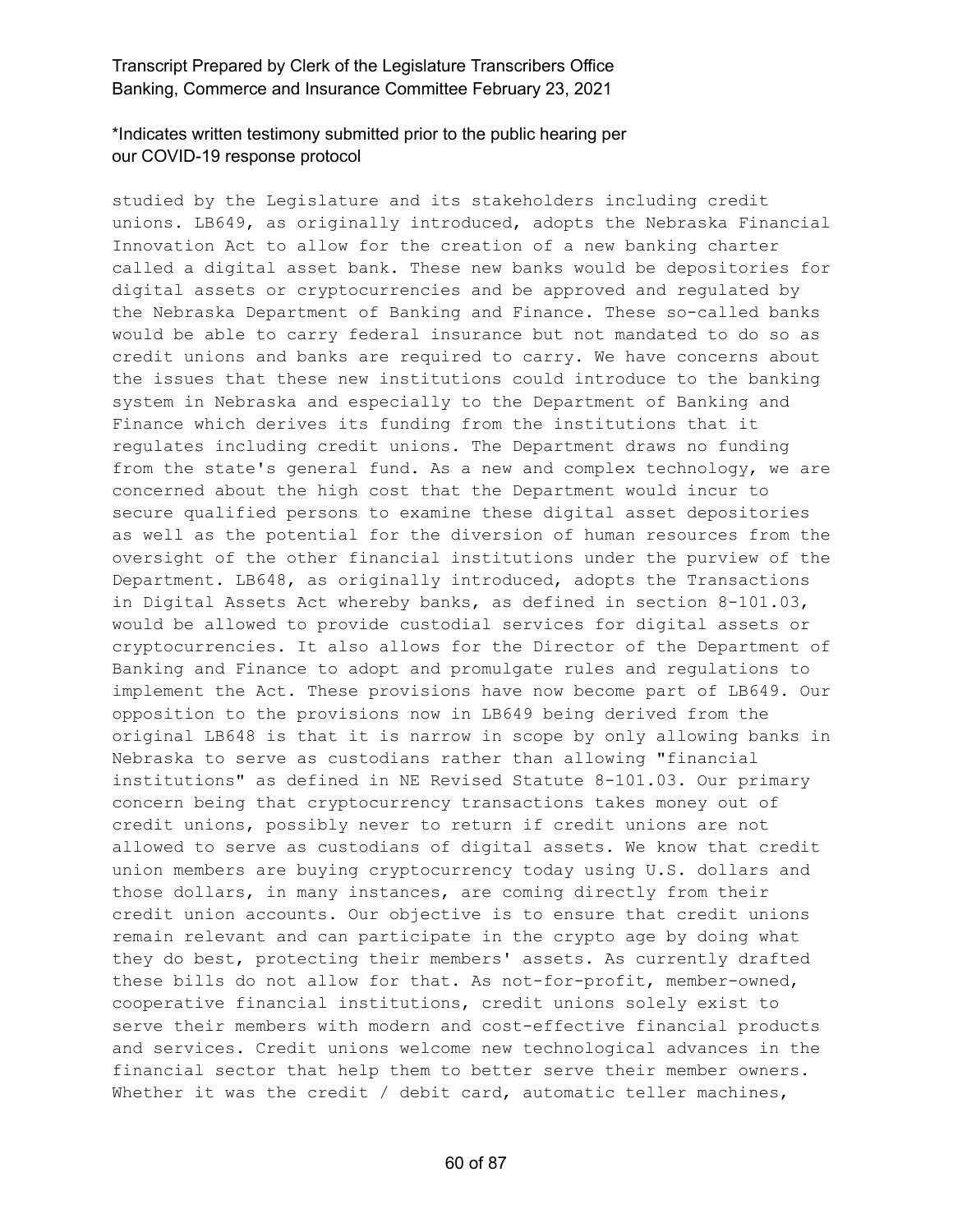studied by the Legislature and its stakeholders including credit unions. LB649, as originally introduced, adopts the Nebraska Financial Innovation Act to allow for the creation of a new banking charter called a digital asset bank. These new banks would be depositories for digital assets or cryptocurrencies and be approved and regulated by the Nebraska Department of Banking and Finance. These so-called banks would be able to carry federal insurance but not mandated to do so as credit unions and banks are required to carry. We have concerns about the issues that these new institutions could introduce to the banking system in Nebraska and especially to the Department of Banking and Finance which derives its funding from the institutions that it regulates including credit unions. The Department draws no funding from the state's general fund. As a new and complex technology, we are concerned about the high cost that the Department would incur to secure qualified persons to examine these digital asset depositories as well as the potential for the diversion of human resources from the oversight of the other financial institutions under the purview of the Department. LB648, as originally introduced, adopts the Transactions in Digital Assets Act whereby banks, as defined in section 8-101.03, would be allowed to provide custodial services for digital assets or cryptocurrencies. It also allows for the Director of the Department of Banking and Finance to adopt and promulgate rules and regulations to implement the Act. These provisions have now become part of LB649. Our opposition to the provisions now in LB649 being derived from the original LB648 is that it is narrow in scope by only allowing banks in Nebraska to serve as custodians rather than allowing "financial institutions" as defined in NE Revised Statute 8-101.03. Our primary concern being that cryptocurrency transactions takes money out of credit unions, possibly never to return if credit unions are not allowed to serve as custodians of digital assets. We know that credit union members are buying cryptocurrency today using U.S. dollars and those dollars, in many instances, are coming directly from their credit union accounts. Our objective is to ensure that credit unions remain relevant and can participate in the crypto age by doing what they do best, protecting their members' assets. As currently drafted these bills do not allow for that. As not-for-profit, member-owned, cooperative financial institutions, credit unions solely exist to serve their members with modern and cost-effective financial products and services. Credit unions welcome new technological advances in the financial sector that help them to better serve their member owners. Whether it was the credit / debit card, automatic teller machines,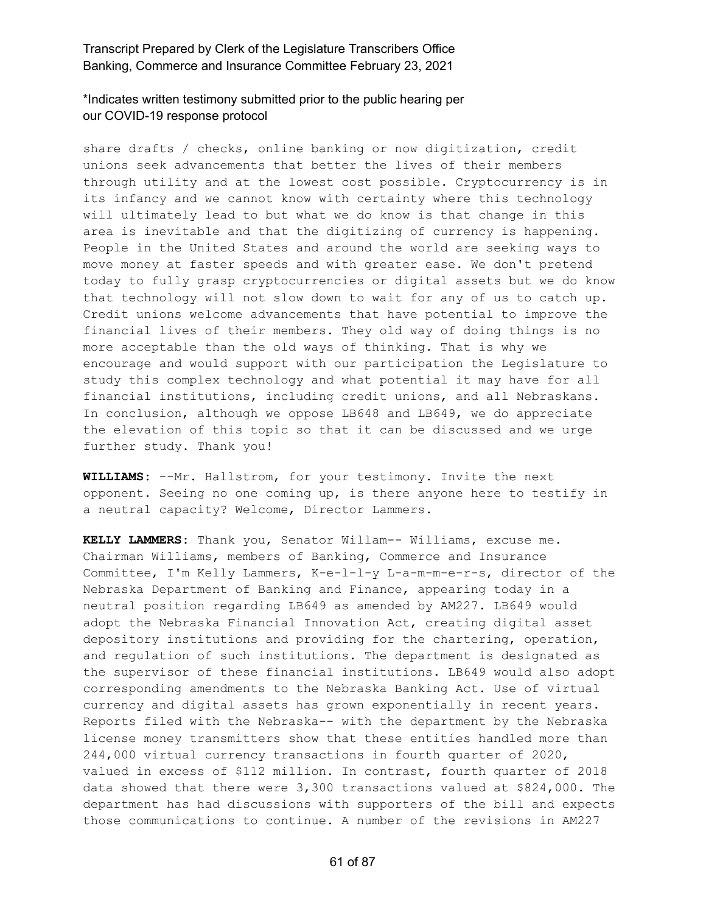share drafts / checks, online banking or now digitization, credit unions seek advancements that better the lives of their members through utility and at the lowest cost possible. Cryptocurrency is in its infancy and we cannot know with certainty where this technology will ultimately lead to but what we do know is that change in this area is inevitable and that the digitizing of currency is happening. People in the United States and around the world are seeking ways to move money at faster speeds and with greater ease. We don't pretend today to fully grasp cryptocurrencies or digital assets but we do know that technology will not slow down to wait for any of us to catch up. Credit unions welcome advancements that have potential to improve the financial lives of their members. They old way of doing things is no more acceptable than the old ways of thinking. That is why we encourage and would support with our participation the Legislature to study this complex technology and what potential it may have for all financial institutions, including credit unions, and all Nebraskans. In conclusion, although we oppose LB648 and LB649, we do appreciate the elevation of this topic so that it can be discussed and we urge further study. Thank you!

**WILLIAMS:** --Mr. Hallstrom, for your testimony. Invite the next opponent. Seeing no one coming up, is there anyone here to testify in a neutral capacity? Welcome, Director Lammers.

**KELLY LAMMERS:** Thank you, Senator Willam-- Williams, excuse me. Chairman Williams, members of Banking, Commerce and Insurance Committee, I'm Kelly Lammers, K-e-l-l-y L-a-m-m-e-r-s, director of the Nebraska Department of Banking and Finance, appearing today in a neutral position regarding LB649 as amended by AM227. LB649 would adopt the Nebraska Financial Innovation Act, creating digital asset depository institutions and providing for the chartering, operation, and regulation of such institutions. The department is designated as the supervisor of these financial institutions. LB649 would also adopt corresponding amendments to the Nebraska Banking Act. Use of virtual currency and digital assets has grown exponentially in recent years. Reports filed with the Nebraska-- with the department by the Nebraska license money transmitters show that these entities handled more than 244,000 virtual currency transactions in fourth quarter of 2020, valued in excess of $112 million. In contrast, fourth quarter of 2018 data showed that there were 3,300 transactions valued at $824,000. The department has had discussions with supporters of the bill and expects those communications to continue. A number of the revisions in AM227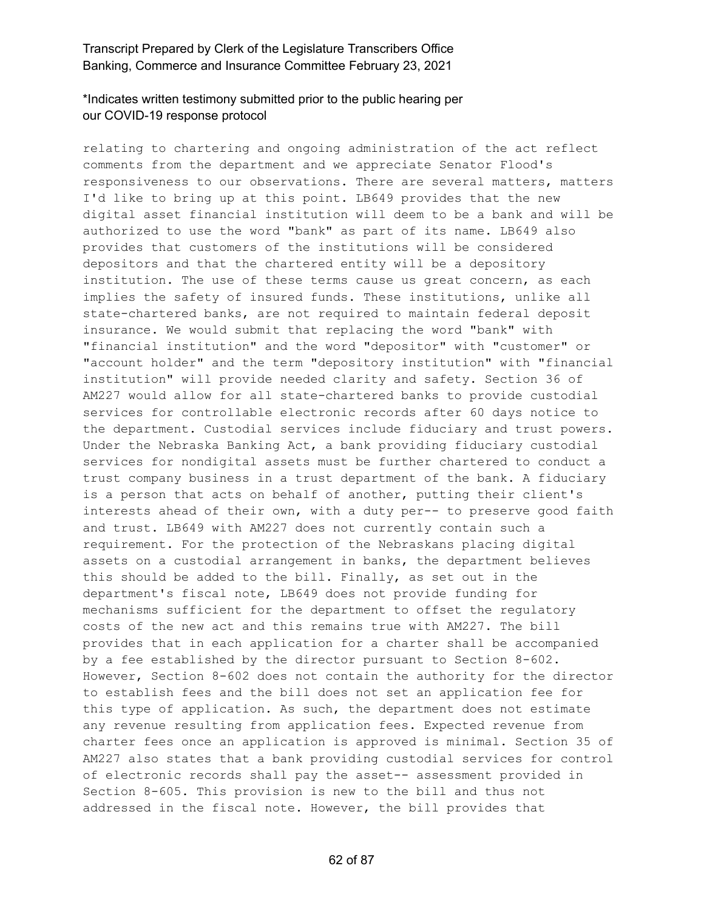relating to chartering and ongoing administration of the act reflect comments from the department and we appreciate Senator Flood's responsiveness to our observations. There are several matters, matters I'd like to bring up at this point. LB649 provides that the new digital asset financial institution will deem to be a bank and will be authorized to use the word "bank" as part of its name. LB649 also provides that customers of the institutions will be considered depositors and that the chartered entity will be a depository institution. The use of these terms cause us great concern, as each implies the safety of insured funds. These institutions, unlike all state-chartered banks, are not required to maintain federal deposit insurance. We would submit that replacing the word "bank" with "financial institution" and the word "depositor" with "customer" or "account holder" and the term "depository institution" with "financial institution" will provide needed clarity and safety. Section 36 of AM227 would allow for all state-chartered banks to provide custodial services for controllable electronic records after 60 days notice to the department. Custodial services include fiduciary and trust powers. Under the Nebraska Banking Act, a bank providing fiduciary custodial services for nondigital assets must be further chartered to conduct a trust company business in a trust department of the bank. A fiduciary is a person that acts on behalf of another, putting their client's interests ahead of their own, with a duty per-- to preserve good faith and trust. LB649 with AM227 does not currently contain such a requirement. For the protection of the Nebraskans placing digital assets on a custodial arrangement in banks, the department believes this should be added to the bill. Finally, as set out in the department's fiscal note, LB649 does not provide funding for mechanisms sufficient for the department to offset the regulatory costs of the new act and this remains true with AM227. The bill provides that in each application for a charter shall be accompanied by a fee established by the director pursuant to Section 8-602. However, Section 8-602 does not contain the authority for the director to establish fees and the bill does not set an application fee for this type of application. As such, the department does not estimate any revenue resulting from application fees. Expected revenue from charter fees once an application is approved is minimal. Section 35 of AM227 also states that a bank providing custodial services for control of electronic records shall pay the asset-- assessment provided in Section 8-605. This provision is new to the bill and thus not addressed in the fiscal note. However, the bill provides that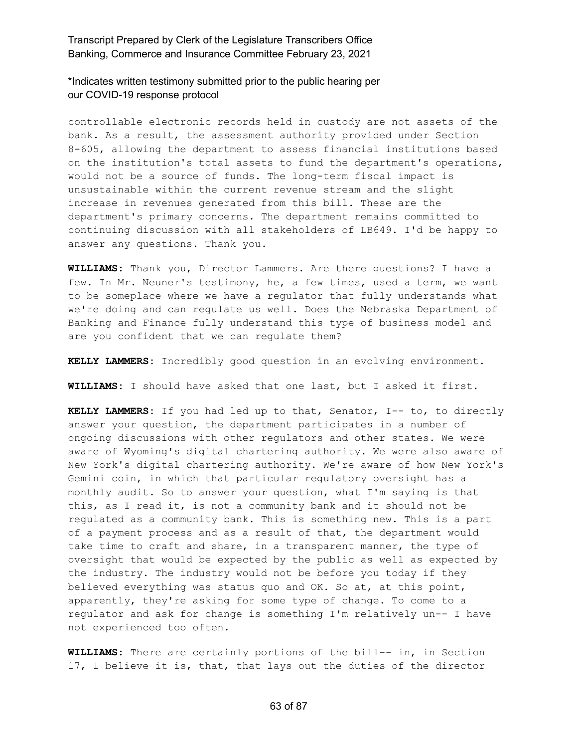controllable electronic records held in custody are not assets of the bank. As a result, the assessment authority provided under Section 8-605, allowing the department to assess financial institutions based on the institution's total assets to fund the department's operations, would not be a source of funds. The long-term fiscal impact is unsustainable within the current revenue stream and the slight increase in revenues generated from this bill. These are the department's primary concerns. The department remains committed to continuing discussion with all stakeholders of LB649. I'd be happy to answer any questions. Thank you.

**WILLIAMS:** Thank you, Director Lammers. Are there questions? I have a few. In Mr. Neuner's testimony, he, a few times, used a term, we want to be someplace where we have a regulator that fully understands what we're doing and can regulate us well. Does the Nebraska Department of Banking and Finance fully understand this type of business model and are you confident that we can regulate them?

**KELLY LAMMERS:** Incredibly good question in an evolving environment.

**WILLIAMS:** I should have asked that one last, but I asked it first.

**KELLY LAMMERS:** If you had led up to that, Senator, I-- to, to directly answer your question, the department participates in a number of ongoing discussions with other regulators and other states. We were aware of Wyoming's digital chartering authority. We were also aware of New York's digital chartering authority. We're aware of how New York's Gemini coin, in which that particular regulatory oversight has a monthly audit. So to answer your question, what I'm saying is that this, as I read it, is not a community bank and it should not be regulated as a community bank. This is something new. This is a part of a payment process and as a result of that, the department would take time to craft and share, in a transparent manner, the type of oversight that would be expected by the public as well as expected by the industry. The industry would not be before you today if they believed everything was status quo and OK. So at, at this point, apparently, they're asking for some type of change. To come to a regulator and ask for change is something I'm relatively un-- I have not experienced too often.

**WILLIAMS:** There are certainly portions of the bill-- in, in Section 17, I believe it is, that, that lays out the duties of the director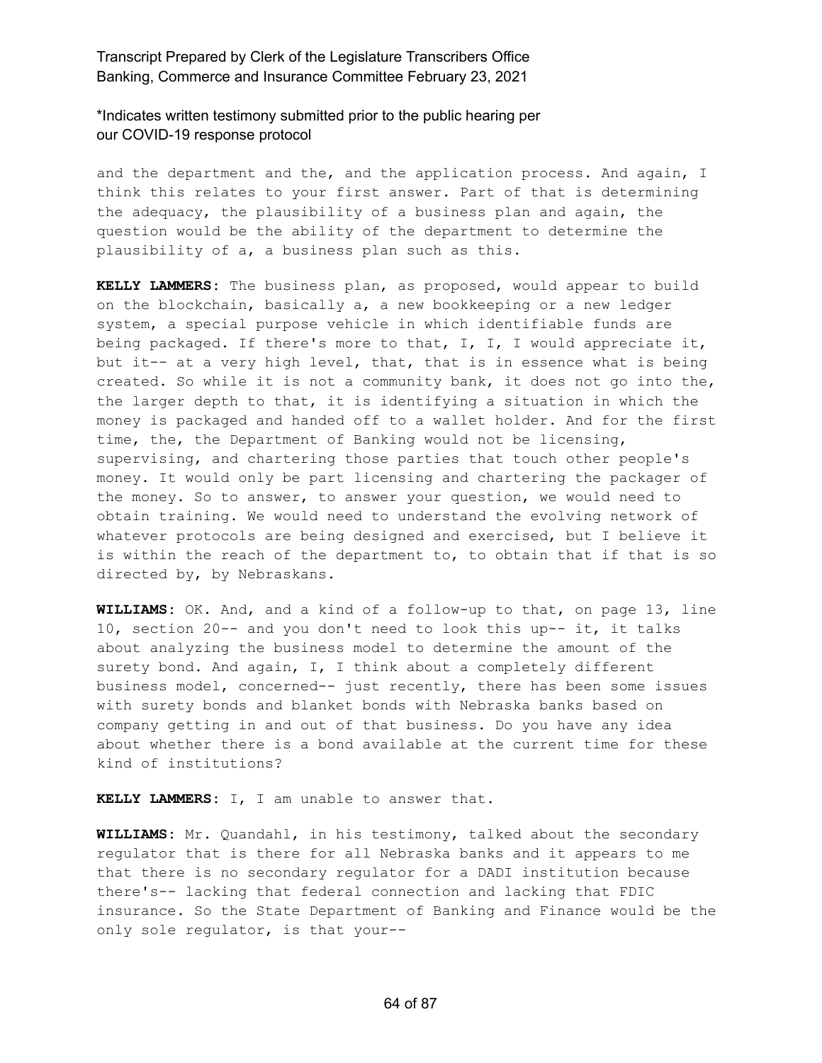and the department and the, and the application process. And again, I think this relates to your first answer. Part of that is determining the adequacy, the plausibility of a business plan and again, the question would be the ability of the department to determine the plausibility of a, a business plan such as this.

**KELLY LAMMERS:** The business plan, as proposed, would appear to build on the blockchain, basically a, a new bookkeeping or a new ledger system, a special purpose vehicle in which identifiable funds are being packaged. If there's more to that, I, I, I would appreciate it, but it-- at a very high level, that, that is in essence what is being created. So while it is not a community bank, it does not go into the, the larger depth to that, it is identifying a situation in which the money is packaged and handed off to a wallet holder. And for the first time, the, the Department of Banking would not be licensing, supervising, and chartering those parties that touch other people's money. It would only be part licensing and chartering the packager of the money. So to answer, to answer your question, we would need to obtain training. We would need to understand the evolving network of whatever protocols are being designed and exercised, but I believe it is within the reach of the department to, to obtain that if that is so directed by, by Nebraskans.

**WILLIAMS:** OK. And, and a kind of a follow-up to that, on page 13, line 10, section 20-- and you don't need to look this up-- it, it talks about analyzing the business model to determine the amount of the surety bond. And again, I, I think about a completely different business model, concerned-- just recently, there has been some issues with surety bonds and blanket bonds with Nebraska banks based on company getting in and out of that business. Do you have any idea about whether there is a bond available at the current time for these kind of institutions?

**KELLY LAMMERS:** I, I am unable to answer that.

**WILLIAMS:** Mr. Quandahl, in his testimony, talked about the secondary regulator that is there for all Nebraska banks and it appears to me that there is no secondary regulator for a DADI institution because there's-- lacking that federal connection and lacking that FDIC insurance. So the State Department of Banking and Finance would be the only sole regulator, is that your--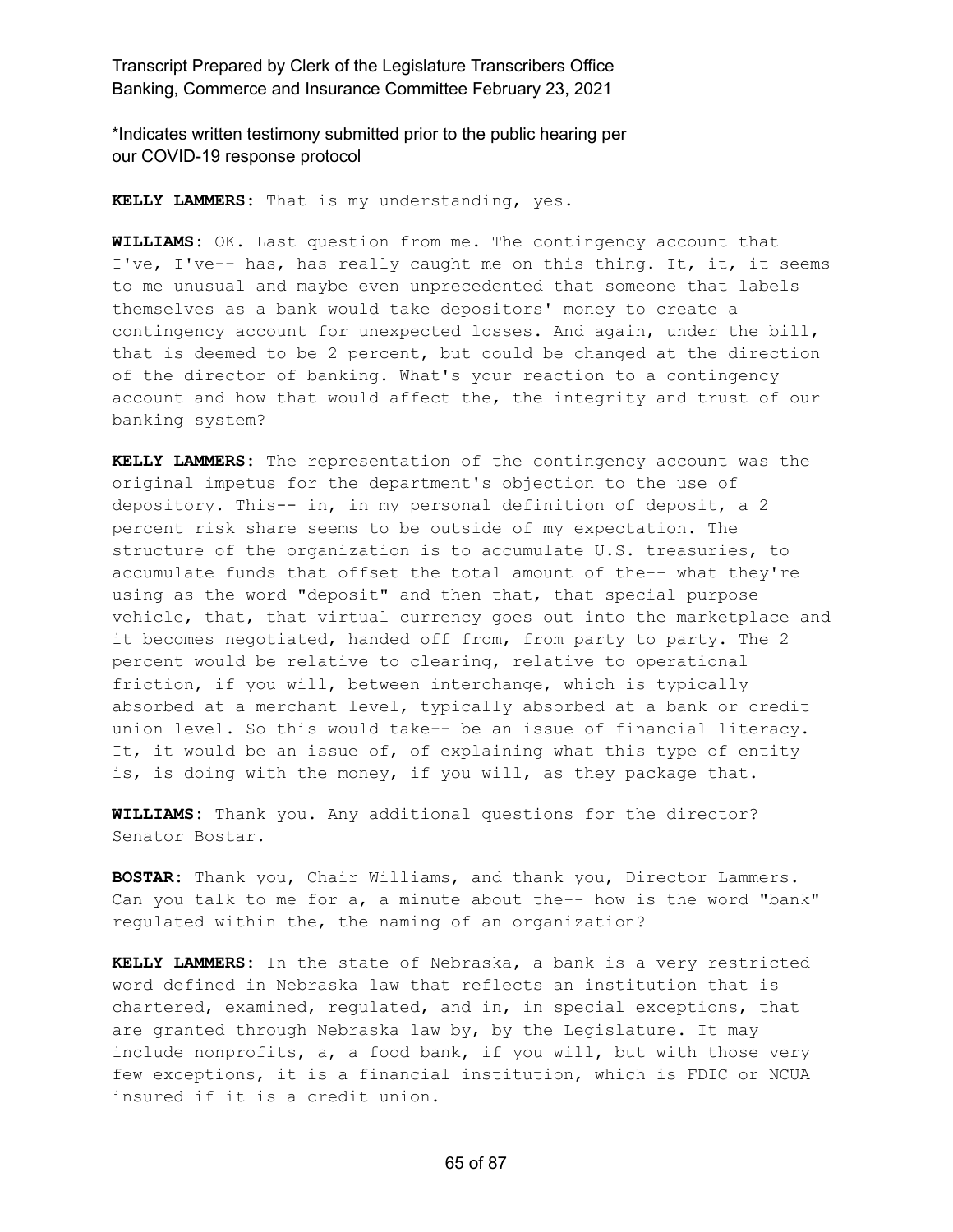*Indicates written testimony submitted prior to the public hearing per our COVID-19 response protocol

**KELLY LAMMERS:** That is my understanding, yes.

**WILLIAMS:** OK. Last question from me. The contingency account that I've, I've-- has, has really caught me on this thing. It, it, it seems to me unusual and maybe even unprecedented that someone that labels themselves as a bank would take depositors' money to create a contingency account for unexpected losses. And again, under the bill, that is deemed to be 2 percent, but could be changed at the direction of the director of banking. What's your reaction to a contingency account and how that would affect the, the integrity and trust of our banking system?

**KELLY LAMMERS:** The representation of the contingency account was the original impetus for the department's objection to the use of depository. This-- in, in my personal definition of deposit, a 2 percent risk share seems to be outside of my expectation. The structure of the organization is to accumulate U.S. treasuries, to accumulate funds that offset the total amount of the-- what they're using as the word "deposit" and then that, that special purpose vehicle, that, that virtual currency goes out into the marketplace and it becomes negotiated, handed off from, from party to party. The 2 percent would be relative to clearing, relative to operational friction, if you will, between interchange, which is typically absorbed at a merchant level, typically absorbed at a bank or credit union level. So this would take-- be an issue of financial literacy. It, it would be an issue of, of explaining what this type of entity is, is doing with the money, if you will, as they package that.

**WILLIAMS:** Thank you. Any additional questions for the director? Senator Bostar.

**BOSTAR:** Thank you, Chair Williams, and thank you, Director Lammers. Can you talk to me for a, a minute about the-- how is the word "bank" regulated within the, the naming of an organization?

**KELLY LAMMERS:** In the state of Nebraska, a bank is a very restricted word defined in Nebraska law that reflects an institution that is chartered, examined, regulated, and in, in special exceptions, that are granted through Nebraska law by, by the Legislature. It may include nonprofits, a, a food bank, if you will, but with those very few exceptions, it is a financial institution, which is FDIC or NCUA insured if it is a credit union.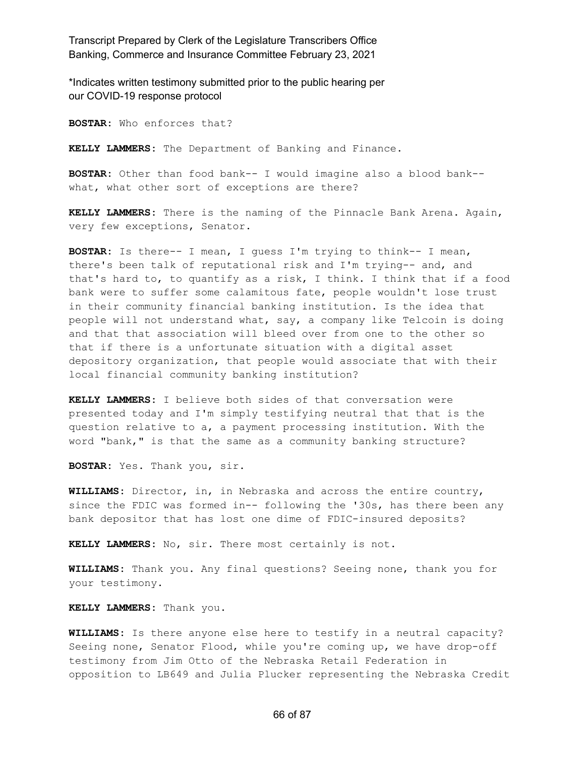**BOSTAR:** Who enforces that?

**KELLY LAMMERS:** The Department of Banking and Finance.

**BOSTAR:** Other than food bank-- I would imagine also a blood bank-- what, what other sort of exceptions are there?

**KELLY LAMMERS:** There is the naming of the Pinnacle Bank Arena. Again, very few exceptions, Senator.

**BOSTAR:** Is there-- I mean, I guess I'm trying to think-- I mean, there's been talk of reputational risk and I'm trying-- and, and that's hard to, to quantify as a risk, I think. I think that if a food bank were to suffer some calamitous fate, people wouldn't lose trust in their community financial banking institution. Is the idea that people will not understand what, say, a company like Telcoin is doing and that that association will bleed over from one to the other so that if there is a unfortunate situation with a digital asset depository organization, that people would associate that with their local financial community banking institution?

**KELLY LAMMERS:** I believe both sides of that conversation were presented today and I'm simply testifying neutral that that is the question relative to a, a payment processing institution. With the word "bank," is that the same as a community banking structure?

**BOSTAR:** Yes. Thank you, sir.

**WILLIAMS:** Director, in, in Nebraska and across the entire country, since the FDIC was formed in-- following the '30s, has there been any bank depositor that has lost one dime of FDIC-insured deposits?

**KELLY LAMMERS:** No, sir. There most certainly is not.

**WILLIAMS:** Thank you. Any final questions? Seeing none, thank you for your testimony.

**KELLY LAMMERS:** Thank you.

**WILLIAMS:** Is there anyone else here to testify in a neutral capacity? Seeing none, Senator Flood, while you're coming up, we have drop-off testimony from Jim Otto of the Nebraska Retail Federation in opposition to LB649 and Julia Plucker representing the Nebraska Credit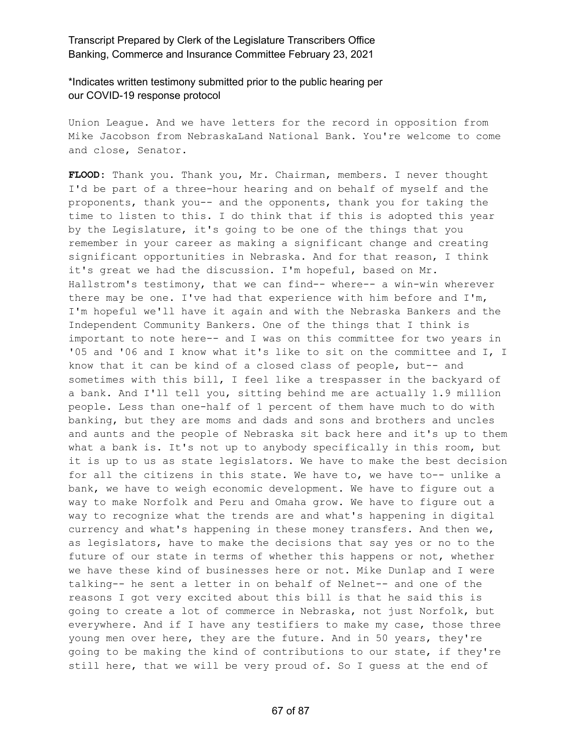\*Indicates written testimony submitted prior to the public hearing per our COVID-19 response protocol

Union League. And we have letters for the record in opposition from Mike Jacobson from NebraskaLand National Bank. You're welcome to come and close, Senator.

**FLOOD:** Thank you. Thank you, Mr. Chairman, members. I never thought I'd be part of a three-hour hearing and on behalf of myself and the proponents, thank you-- and the opponents, thank you for taking the time to listen to this. I do think that if this is adopted this year by the Legislature, it's going to be one of the things that you remember in your career as making a significant change and creating significant opportunities in Nebraska. And for that reason, I think it's great we had the discussion. I'm hopeful, based on Mr. Hallstrom's testimony, that we can find-- where-- a win-win wherever there may be one. I've had that experience with him before and I'm, I'm hopeful we'll have it again and with the Nebraska Bankers and the Independent Community Bankers. One of the things that I think is important to note here-- and I was on this committee for two years in '05 and '06 and I know what it's like to sit on the committee and I, I know that it can be kind of a closed class of people, but-- and sometimes with this bill, I feel like a trespasser in the backyard of a bank. And I'll tell you, sitting behind me are actually 1.9 million people. Less than one-half of 1 percent of them have much to do with banking, but they are moms and dads and sons and brothers and uncles and aunts and the people of Nebraska sit back here and it's up to them what a bank is. It's not up to anybody specifically in this room, but it is up to us as state legislators. We have to make the best decision for all the citizens in this state. We have to, we have to-- unlike a bank, we have to weigh economic development. We have to figure out a way to make Norfolk and Peru and Omaha grow. We have to figure out a way to recognize what the trends are and what's happening in digital currency and what's happening in these money transfers. And then we, as legislators, have to make the decisions that say yes or no to the future of our state in terms of whether this happens or not, whether we have these kind of businesses here or not. Mike Dunlap and I were talking-- he sent a letter in on behalf of Nelnet-- and one of the reasons I got very excited about this bill is that he said this is going to create a lot of commerce in Nebraska, not just Norfolk, but everywhere. And if I have any testifiers to make my case, those three young men over here, they are the future. And in 50 years, they're going to be making the kind of contributions to our state, if they're still here, that we will be very proud of. So I guess at the end of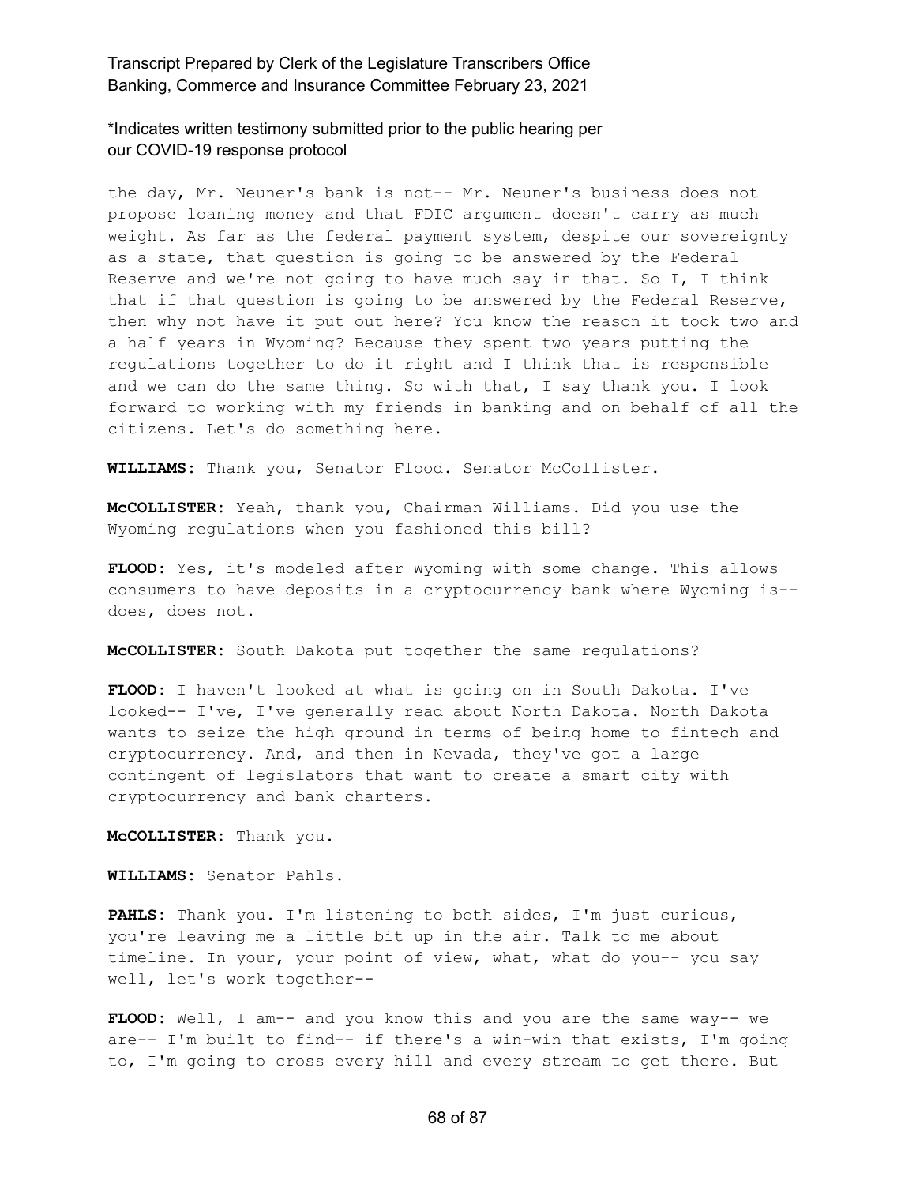the day, Mr. Neuner's bank is not-- Mr. Neuner's business does not propose loaning money and that FDIC argument doesn't carry as much weight. As far as the federal payment system, despite our sovereignty as a state, that question is going to be answered by the Federal Reserve and we're not going to have much say in that. So I, I think that if that question is going to be answered by the Federal Reserve, then why not have it put out here? You know the reason it took two and a half years in Wyoming? Because they spent two years putting the regulations together to do it right and I think that is responsible and we can do the same thing. So with that, I say thank you. I look forward to working with my friends in banking and on behalf of all the citizens. Let's do something here.

**WILLIAMS:** Thank you, Senator Flood. Senator McCollister.

**McCOLLISTER:** Yeah, thank you, Chairman Williams. Did you use the Wyoming regulations when you fashioned this bill?

**FLOOD:** Yes, it's modeled after Wyoming with some change. This allows consumers to have deposits in a cryptocurrency bank where Wyoming is-- does, does not.

**McCOLLISTER:** South Dakota put together the same regulations?

**FLOOD:** I haven't looked at what is going on in South Dakota. I've looked-- I've, I've generally read about North Dakota. North Dakota wants to seize the high ground in terms of being home to fintech and cryptocurrency. And, and then in Nevada, they've got a large contingent of legislators that want to create a smart city with cryptocurrency and bank charters.

**McCOLLISTER:** Thank you.

**WILLIAMS:** Senator Pahls.

**PAHLS:** Thank you. I'm listening to both sides, I'm just curious, you're leaving me a little bit up in the air. Talk to me about timeline. In your, your point of view, what, what do you-- you say well, let's work together--

**FLOOD:** Well, I am-- and you know this and you are the same way-- we are-- I'm built to find-- if there's a win-win that exists, I'm going to, I'm going to cross every hill and every stream to get there. But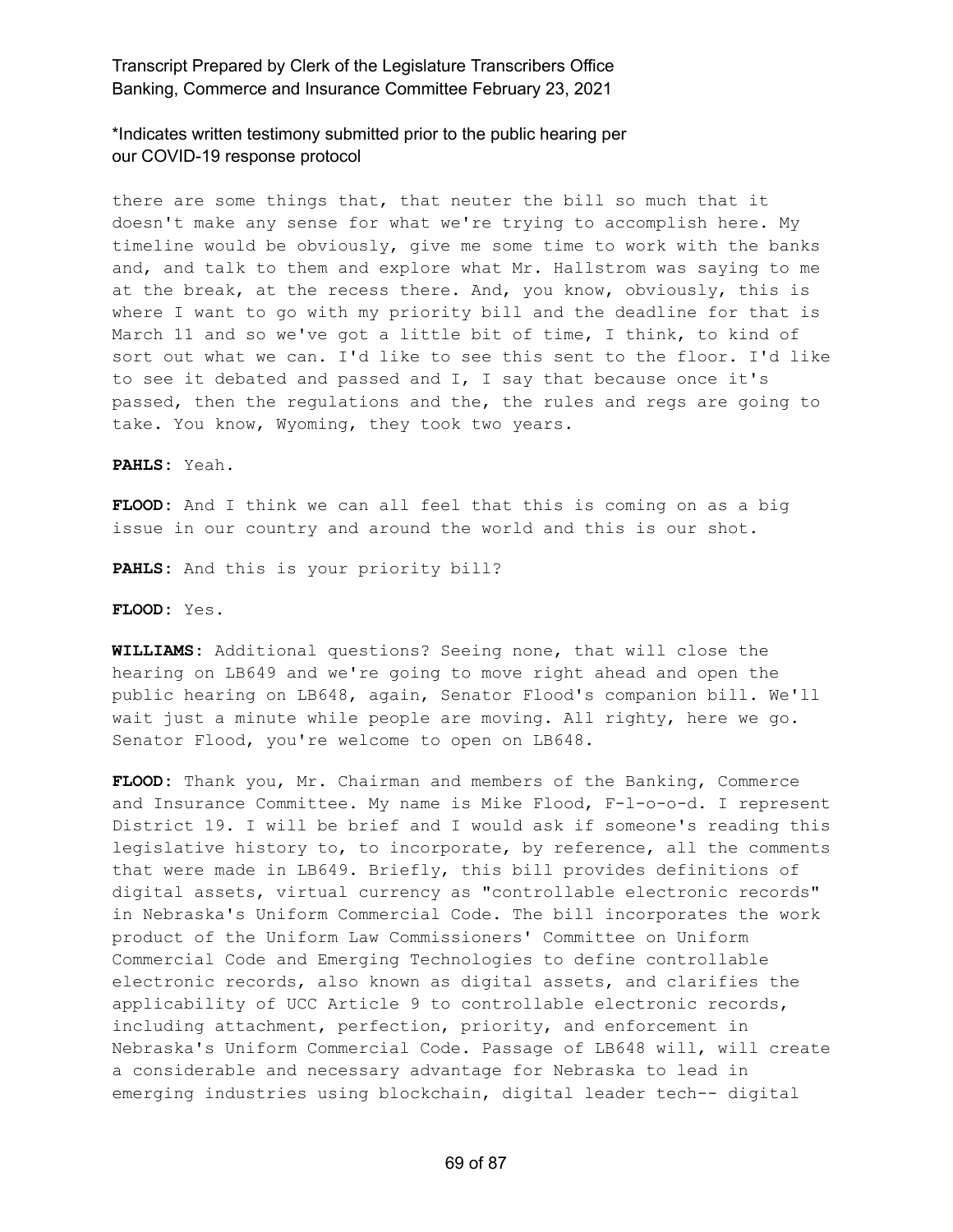there are some things that, that neuter the bill so much that it doesn't make any sense for what we're trying to accomplish here. My timeline would be obviously, give me some time to work with the banks and, and talk to them and explore what Mr. Hallstrom was saying to me at the break, at the recess there. And, you know, obviously, this is where I want to go with my priority bill and the deadline for that is March 11 and so we've got a little bit of time, I think, to kind of sort out what we can. I'd like to see this sent to the floor. I'd like to see it debated and passed and I, I say that because once it's passed, then the regulations and the, the rules and regs are going to take. You know, Wyoming, they took two years.

**PAHLS:** Yeah.

**FLOOD:** And I think we can all feel that this is coming on as a big issue in our country and around the world and this is our shot.

**PAHLS:** And this is your priority bill?

**FLOOD:** Yes.

**WILLIAMS:** Additional questions? Seeing none, that will close the hearing on LB649 and we're going to move right ahead and open the public hearing on LB648, again, Senator Flood's companion bill. We'll wait just a minute while people are moving. All righty, here we go. Senator Flood, you're welcome to open on LB648.

**FLOOD:** Thank you, Mr. Chairman and members of the Banking, Commerce and Insurance Committee. My name is Mike Flood, F-l-o-o-d. I represent District 19. I will be brief and I would ask if someone's reading this legislative history to, to incorporate, by reference, all the comments that were made in LB649. Briefly, this bill provides definitions of digital assets, virtual currency as "controllable electronic records" in Nebraska's Uniform Commercial Code. The bill incorporates the work product of the Uniform Law Commissioners' Committee on Uniform Commercial Code and Emerging Technologies to define controllable electronic records, also known as digital assets, and clarifies the applicability of UCC Article 9 to controllable electronic records, including attachment, perfection, priority, and enforcement in Nebraska's Uniform Commercial Code. Passage of LB648 will, will create a considerable and necessary advantage for Nebraska to lead in emerging industries using blockchain, digital leader tech-- digital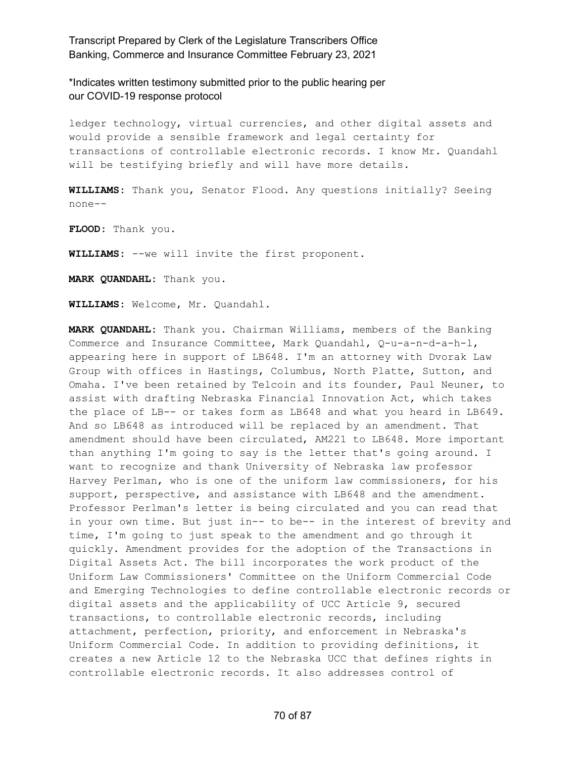ledger technology, virtual currencies, and other digital assets and would provide a sensible framework and legal certainty for transactions of controllable electronic records. I know Mr. Quandahl will be testifying briefly and will have more details.

**WILLIAMS:** Thank you, Senator Flood. Any questions initially? Seeing none--

**FLOOD:** Thank you.

**WILLIAMS:** --we will invite the first proponent.

**MARK QUANDAHL:** Thank you.

**WILLIAMS:** Welcome, Mr. Quandahl.

**MARK QUANDAHL:** Thank you. Chairman Williams, members of the Banking Commerce and Insurance Committee, Mark Quandahl, Q-u-a-n-d-a-h-l, appearing here in support of LB648. I'm an attorney with Dvorak Law Group with offices in Hastings, Columbus, North Platte, Sutton, and Omaha. I've been retained by Telcoin and its founder, Paul Neuner, to assist with drafting Nebraska Financial Innovation Act, which takes the place of LB-- or takes form as LB648 and what you heard in LB649. And so LB648 as introduced will be replaced by an amendment. That amendment should have been circulated, AM221 to LB648. More important than anything I'm going to say is the letter that's going around. I want to recognize and thank University of Nebraska law professor Harvey Perlman, who is one of the uniform law commissioners, for his support, perspective, and assistance with LB648 and the amendment. Professor Perlman's letter is being circulated and you can read that in your own time. But just in-- to be-- in the interest of brevity and time, I'm going to just speak to the amendment and go through it quickly. Amendment provides for the adoption of the Transactions in Digital Assets Act. The bill incorporates the work product of the Uniform Law Commissioners' Committee on the Uniform Commercial Code and Emerging Technologies to define controllable electronic records or digital assets and the applicability of UCC Article 9, secured transactions, to controllable electronic records, including attachment, perfection, priority, and enforcement in Nebraska's Uniform Commercial Code. In addition to providing definitions, it creates a new Article 12 to the Nebraska UCC that defines rights in controllable electronic records. It also addresses control of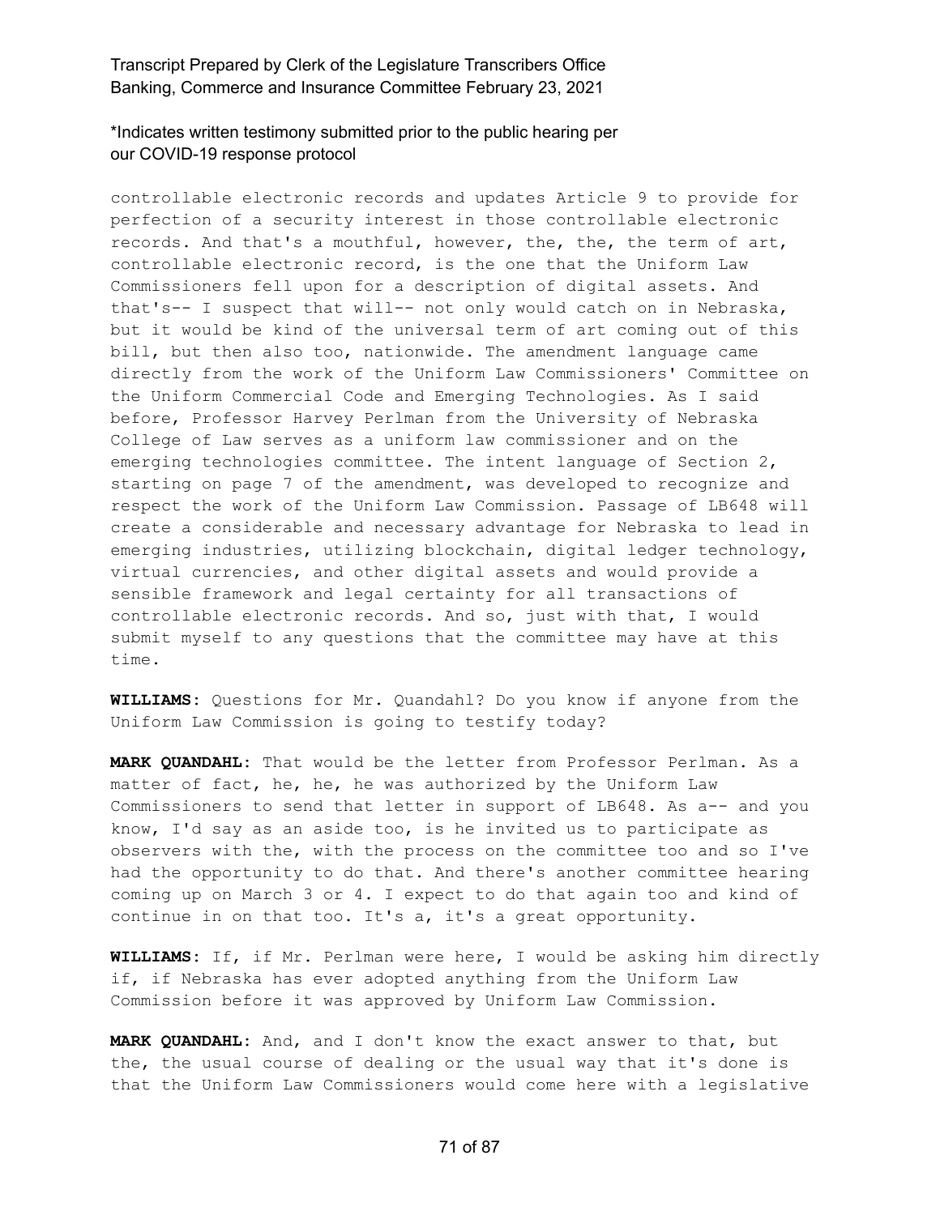controllable electronic records and updates Article 9 to provide for perfection of a security interest in those controllable electronic records. And that's a mouthful, however, the, the, the term of art, controllable electronic record, is the one that the Uniform Law Commissioners fell upon for a description of digital assets. And that's-- I suspect that will-- not only would catch on in Nebraska, but it would be kind of the universal term of art coming out of this bill, but then also too, nationwide. The amendment language came directly from the work of the Uniform Law Commissioners' Committee on the Uniform Commercial Code and Emerging Technologies. As I said before, Professor Harvey Perlman from the University of Nebraska College of Law serves as a uniform law commissioner and on the emerging technologies committee. The intent language of Section 2, starting on page 7 of the amendment, was developed to recognize and respect the work of the Uniform Law Commission. Passage of LB648 will create a considerable and necessary advantage for Nebraska to lead in emerging industries, utilizing blockchain, digital ledger technology, virtual currencies, and other digital assets and would provide a sensible framework and legal certainty for all transactions of controllable electronic records. And so, just with that, I would submit myself to any questions that the committee may have at this time.

**WILLIAMS:** Questions for Mr. Quandahl? Do you know if anyone from the Uniform Law Commission is going to testify today?

**MARK QUANDAHL:** That would be the letter from Professor Perlman. As a matter of fact, he, he, he was authorized by the Uniform Law Commissioners to send that letter in support of LB648. As a-- and you know, I'd say as an aside too, is he invited us to participate as observers with the, with the process on the committee too and so I've had the opportunity to do that. And there's another committee hearing coming up on March 3 or 4. I expect to do that again too and kind of continue in on that too. It's a, it's a great opportunity.

**WILLIAMS:** If, if Mr. Perlman were here, I would be asking him directly if, if Nebraska has ever adopted anything from the Uniform Law Commission before it was approved by Uniform Law Commission.

**MARK QUANDAHL:** And, and I don't know the exact answer to that, but the, the usual course of dealing or the usual way that it's done is that the Uniform Law Commissioners would come here with a legislative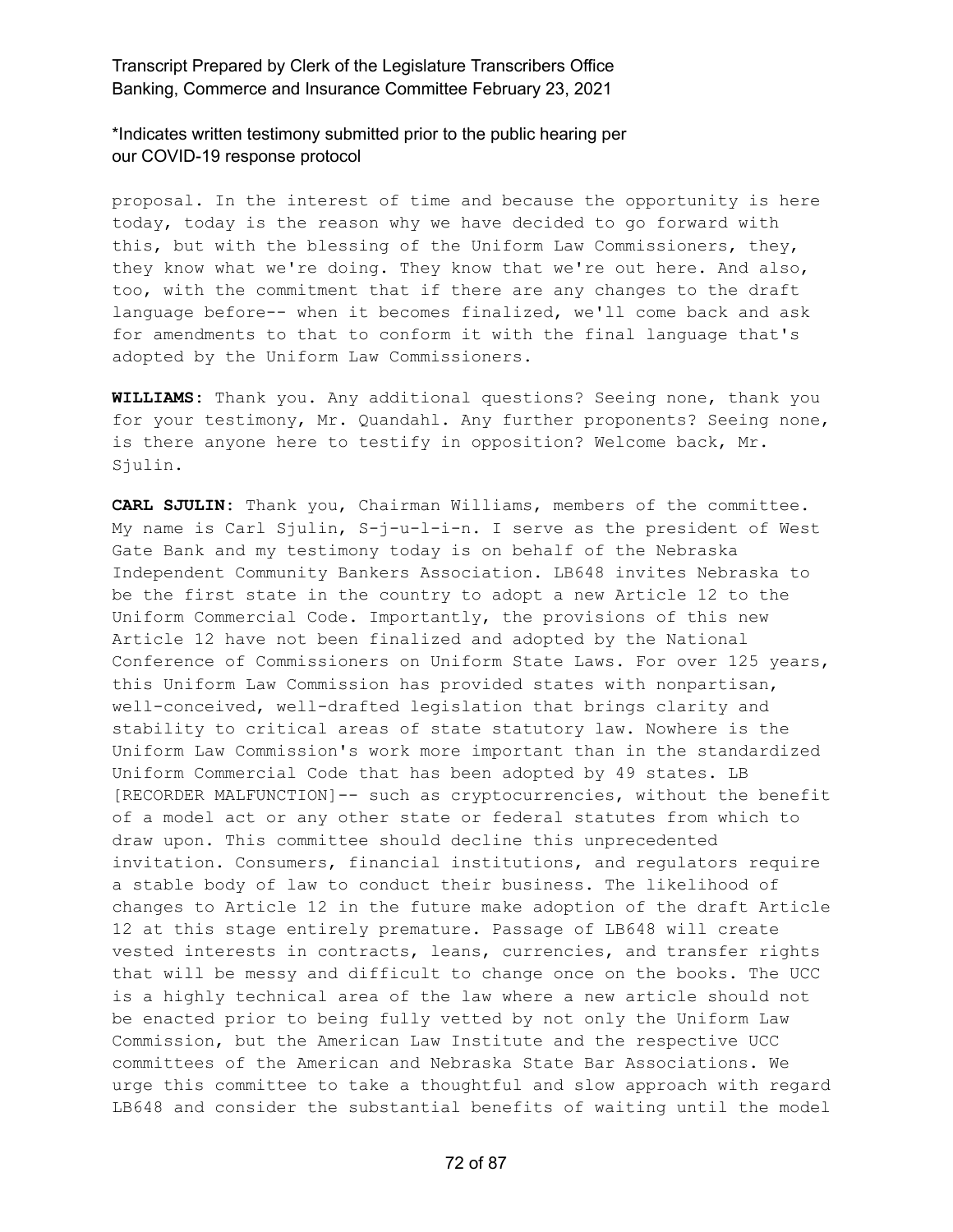*Indicates written testimony submitted prior to the public hearing per our COVID-19 response protocol

proposal. In the interest of time and because the opportunity is here today, today is the reason why we have decided to go forward with this, but with the blessing of the Uniform Law Commissioners, they, they know what we're doing. They know that we're out here. And also, too, with the commitment that if there are any changes to the draft language before-- when it becomes finalized, we'll come back and ask for amendments to that to conform it with the final language that's adopted by the Uniform Law Commissioners.

**WILLIAMS:** Thank you. Any additional questions? Seeing none, thank you for your testimony, Mr. Quandahl. Any further proponents? Seeing none, is there anyone here to testify in opposition? Welcome back, Mr. Sjulin.

**CARL SJULIN:** Thank you, Chairman Williams, members of the committee. My name is Carl Sjulin, S-j-u-l-i-n. I serve as the president of West Gate Bank and my testimony today is on behalf of the Nebraska Independent Community Bankers Association. LB648 invites Nebraska to be the first state in the country to adopt a new Article 12 to the Uniform Commercial Code. Importantly, the provisions of this new Article 12 have not been finalized and adopted by the National Conference of Commissioners on Uniform State Laws. For over 125 years, this Uniform Law Commission has provided states with nonpartisan, well-conceived, well-drafted legislation that brings clarity and stability to critical areas of state statutory law. Nowhere is the Uniform Law Commission's work more important than in the standardized Uniform Commercial Code that has been adopted by 49 states. LB [RECORDER MALFUNCTION]-- such as cryptocurrencies, without the benefit of a model act or any other state or federal statutes from which to draw upon. This committee should decline this unprecedented invitation. Consumers, financial institutions, and regulators require a stable body of law to conduct their business. The likelihood of changes to Article 12 in the future make adoption of the draft Article 12 at this stage entirely premature. Passage of LB648 will create vested interests in contracts, leans, currencies, and transfer rights that will be messy and difficult to change once on the books. The UCC is a highly technical area of the law where a new article should not be enacted prior to being fully vetted by not only the Uniform Law Commission, but the American Law Institute and the respective UCC committees of the American and Nebraska State Bar Associations. We urge this committee to take a thoughtful and slow approach with regard LB648 and consider the substantial benefits of waiting until the model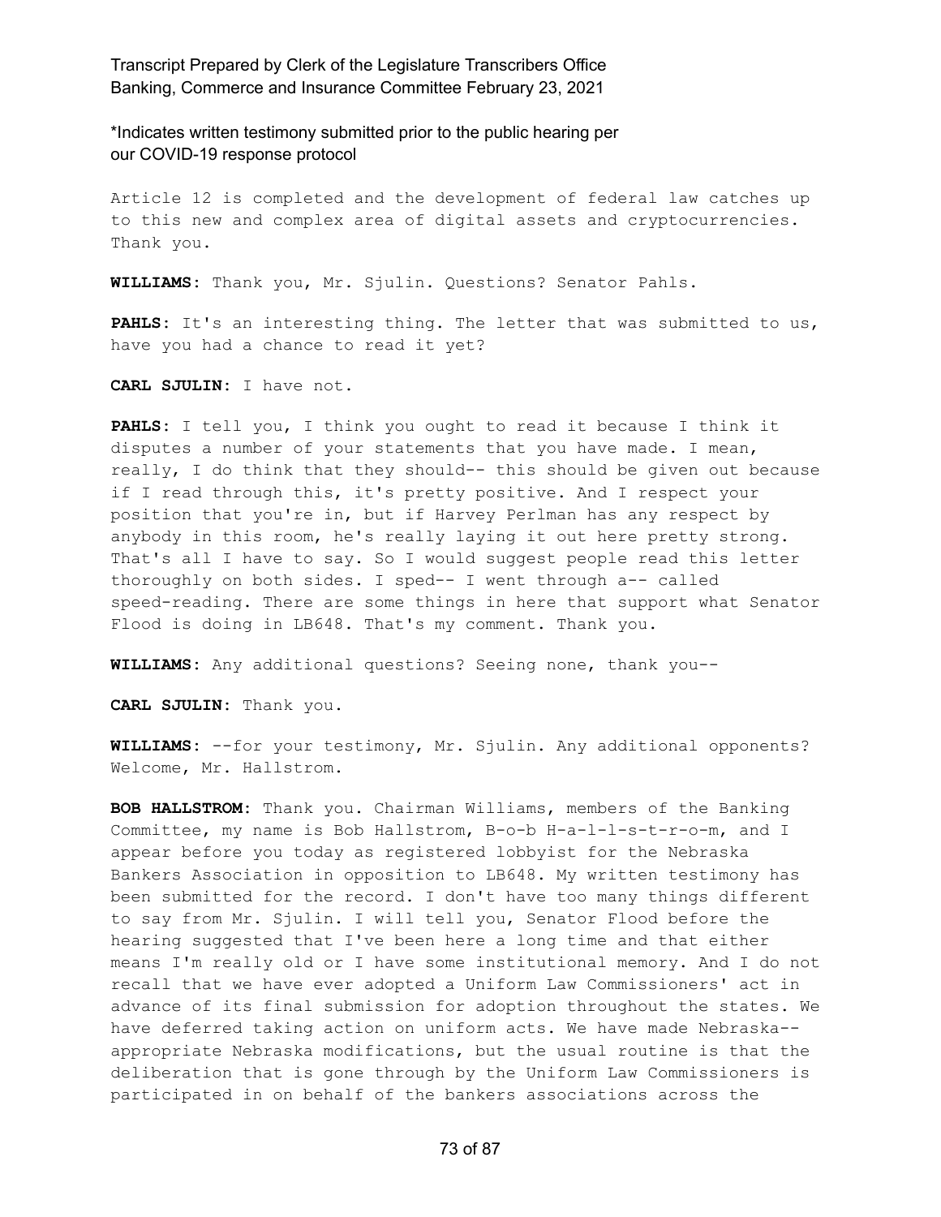*Indicates written testimony submitted prior to the public hearing per our COVID-19 response protocol

Article 12 is completed and the development of federal law catches up to this new and complex area of digital assets and cryptocurrencies. Thank you.

**WILLIAMS:** Thank you, Mr. Sjulin. Questions? Senator Pahls.

**PAHLS:** It's an interesting thing. The letter that was submitted to us, have you had a chance to read it yet?

**CARL SJULIN:** I have not.

**PAHLS:** I tell you, I think you ought to read it because I think it disputes a number of your statements that you have made. I mean, really, I do think that they should-- this should be given out because if I read through this, it's pretty positive. And I respect your position that you're in, but if Harvey Perlman has any respect by anybody in this room, he's really laying it out here pretty strong. That's all I have to say. So I would suggest people read this letter thoroughly on both sides. I sped-- I went through a-- called speed-reading. There are some things in here that support what Senator Flood is doing in LB648. That's my comment. Thank you.

**WILLIAMS:** Any additional questions? Seeing none, thank you--

**CARL SJULIN:** Thank you.

**WILLIAMS:** --for your testimony, Mr. Sjulin. Any additional opponents? Welcome, Mr. Hallstrom.

**BOB HALLSTROM:** Thank you. Chairman Williams, members of the Banking Committee, my name is Bob Hallstrom, B-o-b H-a-l-l-s-t-r-o-m, and I appear before you today as registered lobbyist for the Nebraska Bankers Association in opposition to LB648. My written testimony has been submitted for the record. I don't have too many things different to say from Mr. Sjulin. I will tell you, Senator Flood before the hearing suggested that I've been here a long time and that either means I'm really old or I have some institutional memory. And I do not recall that we have ever adopted a Uniform Law Commissioners' act in advance of its final submission for adoption throughout the states. We have deferred taking action on uniform acts. We have made Nebraska-- appropriate Nebraska modifications, but the usual routine is that the deliberation that is gone through by the Uniform Law Commissioners is participated in on behalf of the bankers associations across the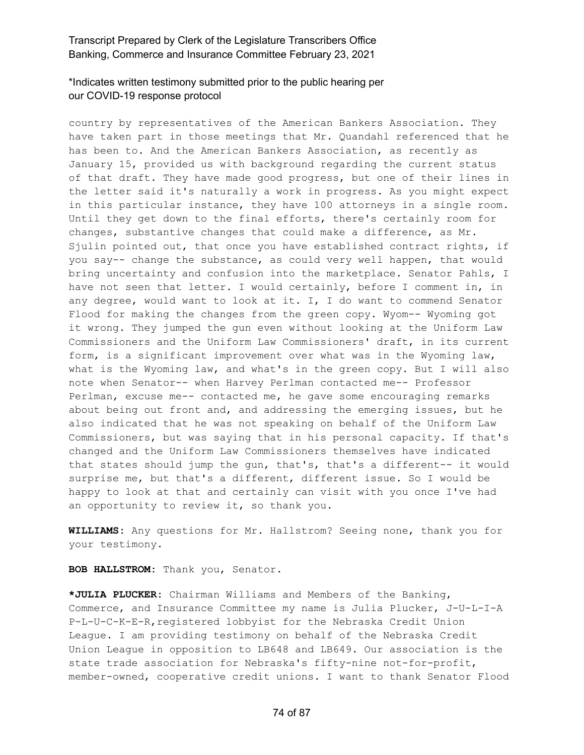country by representatives of the American Bankers Association. They have taken part in those meetings that Mr. Quandahl referenced that he has been to. And the American Bankers Association, as recently as January 15, provided us with background regarding the current status of that draft. They have made good progress, but one of their lines in the letter said it's naturally a work in progress. As you might expect in this particular instance, they have 100 attorneys in a single room. Until they get down to the final efforts, there's certainly room for changes, substantive changes that could make a difference, as Mr. Sjulin pointed out, that once you have established contract rights, if you say-- change the substance, as could very well happen, that would bring uncertainty and confusion into the marketplace. Senator Pahls, I have not seen that letter. I would certainly, before I comment in, in any degree, would want to look at it. I, I do want to commend Senator Flood for making the changes from the green copy. Wyom-- Wyoming got it wrong. They jumped the gun even without looking at the Uniform Law Commissioners and the Uniform Law Commissioners' draft, in its current form, is a significant improvement over what was in the Wyoming law, what is the Wyoming law, and what's in the green copy. But I will also note when Senator-- when Harvey Perlman contacted me-- Professor Perlman, excuse me-- contacted me, he gave some encouraging remarks about being out front and, and addressing the emerging issues, but he also indicated that he was not speaking on behalf of the Uniform Law Commissioners, but was saying that in his personal capacity. If that's changed and the Uniform Law Commissioners themselves have indicated that states should jump the gun, that's, that's a different-- it would surprise me, but that's a different, different issue. So I would be happy to look at that and certainly can visit with you once I've had an opportunity to review it, so thank you.

**WILLIAMS:** Any questions for Mr. Hallstrom? Seeing none, thank you for your testimony.

**BOB HALLSTROM:** Thank you, Senator.

***JULIA PLUCKER:** Chairman Williams and Members of the Banking, Commerce, and Insurance Committee my name is Julia Plucker, J-U-L-I-A P-L-U-C-K-E-R,registered lobbyist for the Nebraska Credit Union League. I am providing testimony on behalf of the Nebraska Credit Union League in opposition to LB648 and LB649. Our association is the state trade association for Nebraska's fifty-nine not-for-profit, member-owned, cooperative credit unions. I want to thank Senator Flood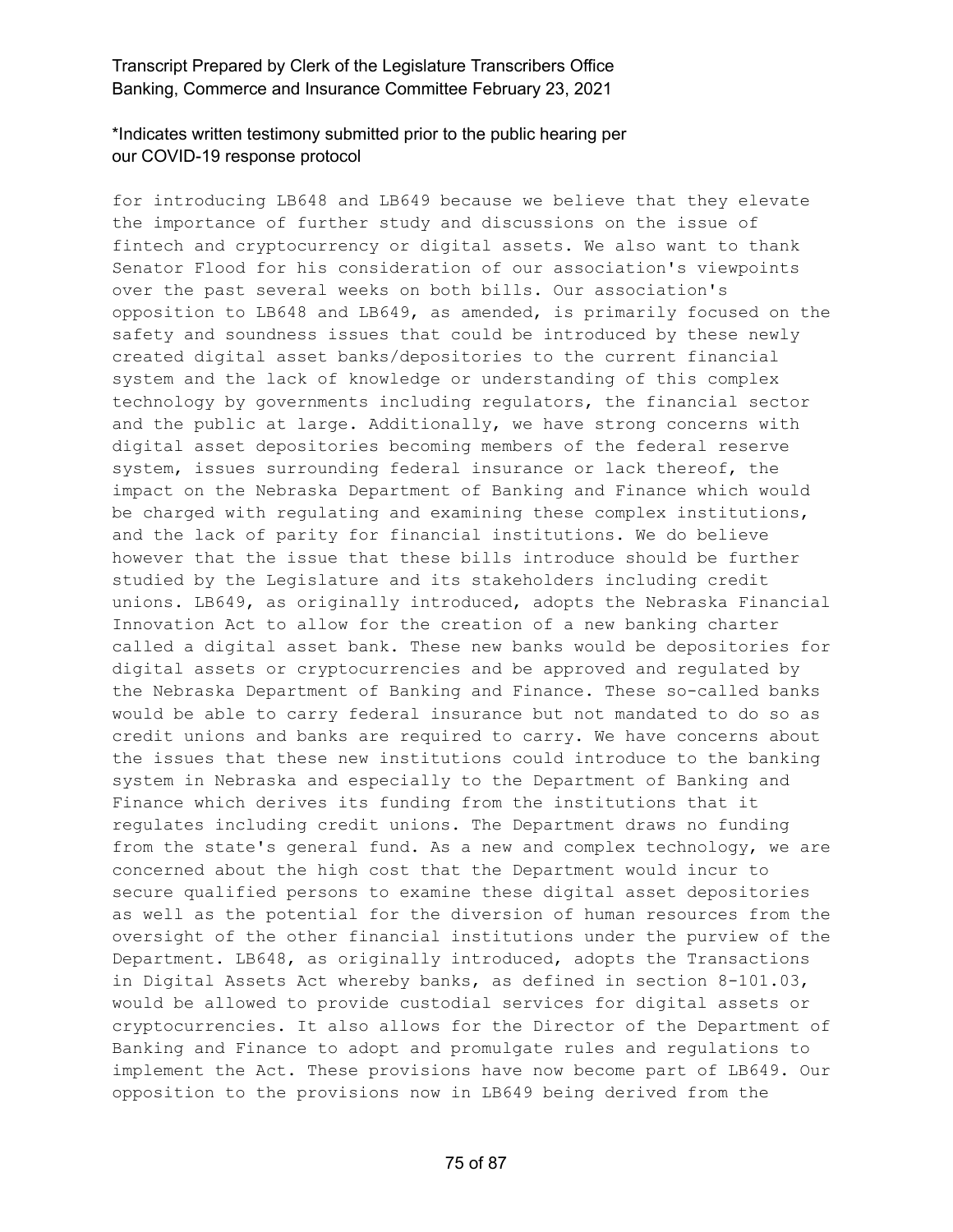for introducing LB648 and LB649 because we believe that they elevate the importance of further study and discussions on the issue of fintech and cryptocurrency or digital assets. We also want to thank Senator Flood for his consideration of our association's viewpoints over the past several weeks on both bills. Our association's opposition to LB648 and LB649, as amended, is primarily focused on the safety and soundness issues that could be introduced by these newly created digital asset banks/depositories to the current financial system and the lack of knowledge or understanding of this complex technology by governments including regulators, the financial sector and the public at large. Additionally, we have strong concerns with digital asset depositories becoming members of the federal reserve system, issues surrounding federal insurance or lack thereof, the impact on the Nebraska Department of Banking and Finance which would be charged with regulating and examining these complex institutions, and the lack of parity for financial institutions. We do believe however that the issue that these bills introduce should be further studied by the Legislature and its stakeholders including credit unions. LB649, as originally introduced, adopts the Nebraska Financial Innovation Act to allow for the creation of a new banking charter called a digital asset bank. These new banks would be depositories for digital assets or cryptocurrencies and be approved and regulated by the Nebraska Department of Banking and Finance. These so-called banks would be able to carry federal insurance but not mandated to do so as credit unions and banks are required to carry. We have concerns about the issues that these new institutions could introduce to the banking system in Nebraska and especially to the Department of Banking and Finance which derives its funding from the institutions that it regulates including credit unions. The Department draws no funding from the state's general fund. As a new and complex technology, we are concerned about the high cost that the Department would incur to secure qualified persons to examine these digital asset depositories as well as the potential for the diversion of human resources from the oversight of the other financial institutions under the purview of the Department. LB648, as originally introduced, adopts the Transactions in Digital Assets Act whereby banks, as defined in section 8-101.03, would be allowed to provide custodial services for digital assets or cryptocurrencies. It also allows for the Director of the Department of Banking and Finance to adopt and promulgate rules and regulations to implement the Act. These provisions have now become part of LB649. Our opposition to the provisions now in LB649 being derived from the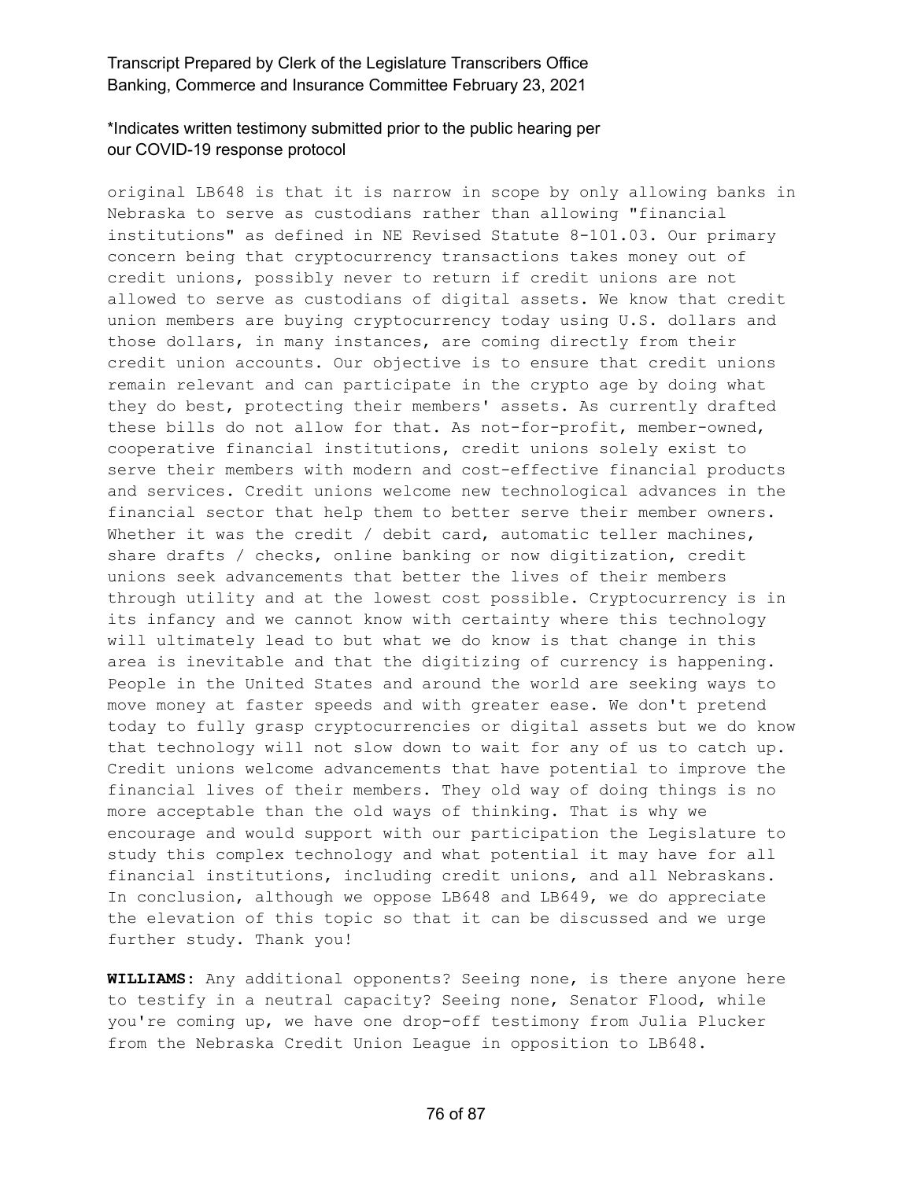original LB648 is that it is narrow in scope by only allowing banks in Nebraska to serve as custodians rather than allowing "financial institutions" as defined in NE Revised Statute 8-101.03. Our primary concern being that cryptocurrency transactions takes money out of credit unions, possibly never to return if credit unions are not allowed to serve as custodians of digital assets. We know that credit union members are buying cryptocurrency today using U.S. dollars and those dollars, in many instances, are coming directly from their credit union accounts. Our objective is to ensure that credit unions remain relevant and can participate in the crypto age by doing what they do best, protecting their members' assets. As currently drafted these bills do not allow for that. As not-for-profit, member-owned, cooperative financial institutions, credit unions solely exist to serve their members with modern and cost-effective financial products and services. Credit unions welcome new technological advances in the financial sector that help them to better serve their member owners. Whether it was the credit / debit card, automatic teller machines, share drafts / checks, online banking or now digitization, credit unions seek advancements that better the lives of their members through utility and at the lowest cost possible. Cryptocurrency is in its infancy and we cannot know with certainty where this technology will ultimately lead to but what we do know is that change in this area is inevitable and that the digitizing of currency is happening. People in the United States and around the world are seeking ways to move money at faster speeds and with greater ease. We don't pretend today to fully grasp cryptocurrencies or digital assets but we do know that technology will not slow down to wait for any of us to catch up. Credit unions welcome advancements that have potential to improve the financial lives of their members. They old way of doing things is no more acceptable than the old ways of thinking. That is why we encourage and would support with our participation the Legislature to study this complex technology and what potential it may have for all financial institutions, including credit unions, and all Nebraskans. In conclusion, although we oppose LB648 and LB649, we do appreciate the elevation of this topic so that it can be discussed and we urge further study. Thank you!

**WILLIAMS:** Any additional opponents? Seeing none, is there anyone here to testify in a neutral capacity? Seeing none, Senator Flood, while you're coming up, we have one drop-off testimony from Julia Plucker from the Nebraska Credit Union League in opposition to LB648.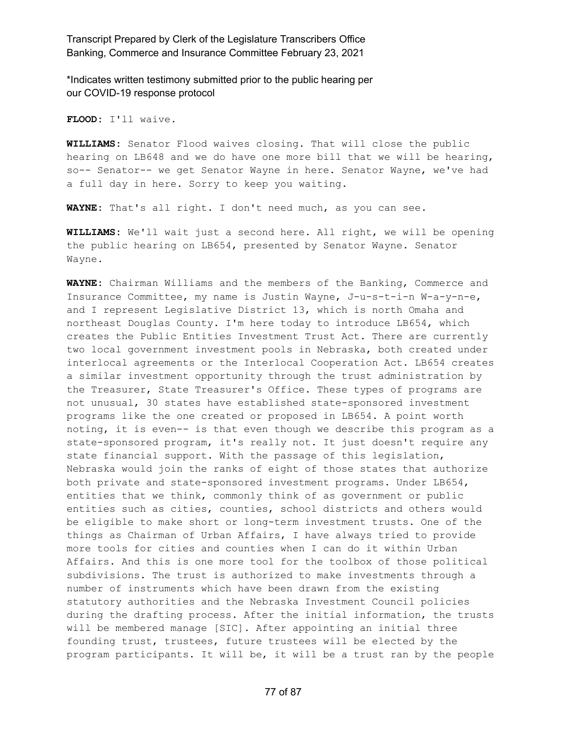\*Indicates written testimony submitted prior to the public hearing per our COVID-19 response protocol

**FLOOD:** I'll waive.

**WILLIAMS:** Senator Flood waives closing. That will close the public hearing on LB648 and we do have one more bill that we will be hearing, so-- Senator-- we get Senator Wayne in here. Senator Wayne, we've had a full day in here. Sorry to keep you waiting.

**WAYNE:** That's all right. I don't need much, as you can see.

**WILLIAMS:** We'll wait just a second here. All right, we will be opening the public hearing on LB654, presented by Senator Wayne. Senator Wayne.

**WAYNE:** Chairman Williams and the members of the Banking, Commerce and Insurance Committee, my name is Justin Wayne, J-u-s-t-i-n W-a-y-n-e, and I represent Legislative District 13, which is north Omaha and northeast Douglas County. I'm here today to introduce LB654, which creates the Public Entities Investment Trust Act. There are currently two local government investment pools in Nebraska, both created under interlocal agreements or the Interlocal Cooperation Act. LB654 creates a similar investment opportunity through the trust administration by the Treasurer, State Treasurer's Office. These types of programs are not unusual, 30 states have established state-sponsored investment programs like the one created or proposed in LB654. A point worth noting, it is even-- is that even though we describe this program as a state-sponsored program, it's really not. It just doesn't require any state financial support. With the passage of this legislation, Nebraska would join the ranks of eight of those states that authorize both private and state-sponsored investment programs. Under LB654, entities that we think, commonly think of as government or public entities such as cities, counties, school districts and others would be eligible to make short or long-term investment trusts. One of the things as Chairman of Urban Affairs, I have always tried to provide more tools for cities and counties when I can do it within Urban Affairs. And this is one more tool for the toolbox of those political subdivisions. The trust is authorized to make investments through a number of instruments which have been drawn from the existing statutory authorities and the Nebraska Investment Council policies during the drafting process. After the initial information, the trusts will be membered manage [SIC]. After appointing an initial three founding trust, trustees, future trustees will be elected by the program participants. It will be, it will be a trust ran by the people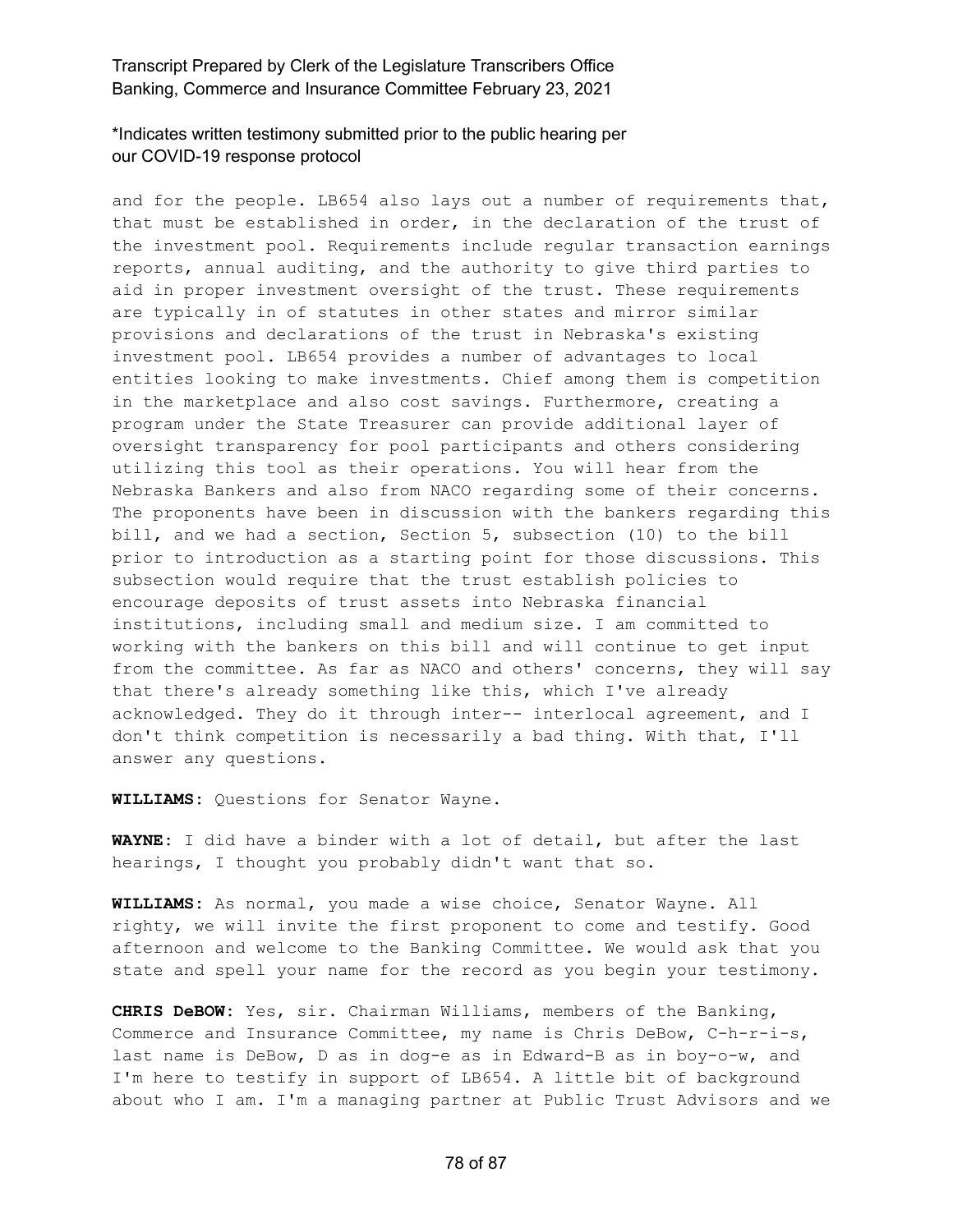\*Indicates written testimony submitted prior to the public hearing per our COVID-19 response protocol

and for the people. LB654 also lays out a number of requirements that, that must be established in order, in the declaration of the trust of the investment pool. Requirements include regular transaction earnings reports, annual auditing, and the authority to give third parties to aid in proper investment oversight of the trust. These requirements are typically in of statutes in other states and mirror similar provisions and declarations of the trust in Nebraska's existing investment pool. LB654 provides a number of advantages to local entities looking to make investments. Chief among them is competition in the marketplace and also cost savings. Furthermore, creating a program under the State Treasurer can provide additional layer of oversight transparency for pool participants and others considering utilizing this tool as their operations. You will hear from the Nebraska Bankers and also from NACO regarding some of their concerns. The proponents have been in discussion with the bankers regarding this bill, and we had a section, Section 5, subsection (10) to the bill prior to introduction as a starting point for those discussions. This subsection would require that the trust establish policies to encourage deposits of trust assets into Nebraska financial institutions, including small and medium size. I am committed to working with the bankers on this bill and will continue to get input from the committee. As far as NACO and others' concerns, they will say that there's already something like this, which I've already acknowledged. They do it through inter-- interlocal agreement, and I don't think competition is necessarily a bad thing. With that, I'll answer any questions.

**WILLIAMS:** Questions for Senator Wayne.

**WAYNE:** I did have a binder with a lot of detail, but after the last hearings, I thought you probably didn't want that so.

**WILLIAMS:** As normal, you made a wise choice, Senator Wayne. All righty, we will invite the first proponent to come and testify. Good afternoon and welcome to the Banking Committee. We would ask that you state and spell your name for the record as you begin your testimony.

**CHRIS DeBOW:** Yes, sir. Chairman Williams, members of the Banking, Commerce and Insurance Committee, my name is Chris DeBow, C-h-r-i-s, last name is DeBow, D as in dog-e as in Edward-B as in boy-o-w, and I'm here to testify in support of LB654. A little bit of background about who I am. I'm a managing partner at Public Trust Advisors and we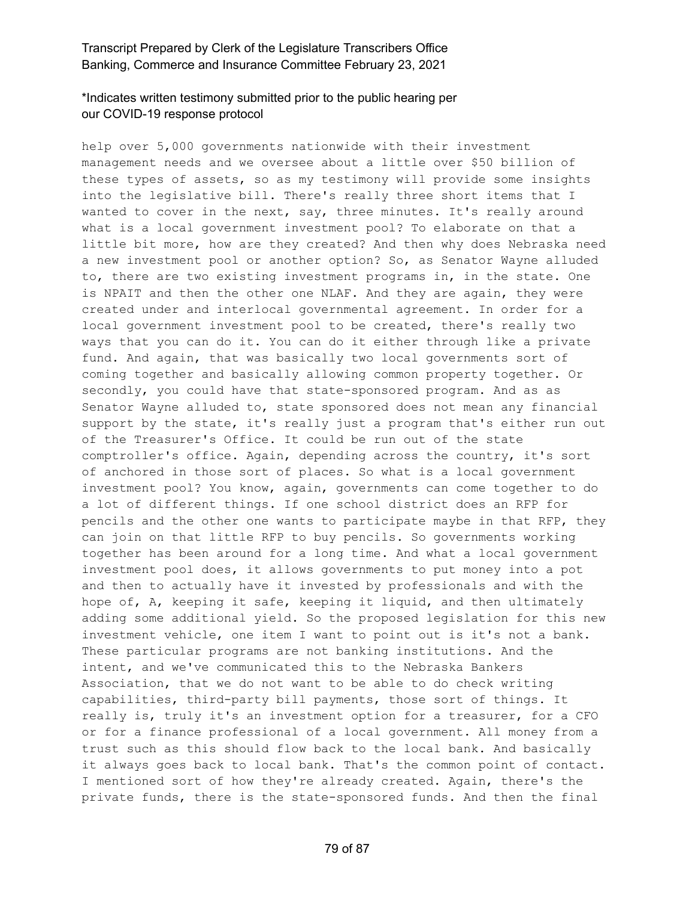help over 5,000 governments nationwide with their investment management needs and we oversee about a little over $50 billion of these types of assets, so as my testimony will provide some insights into the legislative bill. There's really three short items that I wanted to cover in the next, say, three minutes. It's really around what is a local government investment pool? To elaborate on that a little bit more, how are they created? And then why does Nebraska need a new investment pool or another option? So, as Senator Wayne alluded to, there are two existing investment programs in, in the state. One is NPAIT and then the other one NLAF. And they are again, they were created under and interlocal governmental agreement. In order for a local government investment pool to be created, there's really two ways that you can do it. You can do it either through like a private fund. And again, that was basically two local governments sort of coming together and basically allowing common property together. Or secondly, you could have that state-sponsored program. And as as Senator Wayne alluded to, state sponsored does not mean any financial support by the state, it's really just a program that's either run out of the Treasurer's Office. It could be run out of the state comptroller's office. Again, depending across the country, it's sort of anchored in those sort of places. So what is a local government investment pool? You know, again, governments can come together to do a lot of different things. If one school district does an RFP for pencils and the other one wants to participate maybe in that RFP, they can join on that little RFP to buy pencils. So governments working together has been around for a long time. And what a local government investment pool does, it allows governments to put money into a pot and then to actually have it invested by professionals and with the hope of, A, keeping it safe, keeping it liquid, and then ultimately adding some additional yield. So the proposed legislation for this new investment vehicle, one item I want to point out is it's not a bank. These particular programs are not banking institutions. And the intent, and we've communicated this to the Nebraska Bankers Association, that we do not want to be able to do check writing capabilities, third-party bill payments, those sort of things. It really is, truly it's an investment option for a treasurer, for a CFO or for a finance professional of a local government. All money from a trust such as this should flow back to the local bank. And basically it always goes back to local bank. That's the common point of contact. I mentioned sort of how they're already created. Again, there's the private funds, there is the state-sponsored funds. And then the final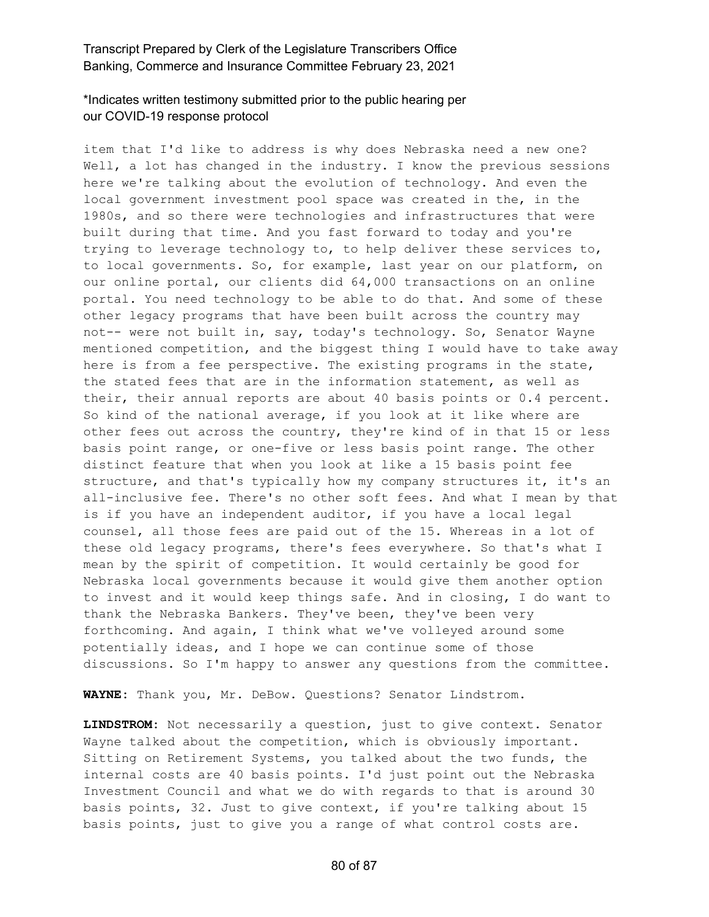item that I'd like to address is why does Nebraska need a new one? Well, a lot has changed in the industry. I know the previous sessions here we're talking about the evolution of technology. And even the local government investment pool space was created in the, in the 1980s, and so there were technologies and infrastructures that were built during that time. And you fast forward to today and you're trying to leverage technology to, to help deliver these services to, to local governments. So, for example, last year on our platform, on our online portal, our clients did 64,000 transactions on an online portal. You need technology to be able to do that. And some of these other legacy programs that have been built across the country may not-- were not built in, say, today's technology. So, Senator Wayne mentioned competition, and the biggest thing I would have to take away here is from a fee perspective. The existing programs in the state, the stated fees that are in the information statement, as well as their, their annual reports are about 40 basis points or 0.4 percent. So kind of the national average, if you look at it like where are other fees out across the country, they're kind of in that 15 or less basis point range, or one-five or less basis point range. The other distinct feature that when you look at like a 15 basis point fee structure, and that's typically how my company structures it, it's an all-inclusive fee. There's no other soft fees. And what I mean by that is if you have an independent auditor, if you have a local legal counsel, all those fees are paid out of the 15. Whereas in a lot of these old legacy programs, there's fees everywhere. So that's what I mean by the spirit of competition. It would certainly be good for Nebraska local governments because it would give them another option to invest and it would keep things safe. And in closing, I do want to thank the Nebraska Bankers. They've been, they've been very forthcoming. And again, I think what we've volleyed around some potentially ideas, and I hope we can continue some of those discussions. So I'm happy to answer any questions from the committee.

**WAYNE:** Thank you, Mr. DeBow. Questions? Senator Lindstrom.

**LINDSTROM:** Not necessarily a question, just to give context. Senator Wayne talked about the competition, which is obviously important. Sitting on Retirement Systems, you talked about the two funds, the internal costs are 40 basis points. I'd just point out the Nebraska Investment Council and what we do with regards to that is around 30 basis points, 32. Just to give context, if you're talking about 15 basis points, just to give you a range of what control costs are.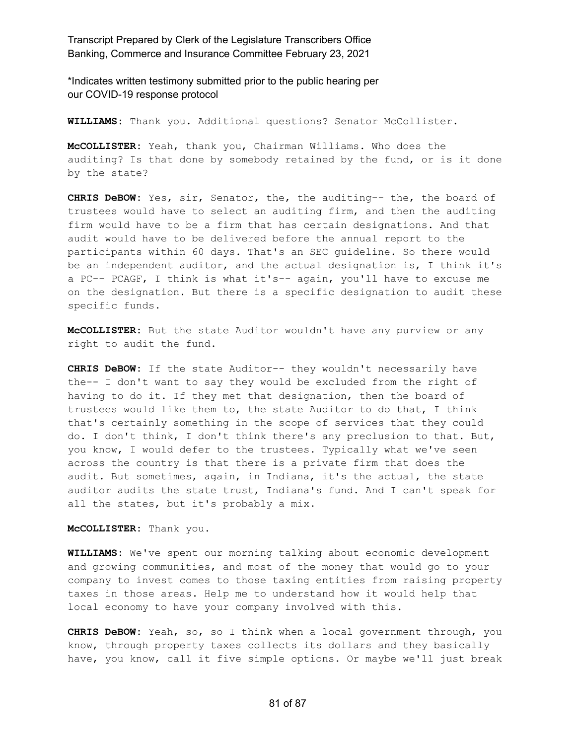**WILLIAMS:** Thank you. Additional questions? Senator McCollister.

**McCOLLISTER:** Yeah, thank you, Chairman Williams. Who does the auditing? Is that done by somebody retained by the fund, or is it done by the state?

**CHRIS DeBOW:** Yes, sir, Senator, the, the auditing-- the, the board of trustees would have to select an auditing firm, and then the auditing firm would have to be a firm that has certain designations. And that audit would have to be delivered before the annual report to the participants within 60 days. That's an SEC guideline. So there would be an independent auditor, and the actual designation is, I think it's a PC-- PCAGF, I think is what it's-- again, you'll have to excuse me on the designation. But there is a specific designation to audit these specific funds.

**McCOLLISTER:** But the state Auditor wouldn't have any purview or any right to audit the fund.

**CHRIS DeBOW:** If the state Auditor-- they wouldn't necessarily have the-- I don't want to say they would be excluded from the right of having to do it. If they met that designation, then the board of trustees would like them to, the state Auditor to do that, I think that's certainly something in the scope of services that they could do. I don't think, I don't think there's any preclusion to that. But, you know, I would defer to the trustees. Typically what we've seen across the country is that there is a private firm that does the audit. But sometimes, again, in Indiana, it's the actual, the state auditor audits the state trust, Indiana's fund. And I can't speak for all the states, but it's probably a mix.

**McCOLLISTER:** Thank you.

**WILLIAMS:** We've spent our morning talking about economic development and growing communities, and most of the money that would go to your company to invest comes to those taxing entities from raising property taxes in those areas. Help me to understand how it would help that local economy to have your company involved with this.

**CHRIS DeBOW:** Yeah, so, so I think when a local government through, you know, through property taxes collects its dollars and they basically have, you know, call it five simple options. Or maybe we'll just break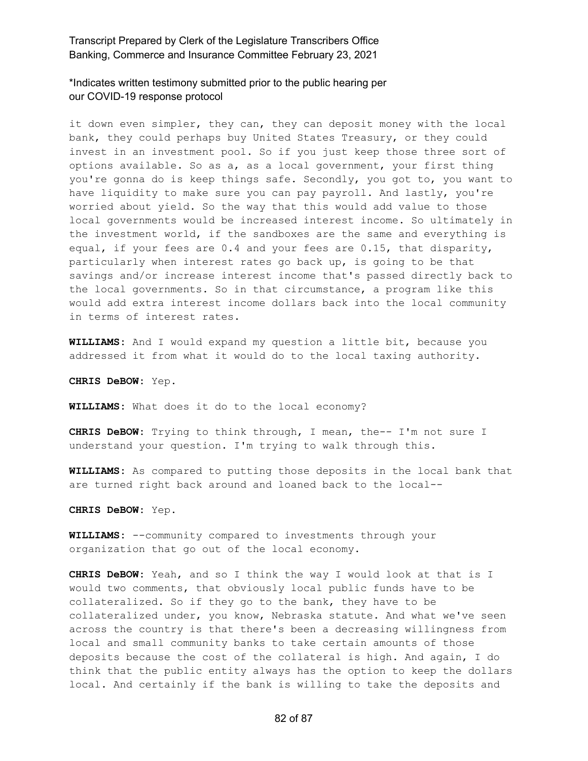it down even simpler, they can, they can deposit money with the local bank, they could perhaps buy United States Treasury, or they could invest in an investment pool. So if you just keep those three sort of options available. So as a, as a local government, your first thing you're gonna do is keep things safe. Secondly, you got to, you want to have liquidity to make sure you can pay payroll. And lastly, you're worried about yield. So the way that this would add value to those local governments would be increased interest income. So ultimately in the investment world, if the sandboxes are the same and everything is equal, if your fees are 0.4 and your fees are 0.15, that disparity, particularly when interest rates go back up, is going to be that savings and/or increase interest income that's passed directly back to the local governments. So in that circumstance, a program like this would add extra interest income dollars back into the local community in terms of interest rates.

**WILLIAMS:** And I would expand my question a little bit, because you addressed it from what it would do to the local taxing authority.

**CHRIS DeBOW:** Yep.

**WILLIAMS:** What does it do to the local economy?

**CHRIS DeBOW:** Trying to think through, I mean, the-- I'm not sure I understand your question. I'm trying to walk through this.

**WILLIAMS:** As compared to putting those deposits in the local bank that are turned right back around and loaned back to the local--

**CHRIS DeBOW:** Yep.

**WILLIAMS:** --community compared to investments through your organization that go out of the local economy.

**CHRIS DeBOW:** Yeah, and so I think the way I would look at that is I would two comments, that obviously local public funds have to be collateralized. So if they go to the bank, they have to be collateralized under, you know, Nebraska statute. And what we've seen across the country is that there's been a decreasing willingness from local and small community banks to take certain amounts of those deposits because the cost of the collateral is high. And again, I do think that the public entity always has the option to keep the dollars local. And certainly if the bank is willing to take the deposits and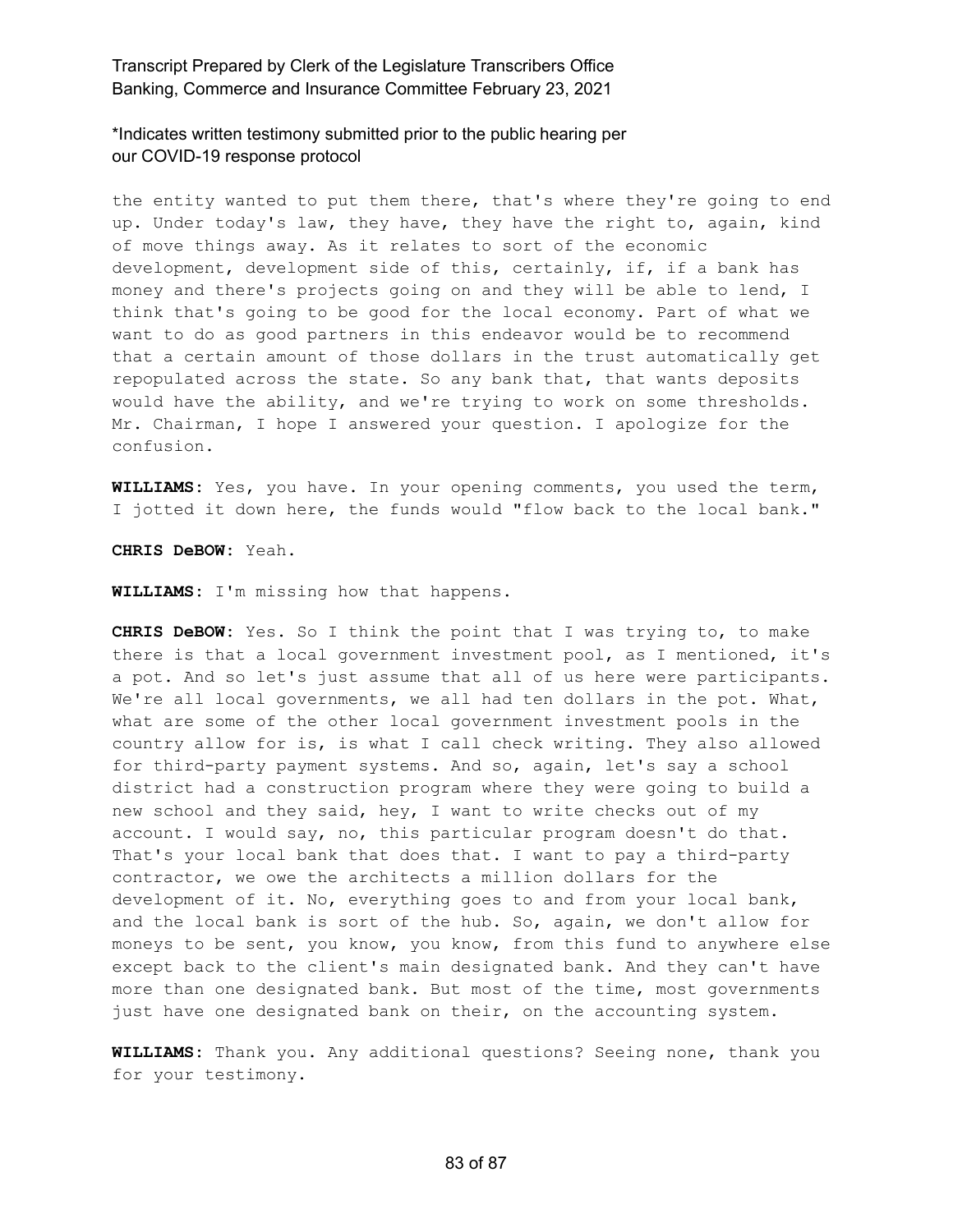the entity wanted to put them there, that's where they're going to end up. Under today's law, they have, they have the right to, again, kind of move things away. As it relates to sort of the economic development, development side of this, certainly, if, if a bank has money and there's projects going on and they will be able to lend, I think that's going to be good for the local economy. Part of what we want to do as good partners in this endeavor would be to recommend that a certain amount of those dollars in the trust automatically get repopulated across the state. So any bank that, that wants deposits would have the ability, and we're trying to work on some thresholds. Mr. Chairman, I hope I answered your question. I apologize for the confusion.

**WILLIAMS:** Yes, you have. In your opening comments, you used the term, I jotted it down here, the funds would "flow back to the local bank."

**CHRIS DeBOW:** Yeah.

**WILLIAMS:** I'm missing how that happens.

**CHRIS DeBOW:** Yes. So I think the point that I was trying to, to make there is that a local government investment pool, as I mentioned, it's a pot. And so let's just assume that all of us here were participants. We're all local governments, we all had ten dollars in the pot. What, what are some of the other local government investment pools in the country allow for is, is what I call check writing. They also allowed for third-party payment systems. And so, again, let's say a school district had a construction program where they were going to build a new school and they said, hey, I want to write checks out of my account. I would say, no, this particular program doesn't do that. That's your local bank that does that. I want to pay a third-party contractor, we owe the architects a million dollars for the development of it. No, everything goes to and from your local bank, and the local bank is sort of the hub. So, again, we don't allow for moneys to be sent, you know, you know, from this fund to anywhere else except back to the client's main designated bank. And they can't have more than one designated bank. But most of the time, most governments just have one designated bank on their, on the accounting system.

**WILLIAMS:** Thank you. Any additional questions? Seeing none, thank you for your testimony.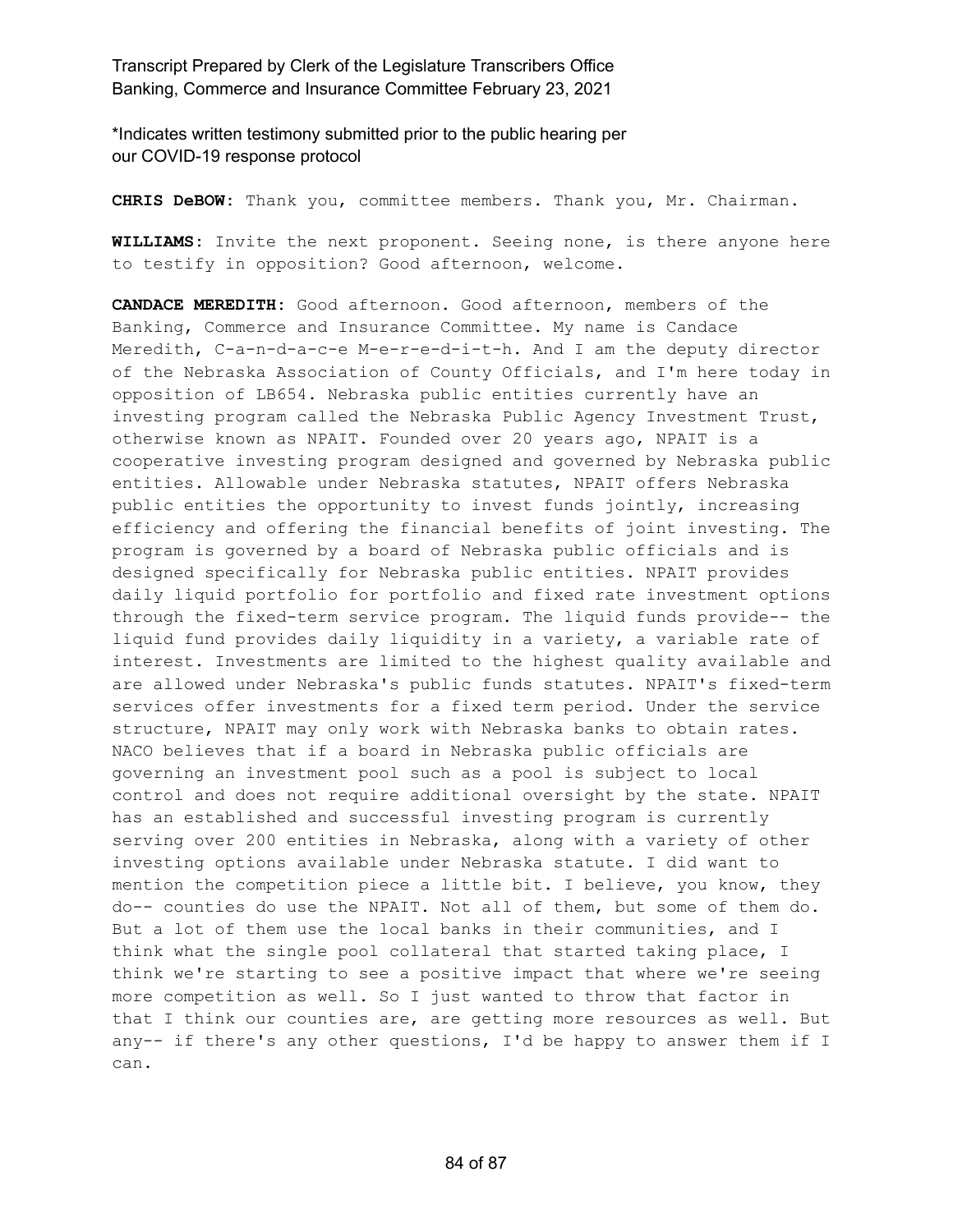*Indicates written testimony submitted prior to the public hearing per our COVID-19 response protocol

**CHRIS DeBOW:** Thank you, committee members. Thank you, Mr. Chairman.

**WILLIAMS:** Invite the next proponent. Seeing none, is there anyone here to testify in opposition? Good afternoon, welcome.

**CANDACE MEREDITH:** Good afternoon. Good afternoon, members of the Banking, Commerce and Insurance Committee. My name is Candace Meredith, C-a-n-d-a-c-e M-e-r-e-d-i-t-h. And I am the deputy director of the Nebraska Association of County Officials, and I'm here today in opposition of LB654. Nebraska public entities currently have an investing program called the Nebraska Public Agency Investment Trust, otherwise known as NPAIT. Founded over 20 years ago, NPAIT is a cooperative investing program designed and governed by Nebraska public entities. Allowable under Nebraska statutes, NPAIT offers Nebraska public entities the opportunity to invest funds jointly, increasing efficiency and offering the financial benefits of joint investing. The program is governed by a board of Nebraska public officials and is designed specifically for Nebraska public entities. NPAIT provides daily liquid portfolio for portfolio and fixed rate investment options through the fixed-term service program. The liquid funds provide-- the liquid fund provides daily liquidity in a variety, a variable rate of interest. Investments are limited to the highest quality available and are allowed under Nebraska's public funds statutes. NPAIT's fixed-term services offer investments for a fixed term period. Under the service structure, NPAIT may only work with Nebraska banks to obtain rates. NACO believes that if a board in Nebraska public officials are governing an investment pool such as a pool is subject to local control and does not require additional oversight by the state. NPAIT has an established and successful investing program is currently serving over 200 entities in Nebraska, along with a variety of other investing options available under Nebraska statute. I did want to mention the competition piece a little bit. I believe, you know, they do-- counties do use the NPAIT. Not all of them, but some of them do. But a lot of them use the local banks in their communities, and I think what the single pool collateral that started taking place, I think we're starting to see a positive impact that where we're seeing more competition as well. So I just wanted to throw that factor in that I think our counties are, are getting more resources as well. But any-- if there's any other questions, I'd be happy to answer them if I can.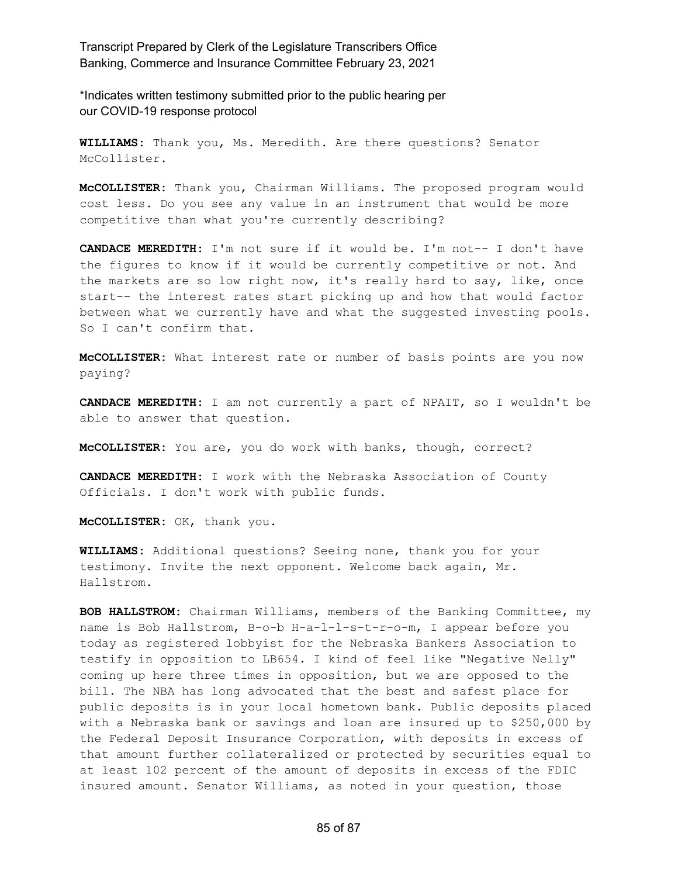\*Indicates written testimony submitted prior to the public hearing per our COVID-19 response protocol

**WILLIAMS:** Thank you, Ms. Meredith. Are there questions? Senator McCollister.

**McCOLLISTER:** Thank you, Chairman Williams. The proposed program would cost less. Do you see any value in an instrument that would be more competitive than what you're currently describing?

**CANDACE MEREDITH:** I'm not sure if it would be. I'm not-- I don't have the figures to know if it would be currently competitive or not. And the markets are so low right now, it's really hard to say, like, once start-- the interest rates start picking up and how that would factor between what we currently have and what the suggested investing pools. So I can't confirm that.

**McCOLLISTER:** What interest rate or number of basis points are you now paying?

**CANDACE MEREDITH:** I am not currently a part of NPAIT, so I wouldn't be able to answer that question.

**McCOLLISTER:** You are, you do work with banks, though, correct?

**CANDACE MEREDITH:** I work with the Nebraska Association of County Officials. I don't work with public funds.

**McCOLLISTER:** OK, thank you.

**WILLIAMS:** Additional questions? Seeing none, thank you for your testimony. Invite the next opponent. Welcome back again, Mr. Hallstrom.

**BOB HALLSTROM:** Chairman Williams, members of the Banking Committee, my name is Bob Hallstrom, B-o-b H-a-l-l-s-t-r-o-m, I appear before you today as registered lobbyist for the Nebraska Bankers Association to testify in opposition to LB654. I kind of feel like "Negative Nelly" coming up here three times in opposition, but we are opposed to the bill. The NBA has long advocated that the best and safest place for public deposits is in your local hometown bank. Public deposits placed with a Nebraska bank or savings and loan are insured up to $250,000 by the Federal Deposit Insurance Corporation, with deposits in excess of that amount further collateralized or protected by securities equal to at least 102 percent of the amount of deposits in excess of the FDIC insured amount. Senator Williams, as noted in your question, those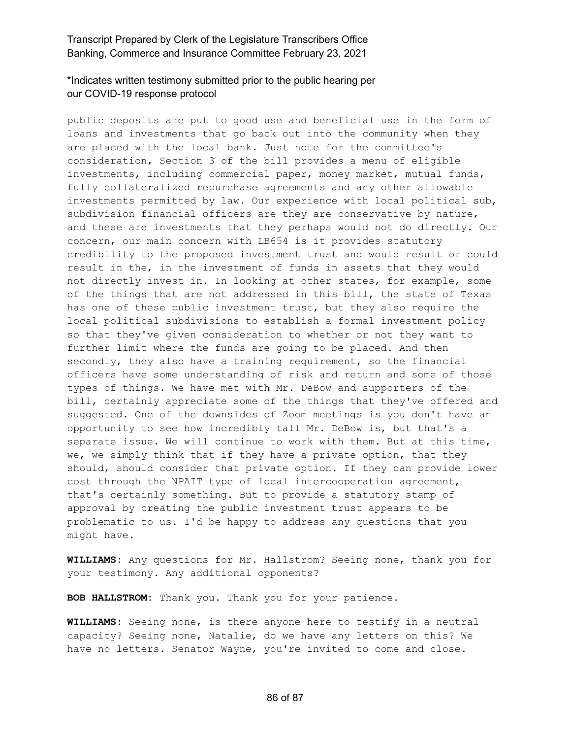public deposits are put to good use and beneficial use in the form of loans and investments that go back out into the community when they are placed with the local bank. Just note for the committee's consideration, Section 3 of the bill provides a menu of eligible investments, including commercial paper, money market, mutual funds, fully collateralized repurchase agreements and any other allowable investments permitted by law. Our experience with local political sub, subdivision financial officers are they are conservative by nature, and these are investments that they perhaps would not do directly. Our concern, our main concern with LB654 is it provides statutory credibility to the proposed investment trust and would result or could result in the, in the investment of funds in assets that they would not directly invest in. In looking at other states, for example, some of the things that are not addressed in this bill, the state of Texas has one of these public investment trust, but they also require the local political subdivisions to establish a formal investment policy so that they've given consideration to whether or not they want to further limit where the funds are going to be placed. And then secondly, they also have a training requirement, so the financial officers have some understanding of risk and return and some of those types of things. We have met with Mr. DeBow and supporters of the bill, certainly appreciate some of the things that they've offered and suggested. One of the downsides of Zoom meetings is you don't have an opportunity to see how incredibly tall Mr. DeBow is, but that's a separate issue. We will continue to work with them. But at this time, we, we simply think that if they have a private option, that they should, should consider that private option. If they can provide lower cost through the NPAIT type of local intercooperation agreement, that's certainly something. But to provide a statutory stamp of approval by creating the public investment trust appears to be problematic to us. I'd be happy to address any questions that you might have.

**WILLIAMS:** Any questions for Mr. Hallstrom? Seeing none, thank you for your testimony. Any additional opponents?

**BOB HALLSTROM:** Thank you. Thank you for your patience.

**WILLIAMS:** Seeing none, is there anyone here to testify in a neutral capacity? Seeing none, Natalie, do we have any letters on this? We have no letters. Senator Wayne, you're invited to come and close.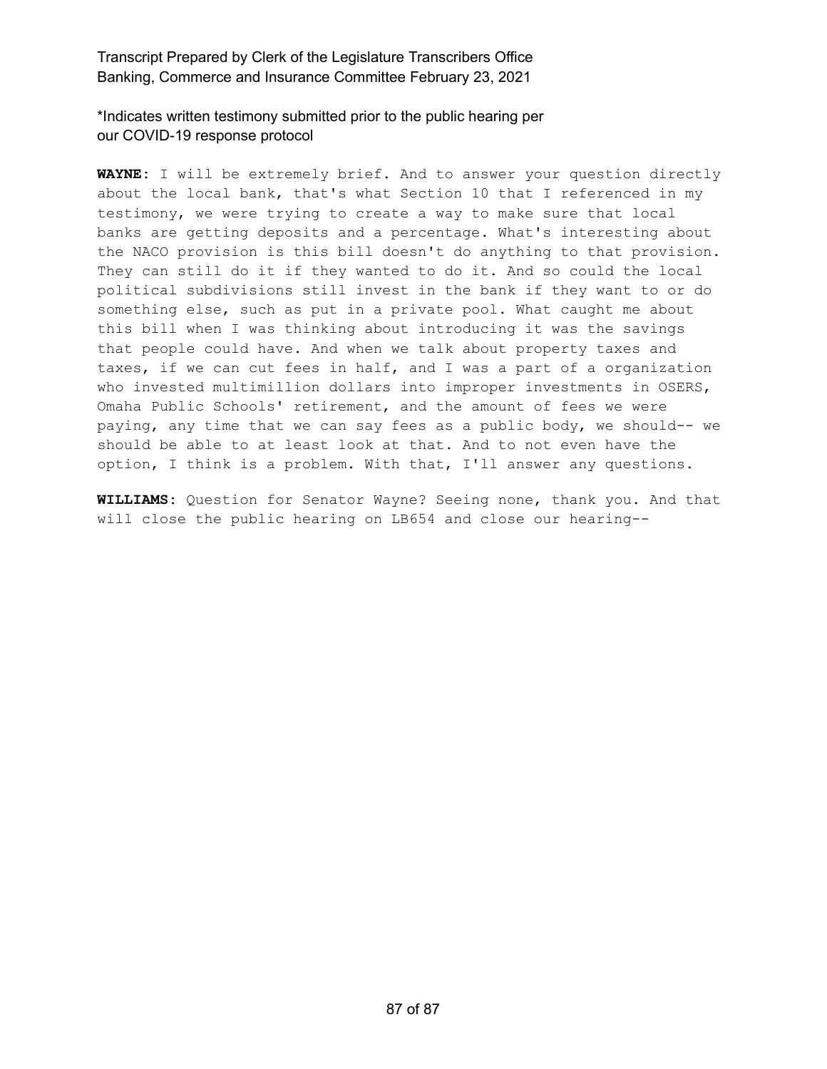*Indicates written testimony submitted prior to the public hearing per our COVID-19 response protocol

**WAYNE:** I will be extremely brief. And to answer your question directly about the local bank, that's what Section 10 that I referenced in my testimony, we were trying to create a way to make sure that local banks are getting deposits and a percentage. What's interesting about the NACO provision is this bill doesn't do anything to that provision. They can still do it if they wanted to do it. And so could the local political subdivisions still invest in the bank if they want to or do something else, such as put in a private pool. What caught me about this bill when I was thinking about introducing it was the savings that people could have. And when we talk about property taxes and taxes, if we can cut fees in half, and I was a part of a organization who invested multimillion dollars into improper investments in OSERS, Omaha Public Schools' retirement, and the amount of fees we were paying, any time that we can say fees as a public body, we should-- we should be able to at least look at that. And to not even have the option, I think is a problem. With that, I'll answer any questions.

**WILLIAMS:** Question for Senator Wayne? Seeing none, thank you. And that will close the public hearing on LB654 and close our hearing--